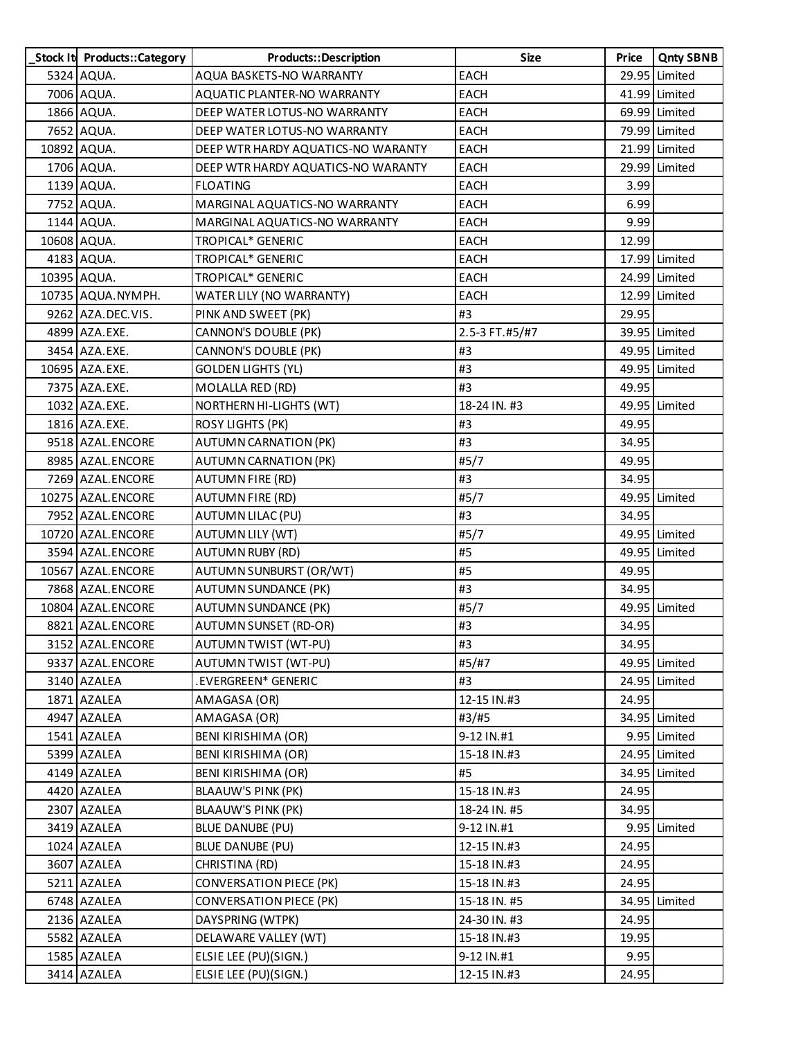| _Stock It | Products::Category | Products::Description | Size | Price | Qnty SBNB |
|---|---|---|---|---|---|
| 5324 | AQUA. | AQUA BASKETS-NO WARRANTY | EACH | 29.95 | Limited |
| 7006 | AQUA. | AQUATIC PLANTER-NO WARRANTY | EACH | 41.99 | Limited |
| 1866 | AQUA. | DEEP WATER LOTUS-NO WARRANTY | EACH | 69.99 | Limited |
| 7652 | AQUA. | DEEP WATER LOTUS-NO WARRANTY | EACH | 79.99 | Limited |
| 10892 | AQUA. | DEEP WTR HARDY AQUATICS-NO WARANTY | EACH | 21.99 | Limited |
| 1706 | AQUA. | DEEP WTR HARDY AQUATICS-NO WARANTY | EACH | 29.99 | Limited |
| 1139 | AQUA. | FLOATING | EACH | 3.99 | |
| 7752 | AQUA. | MARGINAL AQUATICS-NO WARRANTY | EACH | 6.99 | |
| 1144 | AQUA. | MARGINAL AQUATICS-NO WARRANTY | EACH | 9.99 | |
| 10608 | AQUA. | TROPICAL* GENERIC | EACH | 12.99 | |
| 4183 | AQUA. | TROPICAL* GENERIC | EACH | 17.99 | Limited |
| 10395 | AQUA. | TROPICAL* GENERIC | EACH | 24.99 | Limited |
| 10735 | AQUA.NYMPH. | WATER LILY (NO WARRANTY) | EACH | 12.99 | Limited |
| 9262 | AZA.DEC.VIS. | PINK AND SWEET (PK) | #3 | 29.95 | |
| 4899 | AZA.EXE. | CANNON'S DOUBLE (PK) | 2.5-3 FT.#5/#7 | 39.95 | Limited |
| 3454 | AZA.EXE. | CANNON'S DOUBLE (PK) | #3 | 49.95 | Limited |
| 10695 | AZA.EXE. | GOLDEN LIGHTS (YL) | #3 | 49.95 | Limited |
| 7375 | AZA.EXE. | MOLALLA RED (RD) | #3 | 49.95 | |
| 1032 | AZA.EXE. | NORTHERN HI-LIGHTS (WT) | 18-24 IN. #3 | 49.95 | Limited |
| 1816 | AZA.EXE. | ROSY LIGHTS (PK) | #3 | 49.95 | |
| 9518 | AZAL.ENCORE | AUTUMN CARNATION (PK) | #3 | 34.95 | |
| 8985 | AZAL.ENCORE | AUTUMN CARNATION (PK) | #5/7 | 49.95 | |
| 7269 | AZAL.ENCORE | AUTUMN FIRE (RD) | #3 | 34.95 | |
| 10275 | AZAL.ENCORE | AUTUMN FIRE (RD) | #5/7 | 49.95 | Limited |
| 7952 | AZAL.ENCORE | AUTUMN LILAC (PU) | #3 | 34.95 | |
| 10720 | AZAL.ENCORE | AUTUMN LILY (WT) | #5/7 | 49.95 | Limited |
| 3594 | AZAL.ENCORE | AUTUMN RUBY (RD) | #5 | 49.95 | Limited |
| 10567 | AZAL.ENCORE | AUTUMN SUNBURST (OR/WT) | #5 | 49.95 | |
| 7868 | AZAL.ENCORE | AUTUMN SUNDANCE (PK) | #3 | 34.95 | |
| 10804 | AZAL.ENCORE | AUTUMN SUNDANCE (PK) | #5/7 | 49.95 | Limited |
| 8821 | AZAL.ENCORE | AUTUMN SUNSET (RD-OR) | #3 | 34.95 | |
| 3152 | AZAL.ENCORE | AUTUMN TWIST (WT-PU) | #3 | 34.95 | |
| 9337 | AZAL.ENCORE | AUTUMN TWIST (WT-PU) | #5/#7 | 49.95 | Limited |
| 3140 | AZALEA | .EVERGREEN* GENERIC | #3 | 24.95 | Limited |
| 1871 | AZALEA | AMAGASA (OR) | 12-15 IN.#3 | 24.95 | |
| 4947 | AZALEA | AMAGASA (OR) | #3/#5 | 34.95 | Limited |
| 1541 | AZALEA | BENI KIRISHIMA (OR) | 9-12 IN.#1 | 9.95 | Limited |
| 5399 | AZALEA | BENI KIRISHIMA (OR) | 15-18 IN.#3 | 24.95 | Limited |
| 4149 | AZALEA | BENI KIRISHIMA (OR) | #5 | 34.95 | Limited |
| 4420 | AZALEA | BLAAUW'S PINK (PK) | 15-18 IN.#3 | 24.95 | |
| 2307 | AZALEA | BLAAUW'S PINK (PK) | 18-24 IN. #5 | 34.95 | |
| 3419 | AZALEA | BLUE DANUBE (PU) | 9-12 IN.#1 | 9.95 | Limited |
| 1024 | AZALEA | BLUE DANUBE (PU) | 12-15 IN.#3 | 24.95 | |
| 3607 | AZALEA | CHRISTINA (RD) | 15-18 IN.#3 | 24.95 | |
| 5211 | AZALEA | CONVERSATION PIECE (PK) | 15-18 IN.#3 | 24.95 | |
| 6748 | AZALEA | CONVERSATION PIECE (PK) | 15-18 IN. #5 | 34.95 | Limited |
| 2136 | AZALEA | DAYSPRING (WTPK) | 24-30 IN. #3 | 24.95 | |
| 5582 | AZALEA | DELAWARE VALLEY (WT) | 15-18 IN.#3 | 19.95 | |
| 1585 | AZALEA | ELSIE LEE (PU)(SIGN.) | 9-12 IN.#1 | 9.95 | |
| 3414 | AZALEA | ELSIE LEE (PU)(SIGN.) | 12-15 IN.#3 | 24.95 | |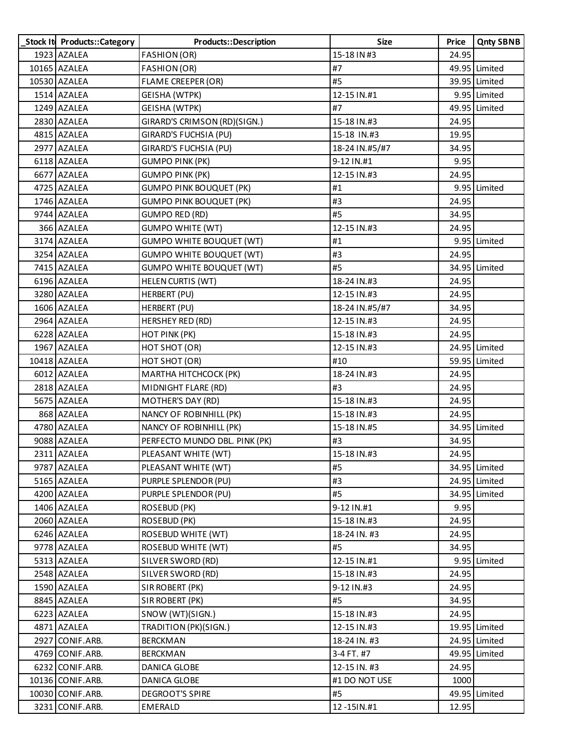| _Stock It | Products::Category | Products::Description | Size | Price | Qnty SBNB |
|---|---|---|---|---|---|
| 1923 | AZALEA | FASHION (OR) | 15-18 IN #3 | 24.95 | |
| 10165 | AZALEA | FASHION (OR) | #7 | 49.95 | Limited |
| 10530 | AZALEA | FLAME CREEPER (OR) | #5 | 39.95 | Limited |
| 1514 | AZALEA | GEISHA (WTPK) | 12-15 IN.#1 | 9.95 | Limited |
| 1249 | AZALEA | GEISHA (WTPK) | #7 | 49.95 | Limited |
| 2830 | AZALEA | GIRARD'S CRIMSON (RD)(SIGN.) | 15-18 IN.#3 | 24.95 | |
| 4815 | AZALEA | GIRARD'S FUCHSIA (PU) | 15-18 IN.#3 | 19.95 | |
| 2977 | AZALEA | GIRARD'S FUCHSIA (PU) | 18-24 IN.#5/#7 | 34.95 | |
| 6118 | AZALEA | GUMPO PINK (PK) | 9-12 IN.#1 | 9.95 | |
| 6677 | AZALEA | GUMPO PINK (PK) | 12-15 IN.#3 | 24.95 | |
| 4725 | AZALEA | GUMPO PINK BOUQUET (PK) | #1 | 9.95 | Limited |
| 1746 | AZALEA | GUMPO PINK BOUQUET (PK) | #3 | 24.95 | |
| 9744 | AZALEA | GUMPO RED (RD) | #5 | 34.95 | |
| 366 | AZALEA | GUMPO WHITE (WT) | 12-15 IN.#3 | 24.95 | |
| 3174 | AZALEA | GUMPO WHITE BOUQUET (WT) | #1 | 9.95 | Limited |
| 3254 | AZALEA | GUMPO WHITE BOUQUET (WT) | #3 | 24.95 | |
| 7415 | AZALEA | GUMPO WHITE BOUQUET (WT) | #5 | 34.95 | Limited |
| 6196 | AZALEA | HELEN CURTIS (WT) | 18-24 IN.#3 | 24.95 | |
| 3280 | AZALEA | HERBERT (PU) | 12-15 IN.#3 | 24.95 | |
| 1606 | AZALEA | HERBERT (PU) | 18-24 IN.#5/#7 | 34.95 | |
| 2964 | AZALEA | HERSHEY RED (RD) | 12-15 IN.#3 | 24.95 | |
| 6228 | AZALEA | HOT PINK (PK) | 15-18 IN.#3 | 24.95 | |
| 1967 | AZALEA | HOT SHOT (OR) | 12-15 IN.#3 | 24.95 | Limited |
| 10418 | AZALEA | HOT SHOT (OR) | #10 | 59.95 | Limited |
| 6012 | AZALEA | MARTHA HITCHCOCK (PK) | 18-24 IN.#3 | 24.95 | |
| 2818 | AZALEA | MIDNIGHT FLARE (RD) | #3 | 24.95 | |
| 5675 | AZALEA | MOTHER'S DAY (RD) | 15-18 IN.#3 | 24.95 | |
| 868 | AZALEA | NANCY OF ROBINHILL (PK) | 15-18 IN.#3 | 24.95 | |
| 4780 | AZALEA | NANCY OF ROBINHILL (PK) | 15-18 IN.#5 | 34.95 | Limited |
| 9088 | AZALEA | PERFECTO MUNDO DBL. PINK (PK) | #3 | 34.95 | |
| 2311 | AZALEA | PLEASANT WHITE (WT) | 15-18 IN.#3 | 24.95 | |
| 9787 | AZALEA | PLEASANT WHITE (WT) | #5 | 34.95 | Limited |
| 5165 | AZALEA | PURPLE SPLENDOR (PU) | #3 | 24.95 | Limited |
| 4200 | AZALEA | PURPLE SPLENDOR (PU) | #5 | 34.95 | Limited |
| 1406 | AZALEA | ROSEBUD (PK) | 9-12 IN.#1 | 9.95 | |
| 2060 | AZALEA | ROSEBUD (PK) | 15-18 IN.#3 | 24.95 | |
| 6246 | AZALEA | ROSEBUD WHITE (WT) | 18-24 IN. #3 | 24.95 | |
| 9778 | AZALEA | ROSEBUD WHITE (WT) | #5 | 34.95 | |
| 5313 | AZALEA | SILVER SWORD (RD) | 12-15 IN.#1 | 9.95 | Limited |
| 2548 | AZALEA | SILVER SWORD (RD) | 15-18 IN.#3 | 24.95 | |
| 1590 | AZALEA | SIR ROBERT (PK) | 9-12 IN.#3 | 24.95 | |
| 8845 | AZALEA | SIR ROBERT (PK) | #5 | 34.95 | |
| 6223 | AZALEA | SNOW (WT)(SIGN.) | 15-18 IN.#3 | 24.95 | |
| 4871 | AZALEA | TRADITION (PK)(SIGN.) | 12-15 IN.#3 | 19.95 | Limited |
| 2927 | CONIF.ARB. | BERCKMAN | 18-24 IN. #3 | 24.95 | Limited |
| 4769 | CONIF.ARB. | BERCKMAN | 3-4 FT. #7 | 49.95 | Limited |
| 6232 | CONIF.ARB. | DANICA GLOBE | 12-15 IN. #3 | 24.95 | |
| 10136 | CONIF.ARB. | DANICA GLOBE | #1 DO NOT USE | 1000 | |
| 10030 | CONIF.ARB. | DEGROOT'S SPIRE | #5 | 49.95 | Limited |
| 3231 | CONIF.ARB. | EMERALD | 12 -15IN.#1 | 12.95 | |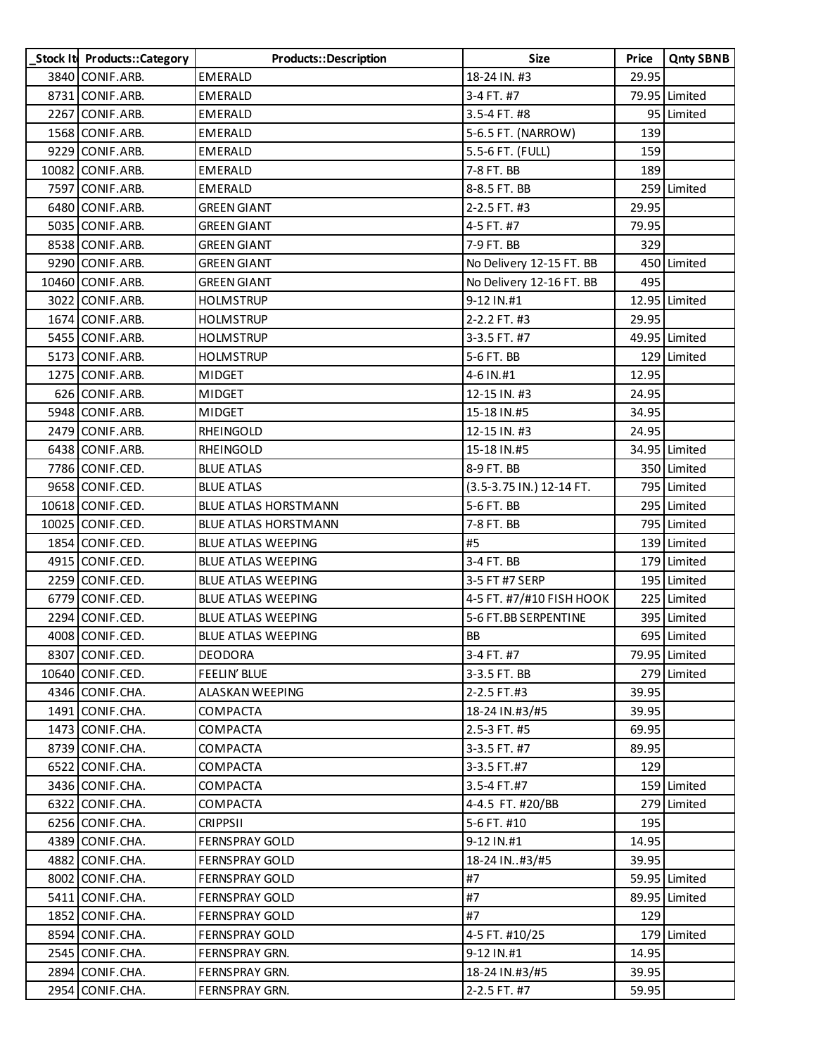| _Stock It | Products::Category | Products::Description | Size | Price | Qnty SBNB |
|---|---|---|---|---|---|
| 3840 | CONIF.ARB. | EMERALD | 18-24 IN. #3 | 29.95 | |
| 8731 | CONIF.ARB. | EMERALD | 3-4 FT. #7 | 79.95 | Limited |
| 2267 | CONIF.ARB. | EMERALD | 3.5-4 FT. #8 | 95 | Limited |
| 1568 | CONIF.ARB. | EMERALD | 5-6.5 FT. (NARROW) | 139 | |
| 9229 | CONIF.ARB. | EMERALD | 5.5-6 FT. (FULL) | 159 | |
| 10082 | CONIF.ARB. | EMERALD | 7-8 FT. BB | 189 | |
| 7597 | CONIF.ARB. | EMERALD | 8-8.5 FT. BB | 259 | Limited |
| 6480 | CONIF.ARB. | GREEN GIANT | 2-2.5 FT. #3 | 29.95 | |
| 5035 | CONIF.ARB. | GREEN GIANT | 4-5 FT. #7 | 79.95 | |
| 8538 | CONIF.ARB. | GREEN GIANT | 7-9 FT. BB | 329 | |
| 9290 | CONIF.ARB. | GREEN GIANT | No Delivery 12-15 FT. BB | 450 | Limited |
| 10460 | CONIF.ARB. | GREEN GIANT | No Delivery 12-16 FT. BB | 495 | |
| 3022 | CONIF.ARB. | HOLMSTRUP | 9-12 IN.#1 | 12.95 | Limited |
| 1674 | CONIF.ARB. | HOLMSTRUP | 2-2.2 FT. #3 | 29.95 | |
| 5455 | CONIF.ARB. | HOLMSTRUP | 3-3.5 FT. #7 | 49.95 | Limited |
| 5173 | CONIF.ARB. | HOLMSTRUP | 5-6 FT. BB | 129 | Limited |
| 1275 | CONIF.ARB. | MIDGET | 4-6 IN.#1 | 12.95 | |
| 626 | CONIF.ARB. | MIDGET | 12-15 IN. #3 | 24.95 | |
| 5948 | CONIF.ARB. | MIDGET | 15-18 IN.#5 | 34.95 | |
| 2479 | CONIF.ARB. | RHEINGOLD | 12-15 IN. #3 | 24.95 | |
| 6438 | CONIF.ARB. | RHEINGOLD | 15-18 IN.#5 | 34.95 | Limited |
| 7786 | CONIF.CED. | BLUE ATLAS | 8-9 FT. BB | 350 | Limited |
| 9658 | CONIF.CED. | BLUE ATLAS | (3.5-3.75 IN.) 12-14 FT. | 795 | Limited |
| 10618 | CONIF.CED. | BLUE ATLAS HORSTMANN | 5-6 FT. BB | 295 | Limited |
| 10025 | CONIF.CED. | BLUE ATLAS HORSTMANN | 7-8 FT. BB | 795 | Limited |
| 1854 | CONIF.CED. | BLUE ATLAS WEEPING | #5 | 139 | Limited |
| 4915 | CONIF.CED. | BLUE ATLAS WEEPING | 3-4 FT. BB | 179 | Limited |
| 2259 | CONIF.CED. | BLUE ATLAS WEEPING | 3-5 FT #7 SERP | 195 | Limited |
| 6779 | CONIF.CED. | BLUE ATLAS WEEPING | 4-5 FT. #7/#10 FISH HOOK | 225 | Limited |
| 2294 | CONIF.CED. | BLUE ATLAS WEEPING | 5-6 FT.BB SERPENTINE | 395 | Limited |
| 4008 | CONIF.CED. | BLUE ATLAS WEEPING | BB | 695 | Limited |
| 8307 | CONIF.CED. | DEODORA | 3-4 FT. #7 | 79.95 | Limited |
| 10640 | CONIF.CED. | FEELIN' BLUE | 3-3.5 FT. BB | 279 | Limited |
| 4346 | CONIF.CHA. | ALASKAN WEEPING | 2-2.5 FT.#3 | 39.95 | |
| 1491 | CONIF.CHA. | COMPACTA | 18-24 IN.#3/#5 | 39.95 | |
| 1473 | CONIF.CHA. | COMPACTA | 2.5-3 FT. #5 | 69.95 | |
| 8739 | CONIF.CHA. | COMPACTA | 3-3.5 FT. #7 | 89.95 | |
| 6522 | CONIF.CHA. | COMPACTA | 3-3.5 FT.#7 | 129 | |
| 3436 | CONIF.CHA. | COMPACTA | 3.5-4 FT.#7 | 159 | Limited |
| 6322 | CONIF.CHA. | COMPACTA | 4-4.5 FT. #20/BB | 279 | Limited |
| 6256 | CONIF.CHA. | CRIPPSII | 5-6 FT. #10 | 195 | |
| 4389 | CONIF.CHA. | FERNSPRAY GOLD | 9-12 IN.#1 | 14.95 | |
| 4882 | CONIF.CHA. | FERNSPRAY GOLD | 18-24 IN..#3/#5 | 39.95 | |
| 8002 | CONIF.CHA. | FERNSPRAY GOLD | #7 | 59.95 | Limited |
| 5411 | CONIF.CHA. | FERNSPRAY GOLD | #7 | 89.95 | Limited |
| 1852 | CONIF.CHA. | FERNSPRAY GOLD | #7 | 129 | |
| 8594 | CONIF.CHA. | FERNSPRAY GOLD | 4-5 FT. #10/25 | 179 | Limited |
| 2545 | CONIF.CHA. | FERNSPRAY GRN. | 9-12 IN.#1 | 14.95 | |
| 2894 | CONIF.CHA. | FERNSPRAY GRN. | 18-24 IN.#3/#5 | 39.95 | |
| 2954 | CONIF.CHA. | FERNSPRAY GRN. | 2-2.5 FT. #7 | 59.95 | |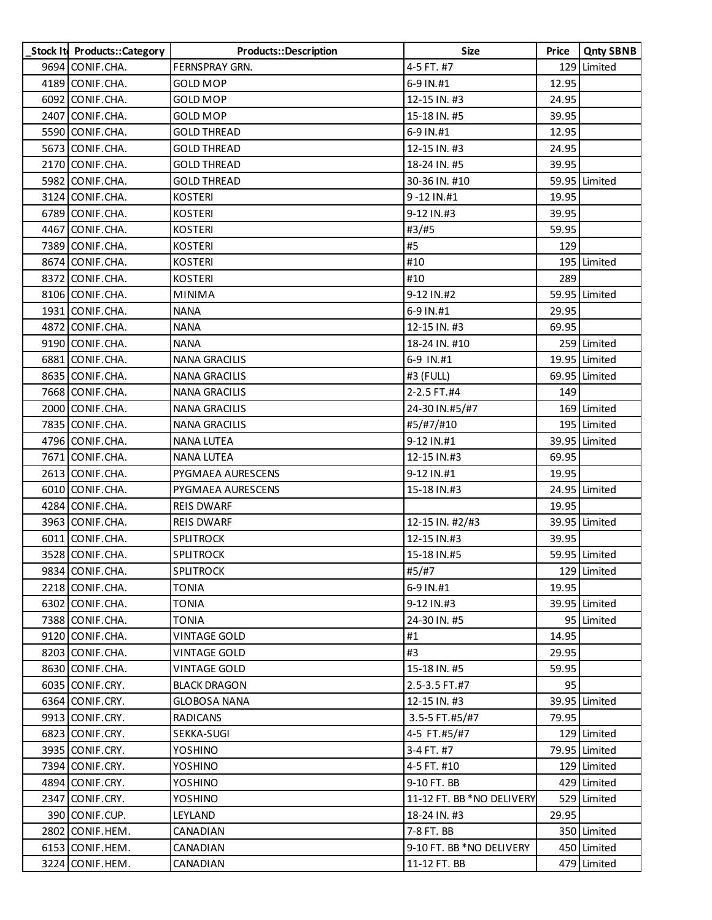| _Stock It | Products::Category | Products::Description | Size | Price | Qnty SBNB |
|---|---|---|---|---|---|
| 9694 | CONIF.CHA. | FERNSPRAY GRN. | 4-5 FT. #7 | 129 | Limited |
| 4189 | CONIF.CHA. | GOLD MOP | 6-9 IN.#1 | 12.95 | |
| 6092 | CONIF.CHA. | GOLD MOP | 12-15 IN. #3 | 24.95 | |
| 2407 | CONIF.CHA. | GOLD MOP | 15-18 IN. #5 | 39.95 | |
| 5590 | CONIF.CHA. | GOLD THREAD | 6-9 IN.#1 | 12.95 | |
| 5673 | CONIF.CHA. | GOLD THREAD | 12-15 IN. #3 | 24.95 | |
| 2170 | CONIF.CHA. | GOLD THREAD | 18-24 IN. #5 | 39.95 | |
| 5982 | CONIF.CHA. | GOLD THREAD | 30-36 IN. #10 | 59.95 | Limited |
| 3124 | CONIF.CHA. | KOSTERI | 9 -12 IN.#1 | 19.95 | |
| 6789 | CONIF.CHA. | KOSTERI | 9-12 IN.#3 | 39.95 | |
| 4467 | CONIF.CHA. | KOSTERI | #3/#5 | 59.95 | |
| 7389 | CONIF.CHA. | KOSTERI | #5 | 129 | |
| 8674 | CONIF.CHA. | KOSTERI | #10 | 195 | Limited |
| 8372 | CONIF.CHA. | KOSTERI | #10 | 289 | |
| 8106 | CONIF.CHA. | MINIMA | 9-12 IN.#2 | 59.95 | Limited |
| 1931 | CONIF.CHA. | NANA | 6-9 IN.#1 | 29.95 | |
| 4872 | CONIF.CHA. | NANA | 12-15 IN. #3 | 69.95 | |
| 9190 | CONIF.CHA. | NANA | 18-24 IN. #10 | 259 | Limited |
| 6881 | CONIF.CHA. | NANA GRACILIS | 6-9 IN.#1 | 19.95 | Limited |
| 8635 | CONIF.CHA. | NANA GRACILIS | #3 (FULL) | 69.95 | Limited |
| 7668 | CONIF.CHA. | NANA GRACILIS | 2-2.5 FT.#4 | 149 | |
| 2000 | CONIF.CHA. | NANA GRACILIS | 24-30 IN.#5/#7 | 169 | Limited |
| 7835 | CONIF.CHA. | NANA GRACILIS | #5/#7/#10 | 195 | Limited |
| 4796 | CONIF.CHA. | NANA LUTEA | 9-12 IN.#1 | 39.95 | Limited |
| 7671 | CONIF.CHA. | NANA LUTEA | 12-15 IN.#3 | 69.95 | |
| 2613 | CONIF.CHA. | PYGMAEA AURESCENS | 9-12 IN.#1 | 19.95 | |
| 6010 | CONIF.CHA. | PYGMAEA AURESCENS | 15-18 IN.#3 | 24.95 | Limited |
| 4284 | CONIF.CHA. | REIS DWARF | | 19.95 | |
| 3963 | CONIF.CHA. | REIS DWARF | 12-15 IN. #2/#3 | 39.95 | Limited |
| 6011 | CONIF.CHA. | SPLITROCK | 12-15 IN.#3 | 39.95 | |
| 3528 | CONIF.CHA. | SPLITROCK | 15-18 IN.#5 | 59.95 | Limited |
| 9834 | CONIF.CHA. | SPLITROCK | #5/#7 | 129 | Limited |
| 2218 | CONIF.CHA. | TONIA | 6-9 IN.#1 | 19.95 | |
| 6302 | CONIF.CHA. | TONIA | 9-12 IN.#3 | 39.95 | Limited |
| 7388 | CONIF.CHA. | TONIA | 24-30 IN. #5 | 95 | Limited |
| 9120 | CONIF.CHA. | VINTAGE GOLD | #1 | 14.95 | |
| 8203 | CONIF.CHA. | VINTAGE GOLD | #3 | 29.95 | |
| 8630 | CONIF.CHA. | VINTAGE GOLD | 15-18 IN. #5 | 59.95 | |
| 6035 | CONIF.CRY. | BLACK DRAGON | 2.5-3.5 FT.#7 | 95 | |
| 6364 | CONIF.CRY. | GLOBOSA NANA | 12-15 IN. #3 | 39.95 | Limited |
| 9913 | CONIF.CRY. | RADICANS | 3.5-5 FT.#5/#7 | 79.95 | |
| 6823 | CONIF.CRY. | SEKKA-SUGI | 4-5 FT.#5/#7 | 129 | Limited |
| 3935 | CONIF.CRY. | YOSHINO | 3-4 FT. #7 | 79.95 | Limited |
| 7394 | CONIF.CRY. | YOSHINO | 4-5 FT. #10 | 129 | Limited |
| 4894 | CONIF.CRY. | YOSHINO | 9-10 FT. BB | 429 | Limited |
| 2347 | CONIF.CRY. | YOSHINO | 11-12 FT. BB *NO DELIVERY | 529 | Limited |
| 390 | CONIF.CUP. | LEYLAND | 18-24 IN. #3 | 29.95 | |
| 2802 | CONIF.HEM. | CANADIAN | 7-8 FT. BB | 350 | Limited |
| 6153 | CONIF.HEM. | CANADIAN | 9-10 FT. BB *NO DELIVERY | 450 | Limited |
| 3224 | CONIF.HEM. | CANADIAN | 11-12 FT. BB | 479 | Limited |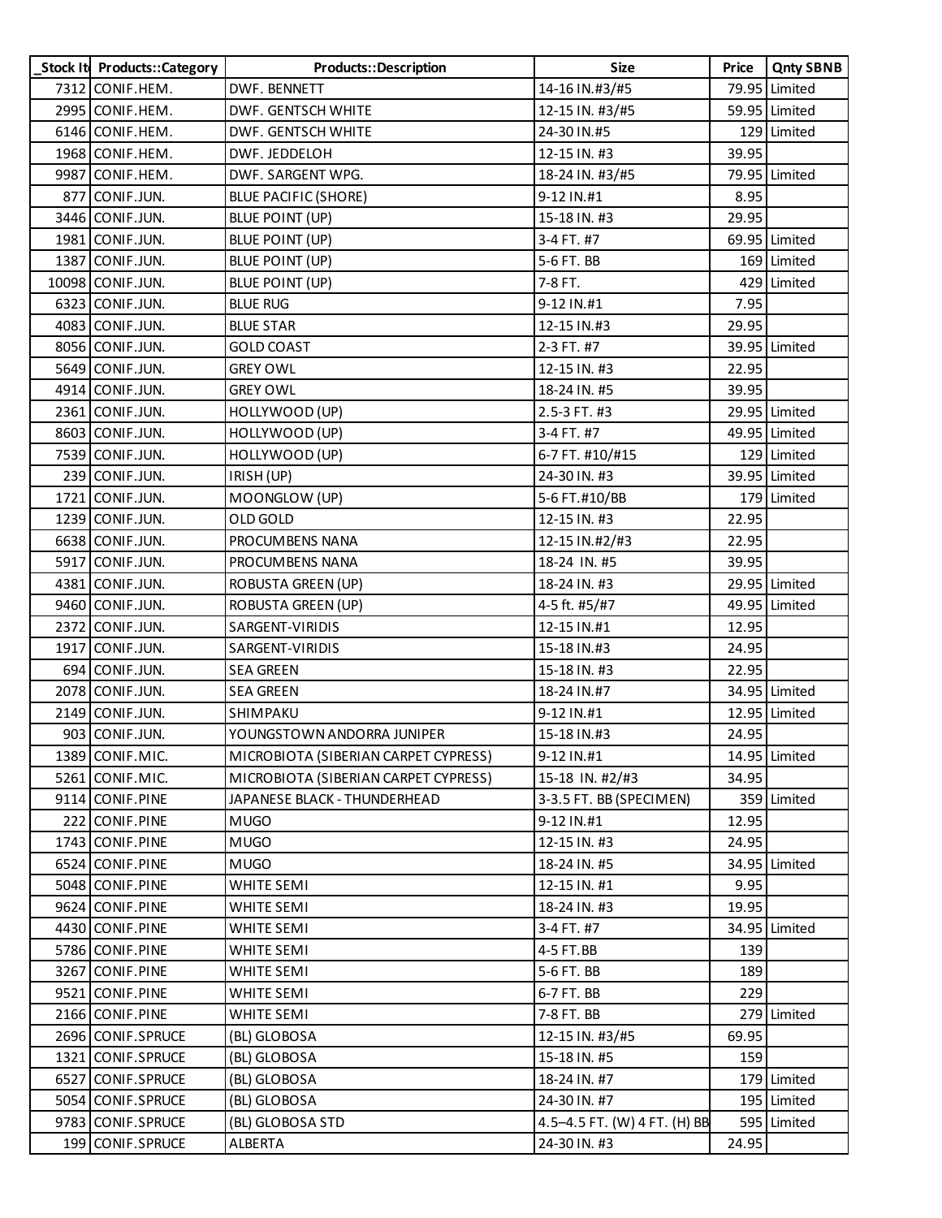| _Stock It | Products::Category | Products::Description | Size | Price | Qnty SBNB |
|---|---|---|---|---|---|
| 7312 | CONIF.HEM. | DWF. BENNETT | 14-16 IN.#3/#5 | 79.95 | Limited |
| 2995 | CONIF.HEM. | DWF. GENTSCH WHITE | 12-15 IN. #3/#5 | 59.95 | Limited |
| 6146 | CONIF.HEM. | DWF. GENTSCH WHITE | 24-30 IN.#5 | 129 | Limited |
| 1968 | CONIF.HEM. | DWF. JEDDELOH | 12-15 IN. #3 | 39.95 | |
| 9987 | CONIF.HEM. | DWF. SARGENT WPG. | 18-24 IN. #3/#5 | 79.95 | Limited |
| 877 | CONIF.JUN. | BLUE PACIFIC (SHORE) | 9-12 IN.#1 | 8.95 | |
| 3446 | CONIF.JUN. | BLUE POINT (UP) | 15-18 IN. #3 | 29.95 | |
| 1981 | CONIF.JUN. | BLUE POINT (UP) | 3-4 FT. #7 | 69.95 | Limited |
| 1387 | CONIF.JUN. | BLUE POINT (UP) | 5-6 FT. BB | 169 | Limited |
| 10098 | CONIF.JUN. | BLUE POINT (UP) | 7-8 FT. | 429 | Limited |
| 6323 | CONIF.JUN. | BLUE RUG | 9-12 IN.#1 | 7.95 | |
| 4083 | CONIF.JUN. | BLUE STAR | 12-15 IN.#3 | 29.95 | |
| 8056 | CONIF.JUN. | GOLD COAST | 2-3 FT. #7 | 39.95 | Limited |
| 5649 | CONIF.JUN. | GREY OWL | 12-15 IN. #3 | 22.95 | |
| 4914 | CONIF.JUN. | GREY OWL | 18-24 IN. #5 | 39.95 | |
| 2361 | CONIF.JUN. | HOLLYWOOD (UP) | 2.5-3 FT. #3 | 29.95 | Limited |
| 8603 | CONIF.JUN. | HOLLYWOOD (UP) | 3-4 FT. #7 | 49.95 | Limited |
| 7539 | CONIF.JUN. | HOLLYWOOD (UP) | 6-7 FT. #10/#15 | 129 | Limited |
| 239 | CONIF.JUN. | IRISH (UP) | 24-30 IN. #3 | 39.95 | Limited |
| 1721 | CONIF.JUN. | MOONGLOW (UP) | 5-6 FT.#10/BB | 179 | Limited |
| 1239 | CONIF.JUN. | OLD GOLD | 12-15 IN. #3 | 22.95 | |
| 6638 | CONIF.JUN. | PROCUMBENS NANA | 12-15 IN.#2/#3 | 22.95 | |
| 5917 | CONIF.JUN. | PROCUMBENS NANA | 18-24 IN. #5 | 39.95 | |
| 4381 | CONIF.JUN. | ROBUSTA GREEN (UP) | 18-24 IN. #3 | 29.95 | Limited |
| 9460 | CONIF.JUN. | ROBUSTA GREEN (UP) | 4-5 ft. #5/#7 | 49.95 | Limited |
| 2372 | CONIF.JUN. | SARGENT-VIRIDIS | 12-15 IN.#1 | 12.95 | |
| 1917 | CONIF.JUN. | SARGENT-VIRIDIS | 15-18 IN.#3 | 24.95 | |
| 694 | CONIF.JUN. | SEA GREEN | 15-18 IN. #3 | 22.95 | |
| 2078 | CONIF.JUN. | SEA GREEN | 18-24 IN.#7 | 34.95 | Limited |
| 2149 | CONIF.JUN. | SHIMPAKU | 9-12 IN.#1 | 12.95 | Limited |
| 903 | CONIF.JUN. | YOUNGSTOWN ANDORRA JUNIPER | 15-18 IN.#3 | 24.95 | |
| 1389 | CONIF.MIC. | MICROBIOTA (SIBERIAN CARPET CYPRESS) | 9-12 IN.#1 | 14.95 | Limited |
| 5261 | CONIF.MIC. | MICROBIOTA (SIBERIAN CARPET CYPRESS) | 15-18 IN. #2/#3 | 34.95 | |
| 9114 | CONIF.PINE | JAPANESE BLACK - THUNDERHEAD | 3-3.5 FT. BB (SPECIMEN) | 359 | Limited |
| 222 | CONIF.PINE | MUGO | 9-12 IN.#1 | 12.95 | |
| 1743 | CONIF.PINE | MUGO | 12-15 IN. #3 | 24.95 | |
| 6524 | CONIF.PINE | MUGO | 18-24 IN. #5 | 34.95 | Limited |
| 5048 | CONIF.PINE | WHITE SEMI | 12-15 IN. #1 | 9.95 | |
| 9624 | CONIF.PINE | WHITE SEMI | 18-24 IN. #3 | 19.95 | |
| 4430 | CONIF.PINE | WHITE SEMI | 3-4 FT. #7 | 34.95 | Limited |
| 5786 | CONIF.PINE | WHITE SEMI | 4-5 FT.BB | 139 | |
| 3267 | CONIF.PINE | WHITE SEMI | 5-6 FT. BB | 189 | |
| 9521 | CONIF.PINE | WHITE SEMI | 6-7 FT. BB | 229 | |
| 2166 | CONIF.PINE | WHITE SEMI | 7-8 FT. BB | 279 | Limited |
| 2696 | CONIF.SPRUCE | (BL) GLOBOSA | 12-15 IN. #3/#5 | 69.95 | |
| 1321 | CONIF.SPRUCE | (BL) GLOBOSA | 15-18 IN. #5 | 159 | |
| 6527 | CONIF.SPRUCE | (BL) GLOBOSA | 18-24 IN. #7 | 179 | Limited |
| 5054 | CONIF.SPRUCE | (BL) GLOBOSA | 24-30 IN. #7 | 195 | Limited |
| 9783 | CONIF.SPRUCE | (BL) GLOBOSA STD | 4.5–4.5 FT. (W) 4 FT. (H) BB | 595 | Limited |
| 199 | CONIF.SPRUCE | ALBERTA | 24-30 IN. #3 | 24.95 | |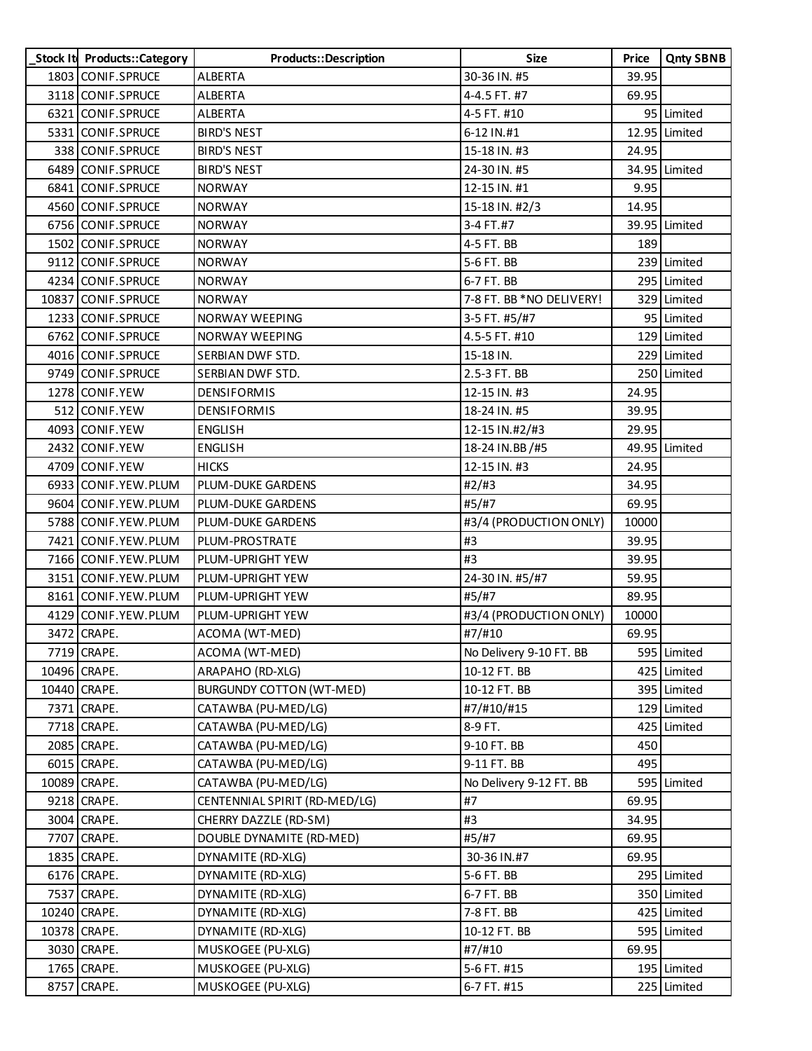| _Stock It | Products::Category | Products::Description | Size | Price | Qnty SBNB |
|---|---|---|---|---|---|
| 1803 | CONIF.SPRUCE | ALBERTA | 30-36 IN. #5 | 39.95 | |
| 3118 | CONIF.SPRUCE | ALBERTA | 4-4.5 FT. #7 | 69.95 | |
| 6321 | CONIF.SPRUCE | ALBERTA | 4-5 FT. #10 | 95 | Limited |
| 5331 | CONIF.SPRUCE | BIRD'S NEST | 6-12 IN.#1 | 12.95 | Limited |
| 338 | CONIF.SPRUCE | BIRD'S NEST | 15-18 IN. #3 | 24.95 | |
| 6489 | CONIF.SPRUCE | BIRD'S NEST | 24-30 IN. #5 | 34.95 | Limited |
| 6841 | CONIF.SPRUCE | NORWAY | 12-15 IN. #1 | 9.95 | |
| 4560 | CONIF.SPRUCE | NORWAY | 15-18 IN. #2/3 | 14.95 | |
| 6756 | CONIF.SPRUCE | NORWAY | 3-4 FT.#7 | 39.95 | Limited |
| 1502 | CONIF.SPRUCE | NORWAY | 4-5 FT. BB | 189 | |
| 9112 | CONIF.SPRUCE | NORWAY | 5-6 FT. BB | 239 | Limited |
| 4234 | CONIF.SPRUCE | NORWAY | 6-7 FT. BB | 295 | Limited |
| 10837 | CONIF.SPRUCE | NORWAY | 7-8 FT. BB *NO DELIVERY! | 329 | Limited |
| 1233 | CONIF.SPRUCE | NORWAY WEEPING | 3-5 FT. #5/#7 | 95 | Limited |
| 6762 | CONIF.SPRUCE | NORWAY WEEPING | 4.5-5 FT. #10 | 129 | Limited |
| 4016 | CONIF.SPRUCE | SERBIAN DWF STD. | 15-18 IN. | 229 | Limited |
| 9749 | CONIF.SPRUCE | SERBIAN DWF STD. | 2.5-3 FT. BB | 250 | Limited |
| 1278 | CONIF.YEW | DENSIFORMIS | 12-15 IN. #3 | 24.95 | |
| 512 | CONIF.YEW | DENSIFORMIS | 18-24 IN. #5 | 39.95 | |
| 4093 | CONIF.YEW | ENGLISH | 12-15 IN.#2/#3 | 29.95 | |
| 2432 | CONIF.YEW | ENGLISH | 18-24 IN.BB /#5 | 49.95 | Limited |
| 4709 | CONIF.YEW | HICKS | 12-15 IN. #3 | 24.95 | |
| 6933 | CONIF.YEW.PLUM | PLUM-DUKE GARDENS | #2/#3 | 34.95 | |
| 9604 | CONIF.YEW.PLUM | PLUM-DUKE GARDENS | #5/#7 | 69.95 | |
| 5788 | CONIF.YEW.PLUM | PLUM-DUKE GARDENS | #3/4 (PRODUCTION ONLY) | 10000 | |
| 7421 | CONIF.YEW.PLUM | PLUM-PROSTRATE | #3 | 39.95 | |
| 7166 | CONIF.YEW.PLUM | PLUM-UPRIGHT YEW | #3 | 39.95 | |
| 3151 | CONIF.YEW.PLUM | PLUM-UPRIGHT YEW | 24-30 IN. #5/#7 | 59.95 | |
| 8161 | CONIF.YEW.PLUM | PLUM-UPRIGHT YEW | #5/#7 | 89.95 | |
| 4129 | CONIF.YEW.PLUM | PLUM-UPRIGHT YEW | #3/4 (PRODUCTION ONLY) | 10000 | |
| 3472 | CRAPE. | ACOMA (WT-MED) | #7/#10 | 69.95 | |
| 7719 | CRAPE. | ACOMA (WT-MED) | No Delivery 9-10 FT. BB | 595 | Limited |
| 10496 | CRAPE. | ARAPAHO (RD-XLG) | 10-12 FT. BB | 425 | Limited |
| 10440 | CRAPE. | BURGUNDY COTTON (WT-MED) | 10-12 FT. BB | 395 | Limited |
| 7371 | CRAPE. | CATAWBA (PU-MED/LG) | #7/#10/#15 | 129 | Limited |
| 7718 | CRAPE. | CATAWBA (PU-MED/LG) | 8-9 FT. | 425 | Limited |
| 2085 | CRAPE. | CATAWBA (PU-MED/LG) | 9-10 FT. BB | 450 | |
| 6015 | CRAPE. | CATAWBA (PU-MED/LG) | 9-11 FT. BB | 495 | |
| 10089 | CRAPE. | CATAWBA (PU-MED/LG) | No Delivery 9-12 FT. BB | 595 | Limited |
| 9218 | CRAPE. | CENTENNIAL SPIRIT (RD-MED/LG) | #7 | 69.95 | |
| 3004 | CRAPE. | CHERRY DAZZLE (RD-SM) | #3 | 34.95 | |
| 7707 | CRAPE. | DOUBLE DYNAMITE (RD-MED) | #5/#7 | 69.95 | |
| 1835 | CRAPE. | DYNAMITE (RD-XLG) | 30-36 IN.#7 | 69.95 | |
| 6176 | CRAPE. | DYNAMITE (RD-XLG) | 5-6 FT. BB | 295 | Limited |
| 7537 | CRAPE. | DYNAMITE (RD-XLG) | 6-7 FT. BB | 350 | Limited |
| 10240 | CRAPE. | DYNAMITE (RD-XLG) | 7-8 FT. BB | 425 | Limited |
| 10378 | CRAPE. | DYNAMITE (RD-XLG) | 10-12 FT. BB | 595 | Limited |
| 3030 | CRAPE. | MUSKOGEE (PU-XLG) | #7/#10 | 69.95 | |
| 1765 | CRAPE. | MUSKOGEE (PU-XLG) | 5-6 FT. #15 | 195 | Limited |
| 8757 | CRAPE. | MUSKOGEE (PU-XLG) | 6-7 FT. #15 | 225 | Limited |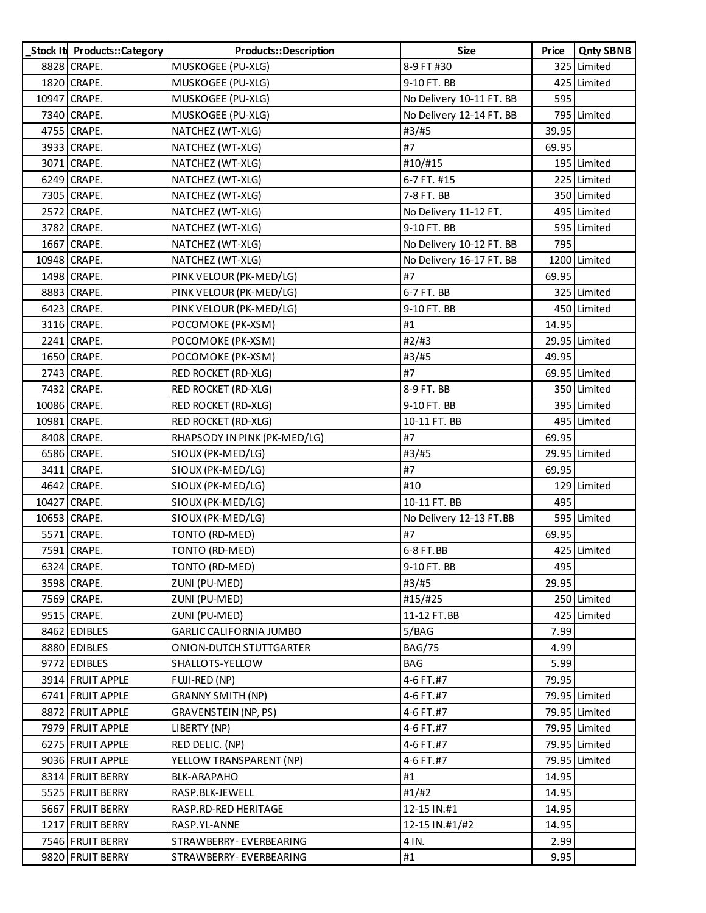| _Stock It | Products::Category | Products::Description | Size | Price | Qnty SBNB |
|---|---|---|---|---|---|
| 8828 | CRAPE. | MUSKOGEE (PU-XLG) | 8-9 FT #30 | 325 | Limited |
| 1820 | CRAPE. | MUSKOGEE (PU-XLG) | 9-10 FT. BB | 425 | Limited |
| 10947 | CRAPE. | MUSKOGEE (PU-XLG) | No Delivery 10-11 FT. BB | 595 | |
| 7340 | CRAPE. | MUSKOGEE (PU-XLG) | No Delivery 12-14 FT. BB | 795 | Limited |
| 4755 | CRAPE. | NATCHEZ (WT-XLG) | #3/#5 | 39.95 | |
| 3933 | CRAPE. | NATCHEZ (WT-XLG) | #7 | 69.95 | |
| 3071 | CRAPE. | NATCHEZ (WT-XLG) | #10/#15 | 195 | Limited |
| 6249 | CRAPE. | NATCHEZ (WT-XLG) | 6-7 FT. #15 | 225 | Limited |
| 7305 | CRAPE. | NATCHEZ (WT-XLG) | 7-8 FT. BB | 350 | Limited |
| 2572 | CRAPE. | NATCHEZ (WT-XLG) | No Delivery 11-12 FT. | 495 | Limited |
| 3782 | CRAPE. | NATCHEZ (WT-XLG) | 9-10 FT. BB | 595 | Limited |
| 1667 | CRAPE. | NATCHEZ (WT-XLG) | No Delivery 10-12 FT. BB | 795 | |
| 10948 | CRAPE. | NATCHEZ (WT-XLG) | No Delivery 16-17 FT. BB | 1200 | Limited |
| 1498 | CRAPE. | PINK VELOUR (PK-MED/LG) | #7 | 69.95 | |
| 8883 | CRAPE. | PINK VELOUR (PK-MED/LG) | 6-7 FT. BB | 325 | Limited |
| 6423 | CRAPE. | PINK VELOUR (PK-MED/LG) | 9-10 FT. BB | 450 | Limited |
| 3116 | CRAPE. | POCOMOKE (PK-XSM) | #1 | 14.95 | |
| 2241 | CRAPE. | POCOMOKE (PK-XSM) | #2/#3 | 29.95 | Limited |
| 1650 | CRAPE. | POCOMOKE (PK-XSM) | #3/#5 | 49.95 | |
| 2743 | CRAPE. | RED ROCKET (RD-XLG) | #7 | 69.95 | Limited |
| 7432 | CRAPE. | RED ROCKET (RD-XLG) | 8-9 FT. BB | 350 | Limited |
| 10086 | CRAPE. | RED ROCKET (RD-XLG) | 9-10 FT. BB | 395 | Limited |
| 10981 | CRAPE. | RED ROCKET (RD-XLG) | 10-11 FT. BB | 495 | Limited |
| 8408 | CRAPE. | RHAPSODY IN PINK (PK-MED/LG) | #7 | 69.95 | |
| 6586 | CRAPE. | SIOUX (PK-MED/LG) | #3/#5 | 29.95 | Limited |
| 3411 | CRAPE. | SIOUX (PK-MED/LG) | #7 | 69.95 | |
| 4642 | CRAPE. | SIOUX (PK-MED/LG) | #10 | 129 | Limited |
| 10427 | CRAPE. | SIOUX (PK-MED/LG) | 10-11 FT. BB | 495 | |
| 10653 | CRAPE. | SIOUX (PK-MED/LG) | No Delivery 12-13 FT.BB | 595 | Limited |
| 5571 | CRAPE. | TONTO (RD-MED) | #7 | 69.95 | |
| 7591 | CRAPE. | TONTO (RD-MED) | 6-8 FT.BB | 425 | Limited |
| 6324 | CRAPE. | TONTO (RD-MED) | 9-10 FT. BB | 495 | |
| 3598 | CRAPE. | ZUNI (PU-MED) | #3/#5 | 29.95 | |
| 7569 | CRAPE. | ZUNI (PU-MED) | #15/#25 | 250 | Limited |
| 9515 | CRAPE. | ZUNI (PU-MED) | 11-12 FT.BB | 425 | Limited |
| 8462 | EDIBLES | GARLIC CALIFORNIA JUMBO | 5/BAG | 7.99 | |
| 8880 | EDIBLES | ONION-DUTCH STUTTGARTER | BAG/75 | 4.99 | |
| 9772 | EDIBLES | SHALLOTS-YELLOW | BAG | 5.99 | |
| 3914 | FRUIT APPLE | FUJI-RED (NP) | 4-6 FT.#7 | 79.95 | |
| 6741 | FRUIT APPLE | GRANNY SMITH (NP) | 4-6 FT.#7 | 79.95 | Limited |
| 8872 | FRUIT APPLE | GRAVENSTEIN (NP, PS) | 4-6 FT.#7 | 79.95 | Limited |
| 7979 | FRUIT APPLE | LIBERTY (NP) | 4-6 FT.#7 | 79.95 | Limited |
| 6275 | FRUIT APPLE | RED DELIC. (NP) | 4-6 FT.#7 | 79.95 | Limited |
| 9036 | FRUIT APPLE | YELLOW TRANSPARENT (NP) | 4-6 FT.#7 | 79.95 | Limited |
| 8314 | FRUIT BERRY | BLK-ARAPAHO | #1 | 14.95 | |
| 5525 | FRUIT BERRY | RASP.BLK-JEWELL | #1/#2 | 14.95 | |
| 5667 | FRUIT BERRY | RASP.RD-RED HERITAGE | 12-15 IN.#1 | 14.95 | |
| 1217 | FRUIT BERRY | RASP.YL-ANNE | 12-15 IN.#1/#2 | 14.95 | |
| 7546 | FRUIT BERRY | STRAWBERRY- EVERBEARING | 4 IN. | 2.99 | |
| 9820 | FRUIT BERRY | STRAWBERRY- EVERBEARING | #1 | 9.95 | |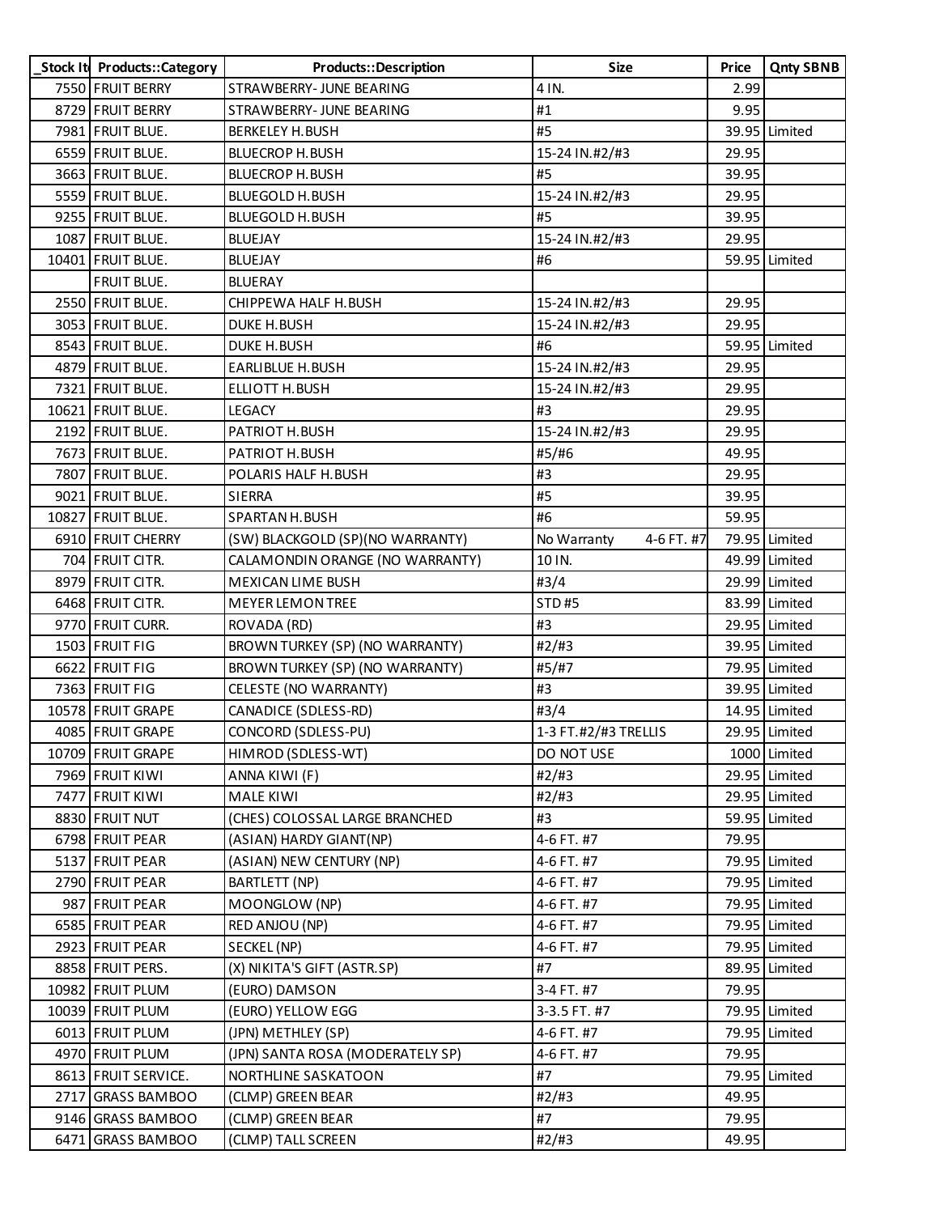| _Stock It | Products::Category | Products::Description | Size | Price | Qnty SBNB |
|---|---|---|---|---|---|
| 7550 | FRUIT BERRY | STRAWBERRY- JUNE BEARING | 4 IN. | 2.99 | |
| 8729 | FRUIT BERRY | STRAWBERRY- JUNE BEARING | #1 | 9.95 | |
| 7981 | FRUIT BLUE. | BERKELEY H.BUSH | #5 | 39.95 | Limited |
| 6559 | FRUIT BLUE. | BLUECROP H.BUSH | 15-24 IN.#2/#3 | 29.95 | |
| 3663 | FRUIT BLUE. | BLUECROP H.BUSH | #5 | 39.95 | |
| 5559 | FRUIT BLUE. | BLUEGOLD H.BUSH | 15-24 IN.#2/#3 | 29.95 | |
| 9255 | FRUIT BLUE. | BLUEGOLD H.BUSH | #5 | 39.95 | |
| 1087 | FRUIT BLUE. | BLUEJAY | 15-24 IN.#2/#3 | 29.95 | |
| 10401 | FRUIT BLUE. | BLUEJAY | #6 | 59.95 | Limited |
| | FRUIT BLUE. | BLUERAY | | | |
| 2550 | FRUIT BLUE. | CHIPPEWA HALF H.BUSH | 15-24 IN.#2/#3 | 29.95 | |
| 3053 | FRUIT BLUE. | DUKE H.BUSH | 15-24 IN.#2/#3 | 29.95 | |
| 8543 | FRUIT BLUE. | DUKE H.BUSH | #6 | 59.95 | Limited |
| 4879 | FRUIT BLUE. | EARLIBLUE H.BUSH | 15-24 IN.#2/#3 | 29.95 | |
| 7321 | FRUIT BLUE. | ELLIOTT H.BUSH | 15-24 IN.#2/#3 | 29.95 | |
| 10621 | FRUIT BLUE. | LEGACY | #3 | 29.95 | |
| 2192 | FRUIT BLUE. | PATRIOT H.BUSH | 15-24 IN.#2/#3 | 29.95 | |
| 7673 | FRUIT BLUE. | PATRIOT H.BUSH | #5/#6 | 49.95 | |
| 7807 | FRUIT BLUE. | POLARIS HALF H.BUSH | #3 | 29.95 | |
| 9021 | FRUIT BLUE. | SIERRA | #5 | 39.95 | |
| 10827 | FRUIT BLUE. | SPARTAN H.BUSH | #6 | 59.95 | |
| 6910 | FRUIT CHERRY | (SW) BLACKGOLD (SP)(NO WARRANTY) | No Warranty 4-6 FT. #7 | 79.95 | Limited |
| 704 | FRUIT CITR. | CALAMONDIN ORANGE (NO WARRANTY) | 10 IN. | 49.99 | Limited |
| 8979 | FRUIT CITR. | MEXICAN LIME BUSH | #3/4 | 29.99 | Limited |
| 6468 | FRUIT CITR. | MEYER LEMON TREE | STD #5 | 83.99 | Limited |
| 9770 | FRUIT CURR. | ROVADA (RD) | #3 | 29.95 | Limited |
| 1503 | FRUIT FIG | BROWN TURKEY (SP) (NO WARRANTY) | #2/#3 | 39.95 | Limited |
| 6622 | FRUIT FIG | BROWN TURKEY (SP) (NO WARRANTY) | #5/#7 | 79.95 | Limited |
| 7363 | FRUIT FIG | CELESTE (NO WARRANTY) | #3 | 39.95 | Limited |
| 10578 | FRUIT GRAPE | CANADICE (SDLESS-RD) | #3/4 | 14.95 | Limited |
| 4085 | FRUIT GRAPE | CONCORD (SDLESS-PU) | 1-3 FT.#2/#3 TRELLIS | 29.95 | Limited |
| 10709 | FRUIT GRAPE | HIMROD (SDLESS-WT) | DO NOT USE | 1000 | Limited |
| 7969 | FRUIT KIWI | ANNA KIWI (F) | #2/#3 | 29.95 | Limited |
| 7477 | FRUIT KIWI | MALE KIWI | #2/#3 | 29.95 | Limited |
| 8830 | FRUIT NUT | (CHES) COLOSSAL LARGE BRANCHED | #3 | 59.95 | Limited |
| 6798 | FRUIT PEAR | (ASIAN) HARDY GIANT(NP) | 4-6 FT. #7 | 79.95 | |
| 5137 | FRUIT PEAR | (ASIAN) NEW CENTURY (NP) | 4-6 FT. #7 | 79.95 | Limited |
| 2790 | FRUIT PEAR | BARTLETT (NP) | 4-6 FT. #7 | 79.95 | Limited |
| 987 | FRUIT PEAR | MOONGLOW (NP) | 4-6 FT. #7 | 79.95 | Limited |
| 6585 | FRUIT PEAR | RED ANJOU (NP) | 4-6 FT. #7 | 79.95 | Limited |
| 2923 | FRUIT PEAR | SECKEL (NP) | 4-6 FT. #7 | 79.95 | Limited |
| 8858 | FRUIT PERS. | (X) NIKITA'S GIFT (ASTR.SP) | #7 | 89.95 | Limited |
| 10982 | FRUIT PLUM | (EURO) DAMSON | 3-4 FT. #7 | 79.95 | |
| 10039 | FRUIT PLUM | (EURO) YELLOW EGG | 3-3.5 FT. #7 | 79.95 | Limited |
| 6013 | FRUIT PLUM | (JPN) METHLEY (SP) | 4-6 FT. #7 | 79.95 | Limited |
| 4970 | FRUIT PLUM | (JPN) SANTA ROSA (MODERATELY SP) | 4-6 FT. #7 | 79.95 | |
| 8613 | FRUIT SERVICE. | NORTHLINE SASKATOON | #7 | 79.95 | Limited |
| 2717 | GRASS BAMBOO | (CLMP) GREEN BEAR | #2/#3 | 49.95 | |
| 9146 | GRASS BAMBOO | (CLMP) GREEN BEAR | #7 | 79.95 | |
| 6471 | GRASS BAMBOO | (CLMP) TALL SCREEN | #2/#3 | 49.95 | |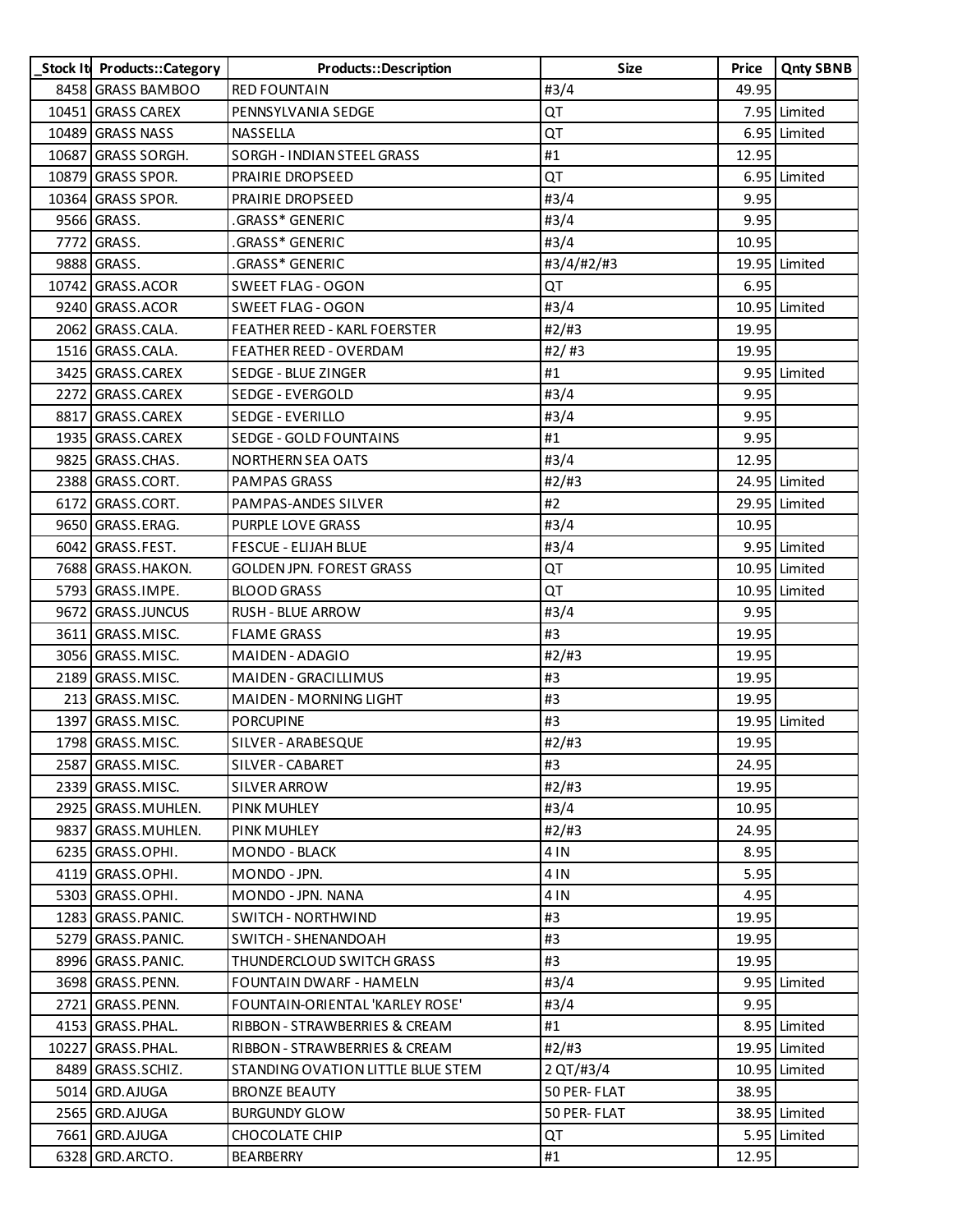| _Stock It | Products::Category | Products::Description | Size | Price | Qnty SBNB |
|---|---|---|---|---|---|
| 8458 | GRASS BAMBOO | RED FOUNTAIN | #3/4 | 49.95 | |
| 10451 | GRASS CAREX | PENNSYLVANIA SEDGE | QT | 7.95 | Limited |
| 10489 | GRASS NASS | NASSELLA | QT | 6.95 | Limited |
| 10687 | GRASS SORGH. | SORGH - INDIAN STEEL GRASS | #1 | 12.95 | |
| 10879 | GRASS SPOR. | PRAIRIE DROPSEED | QT | 6.95 | Limited |
| 10364 | GRASS SPOR. | PRAIRIE DROPSEED | #3/4 | 9.95 | |
| 9566 | GRASS. | .GRASS* GENERIC | #3/4 | 9.95 | |
| 7772 | GRASS. | .GRASS* GENERIC | #3/4 | 10.95 | |
| 9888 | GRASS. | .GRASS* GENERIC | #3/4/#2/#3 | 19.95 | Limited |
| 10742 | GRASS.ACOR | SWEET FLAG - OGON | QT | 6.95 | |
| 9240 | GRASS.ACOR | SWEET FLAG - OGON | #3/4 | 10.95 | Limited |
| 2062 | GRASS.CALA. | FEATHER REED - KARL FOERSTER | #2/#3 | 19.95 | |
| 1516 | GRASS.CALA. | FEATHER REED - OVERDAM | #2/ #3 | 19.95 | |
| 3425 | GRASS.CAREX | SEDGE - BLUE ZINGER | #1 | 9.95 | Limited |
| 2272 | GRASS.CAREX | SEDGE - EVERGOLD | #3/4 | 9.95 | |
| 8817 | GRASS.CAREX | SEDGE - EVERILLO | #3/4 | 9.95 | |
| 1935 | GRASS.CAREX | SEDGE - GOLD FOUNTAINS | #1 | 9.95 | |
| 9825 | GRASS.CHAS. | NORTHERN SEA OATS | #3/4 | 12.95 | |
| 2388 | GRASS.CORT. | PAMPAS GRASS | #2/#3 | 24.95 | Limited |
| 6172 | GRASS.CORT. | PAMPAS-ANDES SILVER | #2 | 29.95 | Limited |
| 9650 | GRASS.ERAG. | PURPLE LOVE GRASS | #3/4 | 10.95 | |
| 6042 | GRASS.FEST. | FESCUE - ELIJAH BLUE | #3/4 | 9.95 | Limited |
| 7688 | GRASS.HAKON. | GOLDEN JPN. FOREST GRASS | QT | 10.95 | Limited |
| 5793 | GRASS.IMPE. | BLOOD GRASS | QT | 10.95 | Limited |
| 9672 | GRASS.JUNCUS | RUSH - BLUE ARROW | #3/4 | 9.95 | |
| 3611 | GRASS.MISC. | FLAME GRASS | #3 | 19.95 | |
| 3056 | GRASS.MISC. | MAIDEN - ADAGIO | #2/#3 | 19.95 | |
| 2189 | GRASS.MISC. | MAIDEN - GRACILLIMUS | #3 | 19.95 | |
| 213 | GRASS.MISC. | MAIDEN - MORNING LIGHT | #3 | 19.95 | |
| 1397 | GRASS.MISC. | PORCUPINE | #3 | 19.95 | Limited |
| 1798 | GRASS.MISC. | SILVER - ARABESQUE | #2/#3 | 19.95 | |
| 2587 | GRASS.MISC. | SILVER - CABARET | #3 | 24.95 | |
| 2339 | GRASS.MISC. | SILVER ARROW | #2/#3 | 19.95 | |
| 2925 | GRASS.MUHLEN. | PINK MUHLEY | #3/4 | 10.95 | |
| 9837 | GRASS.MUHLEN. | PINK MUHLEY | #2/#3 | 24.95 | |
| 6235 | GRASS.OPHI. | MONDO - BLACK | 4 IN | 8.95 | |
| 4119 | GRASS.OPHI. | MONDO - JPN. | 4 IN | 5.95 | |
| 5303 | GRASS.OPHI. | MONDO - JPN. NANA | 4 IN | 4.95 | |
| 1283 | GRASS.PANIC. | SWITCH - NORTHWIND | #3 | 19.95 | |
| 5279 | GRASS.PANIC. | SWITCH - SHENANDOAH | #3 | 19.95 | |
| 8996 | GRASS.PANIC. | THUNDERCLOUD SWITCH GRASS | #3 | 19.95 | |
| 3698 | GRASS.PENN. | FOUNTAIN DWARF - HAMELN | #3/4 | 9.95 | Limited |
| 2721 | GRASS.PENN. | FOUNTAIN-ORIENTAL 'KARLEY ROSE' | #3/4 | 9.95 | |
| 4153 | GRASS.PHAL. | RIBBON - STRAWBERRIES & CREAM | #1 | 8.95 | Limited |
| 10227 | GRASS.PHAL. | RIBBON - STRAWBERRIES & CREAM | #2/#3 | 19.95 | Limited |
| 8489 | GRASS.SCHIZ. | STANDING OVATION LITTLE BLUE STEM | 2 QT/#3/4 | 10.95 | Limited |
| 5014 | GRD.AJUGA | BRONZE BEAUTY | 50 PER- FLAT | 38.95 | |
| 2565 | GRD.AJUGA | BURGUNDY GLOW | 50 PER- FLAT | 38.95 | Limited |
| 7661 | GRD.AJUGA | CHOCOLATE CHIP | QT | 5.95 | Limited |
| 6328 | GRD.ARCTO. | BEARBERRY | #1 | 12.95 | |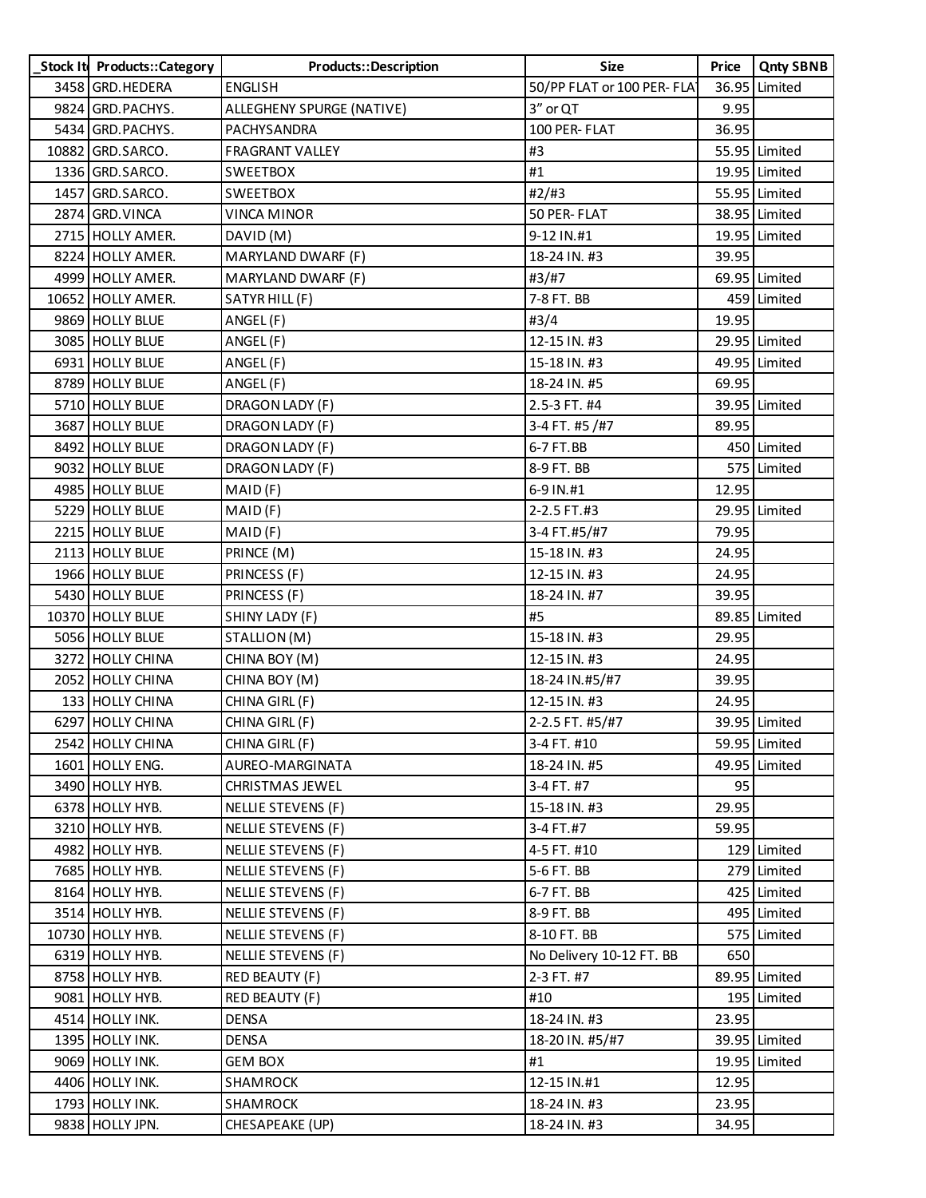| _Stock It | Products::Category | Products::Description | Size | Price | Qnty SBNB |
|---|---|---|---|---|---|
| 3458 | GRD.HEDERA | ENGLISH | 50/PP FLAT or 100 PER- FLAT | 36.95 | Limited |
| 9824 | GRD.PACHYS. | ALLEGHENY SPURGE (NATIVE) | 3" or QT | 9.95 | |
| 5434 | GRD.PACHYS. | PACHYSANDRA | 100 PER- FLAT | 36.95 | |
| 10882 | GRD.SARCO. | FRAGRANT VALLEY | #3 | 55.95 | Limited |
| 1336 | GRD.SARCO. | SWEETBOX | #1 | 19.95 | Limited |
| 1457 | GRD.SARCO. | SWEETBOX | #2/#3 | 55.95 | Limited |
| 2874 | GRD.VINCA | VINCA MINOR | 50 PER- FLAT | 38.95 | Limited |
| 2715 | HOLLY AMER. | DAVID (M) | 9-12 IN.#1 | 19.95 | Limited |
| 8224 | HOLLY AMER. | MARYLAND DWARF (F) | 18-24 IN. #3 | 39.95 | |
| 4999 | HOLLY AMER. | MARYLAND DWARF (F) | #3/#7 | 69.95 | Limited |
| 10652 | HOLLY AMER. | SATYR HILL (F) | 7-8 FT. BB | 459 | Limited |
| 9869 | HOLLY BLUE | ANGEL (F) | #3/4 | 19.95 | |
| 3085 | HOLLY BLUE | ANGEL (F) | 12-15 IN. #3 | 29.95 | Limited |
| 6931 | HOLLY BLUE | ANGEL (F) | 15-18 IN. #3 | 49.95 | Limited |
| 8789 | HOLLY BLUE | ANGEL (F) | 18-24 IN. #5 | 69.95 | |
| 5710 | HOLLY BLUE | DRAGON LADY (F) | 2.5-3 FT. #4 | 39.95 | Limited |
| 3687 | HOLLY BLUE | DRAGON LADY (F) | 3-4 FT. #5 /#7 | 89.95 | |
| 8492 | HOLLY BLUE | DRAGON LADY (F) | 6-7 FT.BB | 450 | Limited |
| 9032 | HOLLY BLUE | DRAGON LADY (F) | 8-9 FT. BB | 575 | Limited |
| 4985 | HOLLY BLUE | MAID (F) | 6-9 IN.#1 | 12.95 | |
| 5229 | HOLLY BLUE | MAID (F) | 2-2.5 FT.#3 | 29.95 | Limited |
| 2215 | HOLLY BLUE | MAID (F) | 3-4 FT.#5/#7 | 79.95 | |
| 2113 | HOLLY BLUE | PRINCE (M) | 15-18 IN. #3 | 24.95 | |
| 1966 | HOLLY BLUE | PRINCESS (F) | 12-15 IN. #3 | 24.95 | |
| 5430 | HOLLY BLUE | PRINCESS (F) | 18-24 IN. #7 | 39.95 | |
| 10370 | HOLLY BLUE | SHINY LADY (F) | #5 | 89.85 | Limited |
| 5056 | HOLLY BLUE | STALLION (M) | 15-18 IN. #3 | 29.95 | |
| 3272 | HOLLY CHINA | CHINA BOY (M) | 12-15 IN. #3 | 24.95 | |
| 2052 | HOLLY CHINA | CHINA BOY (M) | 18-24 IN.#5/#7 | 39.95 | |
| 133 | HOLLY CHINA | CHINA GIRL (F) | 12-15 IN. #3 | 24.95 | |
| 6297 | HOLLY CHINA | CHINA GIRL (F) | 2-2.5 FT. #5/#7 | 39.95 | Limited |
| 2542 | HOLLY CHINA | CHINA GIRL (F) | 3-4 FT. #10 | 59.95 | Limited |
| 1601 | HOLLY ENG. | AUREO-MARGINATA | 18-24 IN. #5 | 49.95 | Limited |
| 3490 | HOLLY HYB. | CHRISTMAS JEWEL | 3-4 FT. #7 | 95 | |
| 6378 | HOLLY HYB. | NELLIE STEVENS (F) | 15-18 IN. #3 | 29.95 | |
| 3210 | HOLLY HYB. | NELLIE STEVENS (F) | 3-4 FT.#7 | 59.95 | |
| 4982 | HOLLY HYB. | NELLIE STEVENS (F) | 4-5 FT. #10 | 129 | Limited |
| 7685 | HOLLY HYB. | NELLIE STEVENS (F) | 5-6 FT. BB | 279 | Limited |
| 8164 | HOLLY HYB. | NELLIE STEVENS (F) | 6-7 FT. BB | 425 | Limited |
| 3514 | HOLLY HYB. | NELLIE STEVENS (F) | 8-9 FT. BB | 495 | Limited |
| 10730 | HOLLY HYB. | NELLIE STEVENS (F) | 8-10 FT. BB | 575 | Limited |
| 6319 | HOLLY HYB. | NELLIE STEVENS (F) | No Delivery 10-12 FT. BB | 650 | |
| 8758 | HOLLY HYB. | RED BEAUTY (F) | 2-3 FT. #7 | 89.95 | Limited |
| 9081 | HOLLY HYB. | RED BEAUTY (F) | #10 | 195 | Limited |
| 4514 | HOLLY INK. | DENSA | 18-24 IN. #3 | 23.95 | |
| 1395 | HOLLY INK. | DENSA | 18-20 IN. #5/#7 | 39.95 | Limited |
| 9069 | HOLLY INK. | GEM BOX | #1 | 19.95 | Limited |
| 4406 | HOLLY INK. | SHAMROCK | 12-15 IN.#1 | 12.95 | |
| 1793 | HOLLY INK. | SHAMROCK | 18-24 IN. #3 | 23.95 | |
| 9838 | HOLLY JPN. | CHESAPEAKE (UP) | 18-24 IN. #3 | 34.95 | |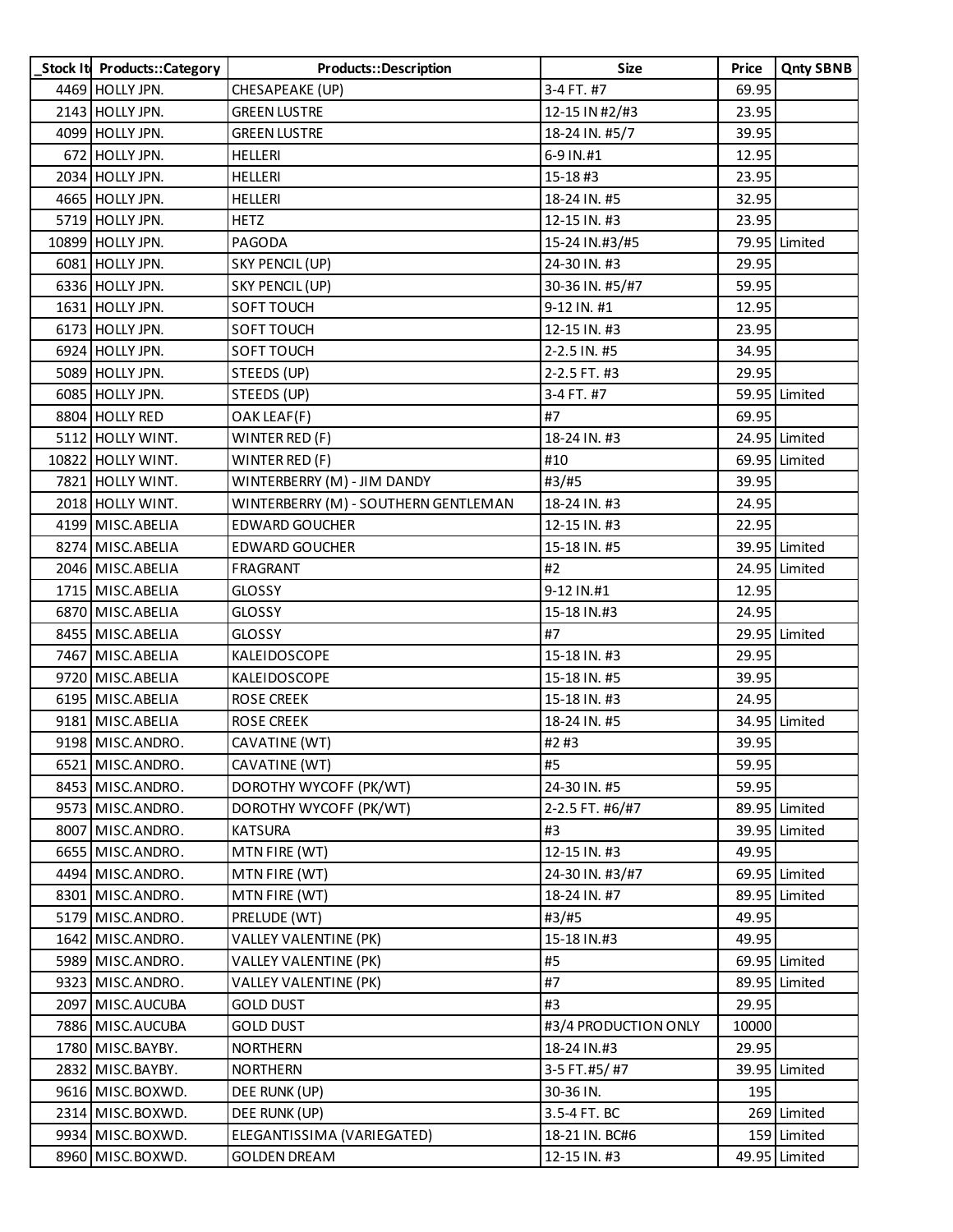| _Stock It | Products::Category | Products::Description | Size | Price | Qnty SBNB |
|---|---|---|---|---|---|
| 4469 | HOLLY JPN. | CHESAPEAKE (UP) | 3-4 FT. #7 | 69.95 | |
| 2143 | HOLLY JPN. | GREEN LUSTRE | 12-15 IN #2/#3 | 23.95 | |
| 4099 | HOLLY JPN. | GREEN LUSTRE | 18-24 IN. #5/7 | 39.95 | |
| 672 | HOLLY JPN. | HELLERI | 6-9 IN.#1 | 12.95 | |
| 2034 | HOLLY JPN. | HELLERI | 15-18 #3 | 23.95 | |
| 4665 | HOLLY JPN. | HELLERI | 18-24 IN. #5 | 32.95 | |
| 5719 | HOLLY JPN. | HETZ | 12-15 IN. #3 | 23.95 | |
| 10899 | HOLLY JPN. | PAGODA | 15-24 IN.#3/#5 | 79.95 | Limited |
| 6081 | HOLLY JPN. | SKY PENCIL (UP) | 24-30 IN. #3 | 29.95 | |
| 6336 | HOLLY JPN. | SKY PENCIL (UP) | 30-36 IN. #5/#7 | 59.95 | |
| 1631 | HOLLY JPN. | SOFT TOUCH | 9-12 IN. #1 | 12.95 | |
| 6173 | HOLLY JPN. | SOFT TOUCH | 12-15 IN. #3 | 23.95 | |
| 6924 | HOLLY JPN. | SOFT TOUCH | 2-2.5 IN. #5 | 34.95 | |
| 5089 | HOLLY JPN. | STEEDS (UP) | 2-2.5 FT. #3 | 29.95 | |
| 6085 | HOLLY JPN. | STEEDS (UP) | 3-4 FT. #7 | 59.95 | Limited |
| 8804 | HOLLY RED | OAK LEAF(F) | #7 | 69.95 | |
| 5112 | HOLLY WINT. | WINTER RED (F) | 18-24 IN. #3 | 24.95 | Limited |
| 10822 | HOLLY WINT. | WINTER RED (F) | #10 | 69.95 | Limited |
| 7821 | HOLLY WINT. | WINTERBERRY (M) - JIM DANDY | #3/#5 | 39.95 | |
| 2018 | HOLLY WINT. | WINTERBERRY (M) - SOUTHERN GENTLEMAN | 18-24 IN. #3 | 24.95 | |
| 4199 | MISC.ABELIA | EDWARD GOUCHER | 12-15 IN. #3 | 22.95 | |
| 8274 | MISC.ABELIA | EDWARD GOUCHER | 15-18 IN. #5 | 39.95 | Limited |
| 2046 | MISC.ABELIA | FRAGRANT | #2 | 24.95 | Limited |
| 1715 | MISC.ABELIA | GLOSSY | 9-12 IN.#1 | 12.95 | |
| 6870 | MISC.ABELIA | GLOSSY | 15-18 IN.#3 | 24.95 | |
| 8455 | MISC.ABELIA | GLOSSY | #7 | 29.95 | Limited |
| 7467 | MISC.ABELIA | KALEIDOSCOPE | 15-18 IN. #3 | 29.95 | |
| 9720 | MISC.ABELIA | KALEIDOSCOPE | 15-18 IN. #5 | 39.95 | |
| 6195 | MISC.ABELIA | ROSE CREEK | 15-18 IN. #3 | 24.95 | |
| 9181 | MISC.ABELIA | ROSE CREEK | 18-24 IN. #5 | 34.95 | Limited |
| 9198 | MISC.ANDRO. | CAVATINE (WT) | #2 #3 | 39.95 | |
| 6521 | MISC.ANDRO. | CAVATINE (WT) | #5 | 59.95 | |
| 8453 | MISC.ANDRO. | DOROTHY WYCOFF (PK/WT) | 24-30 IN. #5 | 59.95 | |
| 9573 | MISC.ANDRO. | DOROTHY WYCOFF (PK/WT) | 2-2.5 FT. #6/#7 | 89.95 | Limited |
| 8007 | MISC.ANDRO. | KATSURA | #3 | 39.95 | Limited |
| 6655 | MISC.ANDRO. | MTN FIRE (WT) | 12-15 IN. #3 | 49.95 | |
| 4494 | MISC.ANDRO. | MTN FIRE (WT) | 24-30 IN. #3/#7 | 69.95 | Limited |
| 8301 | MISC.ANDRO. | MTN FIRE (WT) | 18-24 IN. #7 | 89.95 | Limited |
| 5179 | MISC.ANDRO. | PRELUDE (WT) | #3/#5 | 49.95 | |
| 1642 | MISC.ANDRO. | VALLEY VALENTINE (PK) | 15-18 IN.#3 | 49.95 | |
| 5989 | MISC.ANDRO. | VALLEY VALENTINE (PK) | #5 | 69.95 | Limited |
| 9323 | MISC.ANDRO. | VALLEY VALENTINE (PK) | #7 | 89.95 | Limited |
| 2097 | MISC.AUCUBA | GOLD DUST | #3 | 29.95 | |
| 7886 | MISC.AUCUBA | GOLD DUST | #3/4 PRODUCTION ONLY | 10000 | |
| 1780 | MISC.BAYBY. | NORTHERN | 18-24 IN.#3 | 29.95 | |
| 2832 | MISC.BAYBY. | NORTHERN | 3-5 FT.#5/ #7 | 39.95 | Limited |
| 9616 | MISC.BOXWD. | DEE RUNK (UP) | 30-36 IN. | 195 | |
| 2314 | MISC.BOXWD. | DEE RUNK (UP) | 3.5-4 FT. BC | 269 | Limited |
| 9934 | MISC.BOXWD. | ELEGANTISSIMA (VARIEGATED) | 18-21 IN. BC#6 | 159 | Limited |
| 8960 | MISC.BOXWD. | GOLDEN DREAM | 12-15 IN. #3 | 49.95 | Limited |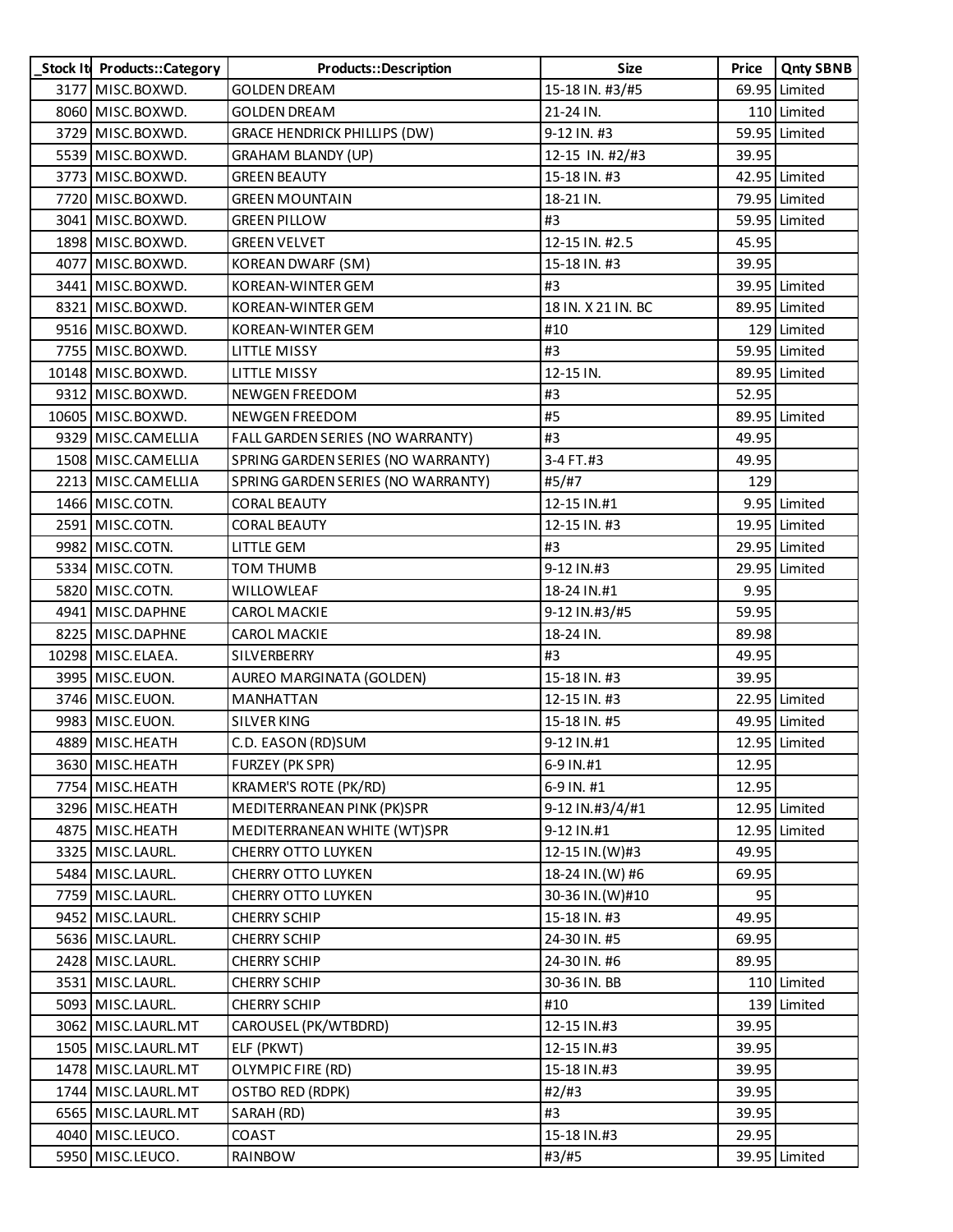| _Stock It | Products::Category | Products::Description | Size | Price | Qnty SBNB |
|---|---|---|---|---|---|
| 3177 | MISC.BOXWD. | GOLDEN DREAM | 15-18 IN. #3/#5 | 69.95 | Limited |
| 8060 | MISC.BOXWD. | GOLDEN DREAM | 21-24 IN. | 110 | Limited |
| 3729 | MISC.BOXWD. | GRACE HENDRICK PHILLIPS (DW) | 9-12 IN. #3 | 59.95 | Limited |
| 5539 | MISC.BOXWD. | GRAHAM BLANDY (UP) | 12-15 IN. #2/#3 | 39.95 | |
| 3773 | MISC.BOXWD. | GREEN BEAUTY | 15-18 IN. #3 | 42.95 | Limited |
| 7720 | MISC.BOXWD. | GREEN MOUNTAIN | 18-21 IN. | 79.95 | Limited |
| 3041 | MISC.BOXWD. | GREEN PILLOW | #3 | 59.95 | Limited |
| 1898 | MISC.BOXWD. | GREEN VELVET | 12-15 IN. #2.5 | 45.95 | |
| 4077 | MISC.BOXWD. | KOREAN DWARF (SM) | 15-18 IN. #3 | 39.95 | |
| 3441 | MISC.BOXWD. | KOREAN-WINTER GEM | #3 | 39.95 | Limited |
| 8321 | MISC.BOXWD. | KOREAN-WINTER GEM | 18 IN. X 21 IN. BC | 89.95 | Limited |
| 9516 | MISC.BOXWD. | KOREAN-WINTER GEM | #10 | 129 | Limited |
| 7755 | MISC.BOXWD. | LITTLE MISSY | #3 | 59.95 | Limited |
| 10148 | MISC.BOXWD. | LITTLE MISSY | 12-15 IN. | 89.95 | Limited |
| 9312 | MISC.BOXWD. | NEWGEN FREEDOM | #3 | 52.95 | |
| 10605 | MISC.BOXWD. | NEWGEN FREEDOM | #5 | 89.95 | Limited |
| 9329 | MISC.CAMELLIA | FALL GARDEN SERIES (NO WARRANTY) | #3 | 49.95 | |
| 1508 | MISC.CAMELLIA | SPRING GARDEN SERIES (NO WARRANTY) | 3-4 FT.#3 | 49.95 | |
| 2213 | MISC.CAMELLIA | SPRING GARDEN SERIES (NO WARRANTY) | #5/#7 | 129 | |
| 1466 | MISC.COTN. | CORAL BEAUTY | 12-15 IN.#1 | 9.95 | Limited |
| 2591 | MISC.COTN. | CORAL BEAUTY | 12-15 IN. #3 | 19.95 | Limited |
| 9982 | MISC.COTN. | LITTLE GEM | #3 | 29.95 | Limited |
| 5334 | MISC.COTN. | TOM THUMB | 9-12 IN.#3 | 29.95 | Limited |
| 5820 | MISC.COTN. | WILLOWLEAF | 18-24 IN.#1 | 9.95 | |
| 4941 | MISC.DAPHNE | CAROL MACKIE | 9-12 IN.#3/#5 | 59.95 | |
| 8225 | MISC.DAPHNE | CAROL MACKIE | 18-24 IN. | 89.98 | |
| 10298 | MISC.ELAEA. | SILVERBERRY | #3 | 49.95 | |
| 3995 | MISC.EUON. | AUREO MARGINATA (GOLDEN) | 15-18 IN. #3 | 39.95 | |
| 3746 | MISC.EUON. | MANHATTAN | 12-15 IN. #3 | 22.95 | Limited |
| 9983 | MISC.EUON. | SILVER KING | 15-18 IN. #5 | 49.95 | Limited |
| 4889 | MISC.HEATH | C.D. EASON (RD)SUM | 9-12 IN.#1 | 12.95 | Limited |
| 3630 | MISC.HEATH | FURZEY (PK SPR) | 6-9 IN.#1 | 12.95 | |
| 7754 | MISC.HEATH | KRAMER'S ROTE (PK/RD) | 6-9 IN. #1 | 12.95 | |
| 3296 | MISC.HEATH | MEDITERRANEAN PINK (PK)SPR | 9-12 IN.#3/4/#1 | 12.95 | Limited |
| 4875 | MISC.HEATH | MEDITERRANEAN WHITE (WT)SPR | 9-12 IN.#1 | 12.95 | Limited |
| 3325 | MISC.LAURL. | CHERRY OTTO LUYKEN | 12-15 IN.(W)#3 | 49.95 | |
| 5484 | MISC.LAURL. | CHERRY OTTO LUYKEN | 18-24 IN.(W) #6 | 69.95 | |
| 7759 | MISC.LAURL. | CHERRY OTTO LUYKEN | 30-36 IN.(W)#10 | 95 | |
| 9452 | MISC.LAURL. | CHERRY SCHIP | 15-18 IN. #3 | 49.95 | |
| 5636 | MISC.LAURL. | CHERRY SCHIP | 24-30 IN. #5 | 69.95 | |
| 2428 | MISC.LAURL. | CHERRY SCHIP | 24-30 IN. #6 | 89.95 | |
| 3531 | MISC.LAURL. | CHERRY SCHIP | 30-36 IN. BB | 110 | Limited |
| 5093 | MISC.LAURL. | CHERRY SCHIP | #10 | 139 | Limited |
| 3062 | MISC.LAURL.MT | CAROUSEL (PK/WTBDRD) | 12-15 IN.#3 | 39.95 | |
| 1505 | MISC.LAURL.MT | ELF (PKWT) | 12-15 IN.#3 | 39.95 | |
| 1478 | MISC.LAURL.MT | OLYMPIC FIRE (RD) | 15-18 IN.#3 | 39.95 | |
| 1744 | MISC.LAURL.MT | OSTBO RED (RDPK) | #2/#3 | 39.95 | |
| 6565 | MISC.LAURL.MT | SARAH (RD) | #3 | 39.95 | |
| 4040 | MISC.LEUCO. | COAST | 15-18 IN.#3 | 29.95 | |
| 5950 | MISC.LEUCO. | RAINBOW | #3/#5 | 39.95 | Limited |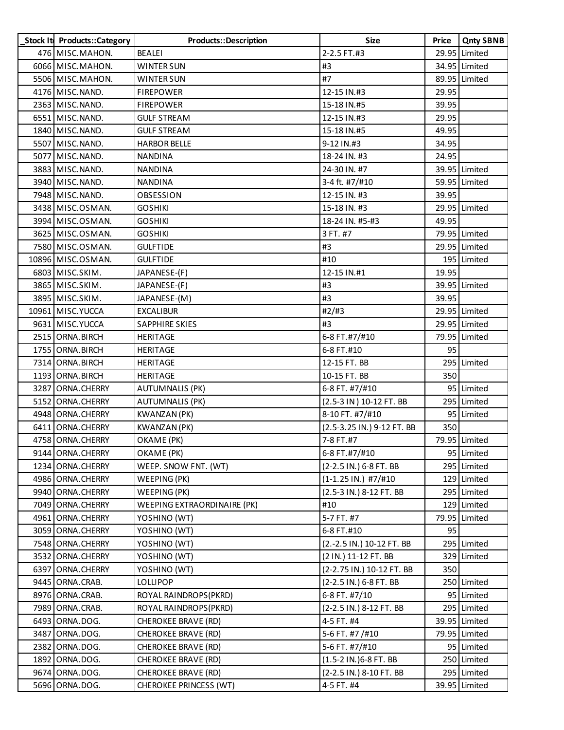| _Stock It | Products::Category | Products::Description | Size | Price | Qnty SBNB |
|---|---|---|---|---|---|
| 476 | MISC.MAHON. | BEALEI | 2-2.5 FT.#3 | 29.95 | Limited |
| 6066 | MISC.MAHON. | WINTER SUN | #3 | 34.95 | Limited |
| 5506 | MISC.MAHON. | WINTER SUN | #7 | 89.95 | Limited |
| 4176 | MISC.NAND. | FIREPOWER | 12-15 IN.#3 | 29.95 | |
| 2363 | MISC.NAND. | FIREPOWER | 15-18 IN.#5 | 39.95 | |
| 6551 | MISC.NAND. | GULF STREAM | 12-15 IN.#3 | 29.95 | |
| 1840 | MISC.NAND. | GULF STREAM | 15-18 IN.#5 | 49.95 | |
| 5507 | MISC.NAND. | HARBOR BELLE | 9-12 IN.#3 | 34.95 | |
| 5077 | MISC.NAND. | NANDINA | 18-24 IN. #3 | 24.95 | |
| 3883 | MISC.NAND. | NANDINA | 24-30 IN. #7 | 39.95 | Limited |
| 3940 | MISC.NAND. | NANDINA | 3-4 ft. #7/#10 | 59.95 | Limited |
| 7948 | MISC.NAND. | OBSESSION | 12-15 IN. #3 | 39.95 | |
| 3438 | MISC.OSMAN. | GOSHIKI | 15-18 IN. #3 | 29.95 | Limited |
| 3994 | MISC.OSMAN. | GOSHIKI | 18-24 IN. #5-#3 | 49.95 | |
| 3625 | MISC.OSMAN. | GOSHIKI | 3 FT. #7 | 79.95 | Limited |
| 7580 | MISC.OSMAN. | GULFTIDE | #3 | 29.95 | Limited |
| 10896 | MISC.OSMAN. | GULFTIDE | #10 | 195 | Limited |
| 6803 | MISC.SKIM. | JAPANESE-(F) | 12-15 IN.#1 | 19.95 | |
| 3865 | MISC.SKIM. | JAPANESE-(F) | #3 | 39.95 | Limited |
| 3895 | MISC.SKIM. | JAPANESE-(M) | #3 | 39.95 | |
| 10961 | MISC.YUCCA | EXCALIBUR | #2/#3 | 29.95 | Limited |
| 9631 | MISC.YUCCA | SAPPHIRE SKIES | #3 | 29.95 | Limited |
| 2515 | ORNA.BIRCH | HERITAGE | 6-8 FT.#7/#10 | 79.95 | Limited |
| 1755 | ORNA.BIRCH | HERITAGE | 6-8 FT.#10 | 95 | |
| 7314 | ORNA.BIRCH | HERITAGE | 12-15 FT. BB | 295 | Limited |
| 1193 | ORNA.BIRCH | HERITAGE | 10-15 FT. BB | 350 | |
| 3287 | ORNA.CHERRY | AUTUMNALIS (PK) | 6-8 FT. #7/#10 | 95 | Limited |
| 5152 | ORNA.CHERRY | AUTUMNALIS (PK) | (2.5-3 IN) 10-12 FT. BB | 295 | Limited |
| 4948 | ORNA.CHERRY | KWANZAN (PK) | 8-10 FT. #7/#10 | 95 | Limited |
| 6411 | ORNA.CHERRY | KWANZAN (PK) | (2.5-3.25 IN.) 9-12 FT. BB | 350 | |
| 4758 | ORNA.CHERRY | OKAME (PK) | 7-8 FT.#7 | 79.95 | Limited |
| 9144 | ORNA.CHERRY | OKAME (PK) | 6-8 FT.#7/#10 | 95 | Limited |
| 1234 | ORNA.CHERRY | WEEP. SNOW FNT. (WT) | (2-2.5 IN.) 6-8 FT. BB | 295 | Limited |
| 4986 | ORNA.CHERRY | WEEPING (PK) | (1-1.25 IN.) #7/#10 | 129 | Limited |
| 9940 | ORNA.CHERRY | WEEPING (PK) | (2.5-3 IN.) 8-12 FT. BB | 295 | Limited |
| 7049 | ORNA.CHERRY | WEEPING EXTRAORDINAIRE (PK) | #10 | 129 | Limited |
| 4961 | ORNA.CHERRY | YOSHINO (WT) | 5-7 FT. #7 | 79.95 | Limited |
| 3059 | ORNA.CHERRY | YOSHINO (WT) | 6-8 FT.#10 | 95 | |
| 7548 | ORNA.CHERRY | YOSHINO (WT) | (2.-2.5 IN.) 10-12 FT. BB | 295 | Limited |
| 3532 | ORNA.CHERRY | YOSHINO (WT) | (2 IN.) 11-12 FT. BB | 329 | Limited |
| 6397 | ORNA.CHERRY | YOSHINO (WT) | (2-2.75 IN.) 10-12 FT. BB | 350 | |
| 9445 | ORNA.CRAB. | LOLLIPOP | (2-2.5 IN.) 6-8 FT. BB | 250 | Limited |
| 8976 | ORNA.CRAB. | ROYAL RAINDROPS(PKRD) | 6-8 FT. #7/10 | 95 | Limited |
| 7989 | ORNA.CRAB. | ROYAL RAINDROPS(PKRD) | (2-2.5 IN.) 8-12 FT. BB | 295 | Limited |
| 6493 | ORNA.DOG. | CHEROKEE BRAVE (RD) | 4-5 FT. #4 | 39.95 | Limited |
| 3487 | ORNA.DOG. | CHEROKEE BRAVE (RD) | 5-6 FT. #7 /#10 | 79.95 | Limited |
| 2382 | ORNA.DOG. | CHEROKEE BRAVE (RD) | 5-6 FT. #7/#10 | 95 | Limited |
| 1892 | ORNA.DOG. | CHEROKEE BRAVE (RD) | (1.5-2 IN.)6-8 FT. BB | 250 | Limited |
| 9674 | ORNA.DOG. | CHEROKEE BRAVE (RD) | (2-2.5 IN.) 8-10 FT. BB | 295 | Limited |
| 5696 | ORNA.DOG. | CHEROKEE PRINCESS (WT) | 4-5 FT. #4 | 39.95 | Limited |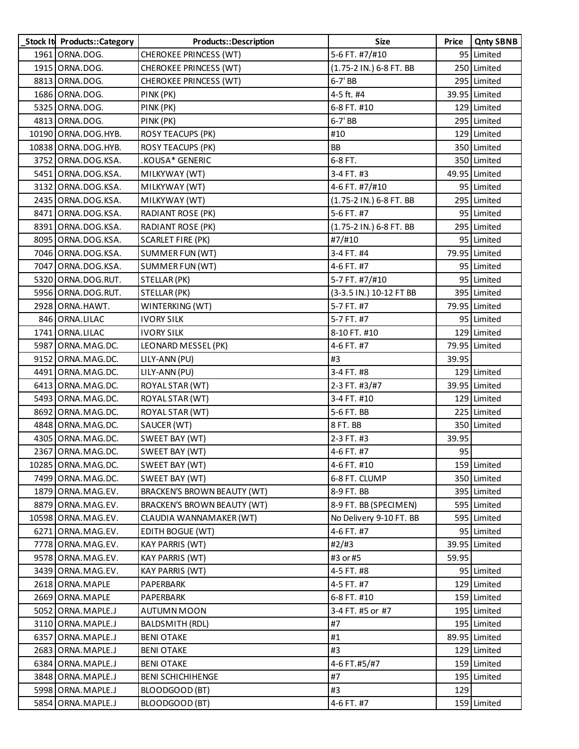| _Stock It | Products::Category | Products::Description | Size | Price | Qnty SBNB |
|---|---|---|---|---|---|
| 1961 | ORNA.DOG. | CHEROKEE PRINCESS (WT) | 5-6 FT. #7/#10 | 95 | Limited |
| 1915 | ORNA.DOG. | CHEROKEE PRINCESS (WT) | (1.75-2 IN.) 6-8 FT. BB | 250 | Limited |
| 8813 | ORNA.DOG. | CHEROKEE PRINCESS (WT) | 6-7' BB | 295 | Limited |
| 1686 | ORNA.DOG. | PINK (PK) | 4-5 ft. #4 | 39.95 | Limited |
| 5325 | ORNA.DOG. | PINK (PK) | 6-8 FT. #10 | 129 | Limited |
| 4813 | ORNA.DOG. | PINK (PK) | 6-7' BB | 295 | Limited |
| 10190 | ORNA.DOG.HYB. | ROSY TEACUPS (PK) | #10 | 129 | Limited |
| 10838 | ORNA.DOG.HYB. | ROSY TEACUPS (PK) | BB | 350 | Limited |
| 3752 | ORNA.DOG.KSA. | .KOUSA* GENERIC | 6-8 FT. | 350 | Limited |
| 5451 | ORNA.DOG.KSA. | MILKYWAY (WT) | 3-4 FT. #3 | 49.95 | Limited |
| 3132 | ORNA.DOG.KSA. | MILKYWAY (WT) | 4-6 FT. #7/#10 | 95 | Limited |
| 2435 | ORNA.DOG.KSA. | MILKYWAY (WT) | (1.75-2 IN.) 6-8 FT. BB | 295 | Limited |
| 8471 | ORNA.DOG.KSA. | RADIANT ROSE (PK) | 5-6 FT. #7 | 95 | Limited |
| 8391 | ORNA.DOG.KSA. | RADIANT ROSE (PK) | (1.75-2 IN.) 6-8 FT. BB | 295 | Limited |
| 8095 | ORNA.DOG.KSA. | SCARLET FIRE (PK) | #7/#10 | 95 | Limited |
| 7046 | ORNA.DOG.KSA. | SUMMER FUN (WT) | 3-4 FT. #4 | 79.95 | Limited |
| 7047 | ORNA.DOG.KSA. | SUMMER FUN (WT) | 4-6 FT. #7 | 95 | Limited |
| 5320 | ORNA.DOG.RUT. | STELLAR (PK) | 5-7 FT. #7/#10 | 95 | Limited |
| 5956 | ORNA.DOG.RUT. | STELLAR (PK) | (3-3.5 IN.) 10-12 FT BB | 395 | Limited |
| 2928 | ORNA.HAWT. | WINTERKING (WT) | 5-7 FT. #7 | 79.95 | Limited |
| 846 | ORNA.LILAC | IVORY SILK | 5-7 FT. #7 | 95 | Limited |
| 1741 | ORNA.LILAC | IVORY SILK | 8-10 FT. #10 | 129 | Limited |
| 5987 | ORNA.MAG.DC. | LEONARD MESSEL (PK) | 4-6 FT. #7 | 79.95 | Limited |
| 9152 | ORNA.MAG.DC. | LILY-ANN (PU) | #3 | 39.95 | |
| 4491 | ORNA.MAG.DC. | LILY-ANN (PU) | 3-4 FT. #8 | 129 | Limited |
| 6413 | ORNA.MAG.DC. | ROYAL STAR (WT) | 2-3 FT. #3/#7 | 39.95 | Limited |
| 5493 | ORNA.MAG.DC. | ROYAL STAR (WT) | 3-4 FT. #10 | 129 | Limited |
| 8692 | ORNA.MAG.DC. | ROYAL STAR (WT) | 5-6 FT. BB | 225 | Limited |
| 4848 | ORNA.MAG.DC. | SAUCER (WT) | 8 FT. BB | 350 | Limited |
| 4305 | ORNA.MAG.DC. | SWEET BAY (WT) | 2-3 FT. #3 | 39.95 | |
| 2367 | ORNA.MAG.DC. | SWEET BAY (WT) | 4-6 FT. #7 | 95 | |
| 10285 | ORNA.MAG.DC. | SWEET BAY (WT) | 4-6 FT. #10 | 159 | Limited |
| 7499 | ORNA.MAG.DC. | SWEET BAY (WT) | 6-8 FT. CLUMP | 350 | Limited |
| 1879 | ORNA.MAG.EV. | BRACKEN'S BROWN BEAUTY (WT) | 8-9 FT. BB | 395 | Limited |
| 8879 | ORNA.MAG.EV. | BRACKEN'S BROWN BEAUTY (WT) | 8-9 FT. BB (SPECIMEN) | 595 | Limited |
| 10598 | ORNA.MAG.EV. | CLAUDIA WANNAMAKER (WT) | No Delivery 9-10 FT. BB | 595 | Limited |
| 6271 | ORNA.MAG.EV. | EDITH BOGUE (WT) | 4-6 FT. #7 | 95 | Limited |
| 7778 | ORNA.MAG.EV. | KAY PARRIS (WT) | #2/#3 | 39.95 | Limited |
| 9578 | ORNA.MAG.EV. | KAY PARRIS (WT) | #3 or #5 | 59.95 | |
| 3439 | ORNA.MAG.EV. | KAY PARRIS (WT) | 4-5 FT. #8 | 95 | Limited |
| 2618 | ORNA.MAPLE | PAPERBARK | 4-5 FT. #7 | 129 | Limited |
| 2669 | ORNA.MAPLE | PAPERBARK | 6-8 FT. #10 | 159 | Limited |
| 5052 | ORNA.MAPLE.J | AUTUMN MOON | 3-4 FT. #5 or #7 | 195 | Limited |
| 3110 | ORNA.MAPLE.J | BALDSMITH (RDL) | #7 | 195 | Limited |
| 6357 | ORNA.MAPLE.J | BENI OTAKE | #1 | 89.95 | Limited |
| 2683 | ORNA.MAPLE.J | BENI OTAKE | #3 | 129 | Limited |
| 6384 | ORNA.MAPLE.J | BENI OTAKE | 4-6 FT.#5/#7 | 159 | Limited |
| 3848 | ORNA.MAPLE.J | BENI SCHICHIHENGE | #7 | 195 | Limited |
| 5998 | ORNA.MAPLE.J | BLOODGOOD (BT) | #3 | 129 | |
| 5854 | ORNA.MAPLE.J | BLOODGOOD (BT) | 4-6 FT. #7 | 159 | Limited |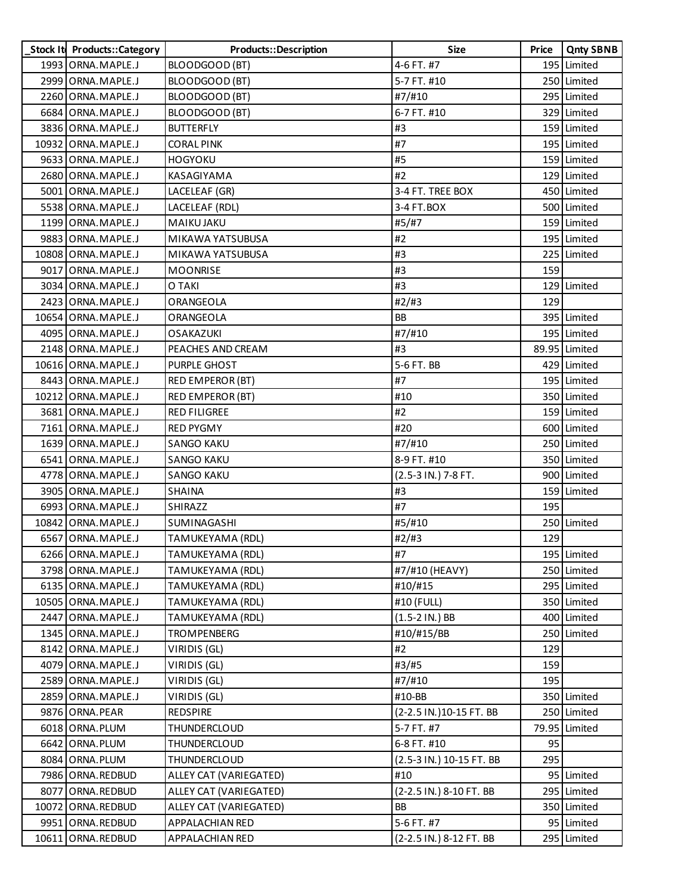| _Stock It | Products::Category | Products::Description | Size | Price | Qnty SBNB |
|---|---|---|---|---|---|
| 1993 | ORNA.MAPLE.J | BLOODGOOD (BT) | 4-6 FT. #7 | 195 | Limited |
| 2999 | ORNA.MAPLE.J | BLOODGOOD (BT) | 5-7 FT. #10 | 250 | Limited |
| 2260 | ORNA.MAPLE.J | BLOODGOOD (BT) | #7/#10 | 295 | Limited |
| 6684 | ORNA.MAPLE.J | BLOODGOOD (BT) | 6-7 FT. #10 | 329 | Limited |
| 3836 | ORNA.MAPLE.J | BUTTERFLY | #3 | 159 | Limited |
| 10932 | ORNA.MAPLE.J | CORAL PINK | #7 | 195 | Limited |
| 9633 | ORNA.MAPLE.J | HOGYOKU | #5 | 159 | Limited |
| 2680 | ORNA.MAPLE.J | KASAGIYAMA | #2 | 129 | Limited |
| 5001 | ORNA.MAPLE.J | LACELEAF (GR) | 3-4 FT. TREE BOX | 450 | Limited |
| 5538 | ORNA.MAPLE.J | LACELEAF (RDL) | 3-4 FT.BOX | 500 | Limited |
| 1199 | ORNA.MAPLE.J | MAIKU JAKU | #5/#7 | 159 | Limited |
| 9883 | ORNA.MAPLE.J | MIKAWA YATSUBUSA | #2 | 195 | Limited |
| 10808 | ORNA.MAPLE.J | MIKAWA YATSUBUSA | #3 | 225 | Limited |
| 9017 | ORNA.MAPLE.J | MOONRISE | #3 | 159 | |
| 3034 | ORNA.MAPLE.J | O TAKI | #3 | 129 | Limited |
| 2423 | ORNA.MAPLE.J | ORANGEOLA | #2/#3 | 129 | |
| 10654 | ORNA.MAPLE.J | ORANGEOLA | BB | 395 | Limited |
| 4095 | ORNA.MAPLE.J | OSAKAZUKI | #7/#10 | 195 | Limited |
| 2148 | ORNA.MAPLE.J | PEACHES AND CREAM | #3 | 89.95 | Limited |
| 10616 | ORNA.MAPLE.J | PURPLE GHOST | 5-6 FT. BB | 429 | Limited |
| 8443 | ORNA.MAPLE.J | RED EMPEROR (BT) | #7 | 195 | Limited |
| 10212 | ORNA.MAPLE.J | RED EMPEROR (BT) | #10 | 350 | Limited |
| 3681 | ORNA.MAPLE.J | RED FILIGREE | #2 | 159 | Limited |
| 7161 | ORNA.MAPLE.J | RED PYGMY | #20 | 600 | Limited |
| 1639 | ORNA.MAPLE.J | SANGO KAKU | #7/#10 | 250 | Limited |
| 6541 | ORNA.MAPLE.J | SANGO KAKU | 8-9 FT. #10 | 350 | Limited |
| 4778 | ORNA.MAPLE.J | SANGO KAKU | (2.5-3 IN.) 7-8 FT. | 900 | Limited |
| 3905 | ORNA.MAPLE.J | SHAINA | #3 | 159 | Limited |
| 6993 | ORNA.MAPLE.J | SHIRAZZ | #7 | 195 | |
| 10842 | ORNA.MAPLE.J | SUMINAGASHI | #5/#10 | 250 | Limited |
| 6567 | ORNA.MAPLE.J | TAMUKEYAMA (RDL) | #2/#3 | 129 | |
| 6266 | ORNA.MAPLE.J | TAMUKEYAMA (RDL) | #7 | 195 | Limited |
| 3798 | ORNA.MAPLE.J | TAMUKEYAMA (RDL) | #7/#10 (HEAVY) | 250 | Limited |
| 6135 | ORNA.MAPLE.J | TAMUKEYAMA (RDL) | #10/#15 | 295 | Limited |
| 10505 | ORNA.MAPLE.J | TAMUKEYAMA (RDL) | #10 (FULL) | 350 | Limited |
| 2447 | ORNA.MAPLE.J | TAMUKEYAMA (RDL) | (1.5-2 IN.) BB | 400 | Limited |
| 1345 | ORNA.MAPLE.J | TROMPENBERG | #10/#15/BB | 250 | Limited |
| 8142 | ORNA.MAPLE.J | VIRIDIS (GL) | #2 | 129 | |
| 4079 | ORNA.MAPLE.J | VIRIDIS (GL) | #3/#5 | 159 | |
| 2589 | ORNA.MAPLE.J | VIRIDIS (GL) | #7/#10 | 195 | |
| 2859 | ORNA.MAPLE.J | VIRIDIS (GL) | #10-BB | 350 | Limited |
| 9876 | ORNA.PEAR | REDSPIRE | (2-2.5 IN.)10-15 FT. BB | 250 | Limited |
| 6018 | ORNA.PLUM | THUNDERCLOUD | 5-7 FT. #7 | 79.95 | Limited |
| 6642 | ORNA.PLUM | THUNDERCLOUD | 6-8 FT. #10 | 95 | |
| 8084 | ORNA.PLUM | THUNDERCLOUD | (2.5-3 IN.) 10-15 FT. BB | 295 | |
| 7986 | ORNA.REDBUD | ALLEY CAT (VARIEGATED) | #10 | 95 | Limited |
| 8077 | ORNA.REDBUD | ALLEY CAT (VARIEGATED) | (2-2.5 IN.) 8-10 FT. BB | 295 | Limited |
| 10072 | ORNA.REDBUD | ALLEY CAT (VARIEGATED) | BB | 350 | Limited |
| 9951 | ORNA.REDBUD | APPALACHIAN RED | 5-6 FT. #7 | 95 | Limited |
| 10611 | ORNA.REDBUD | APPALACHIAN RED | (2-2.5 IN.) 8-12 FT. BB | 295 | Limited |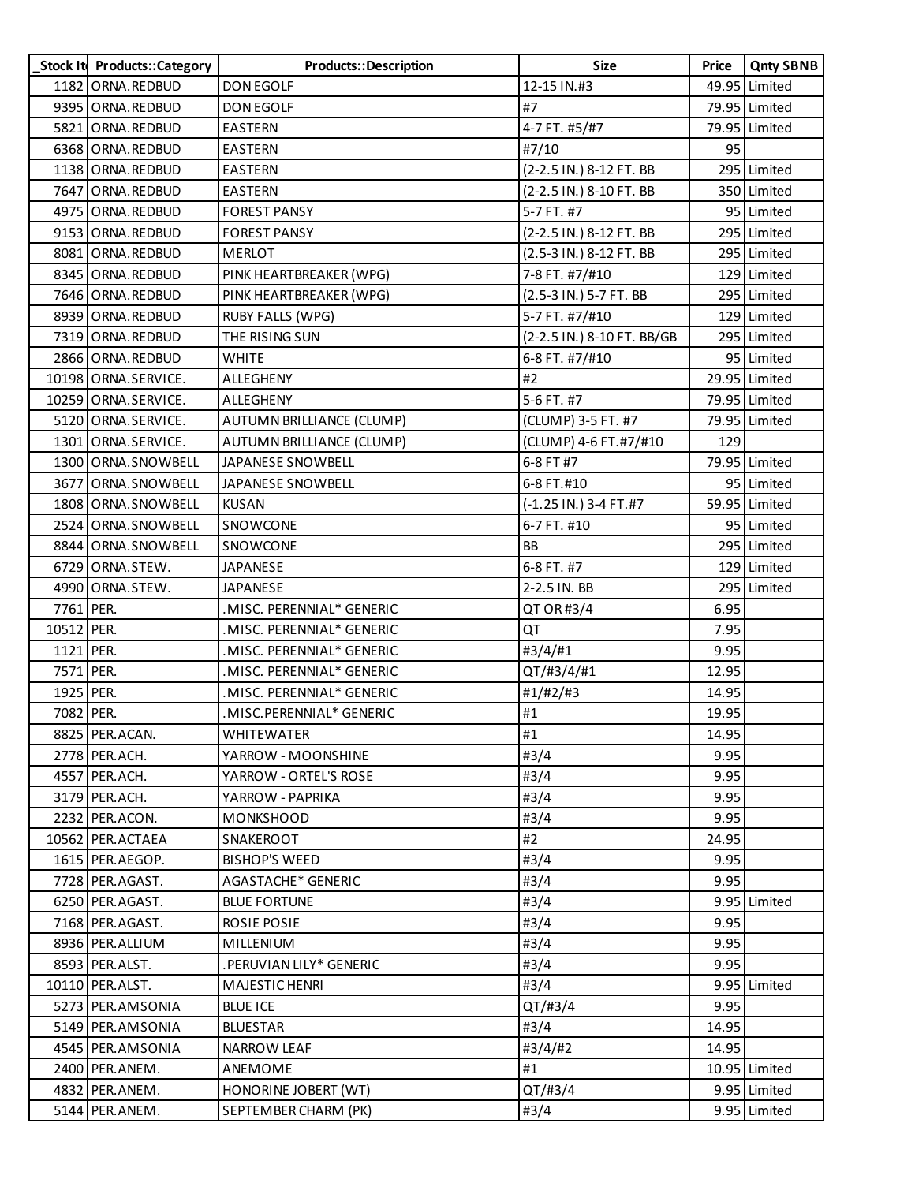| _Stock It | Products::Category | Products::Description | Size | Price | Qnty SBNB |
|---|---|---|---|---|---|
| 1182 | ORNA.REDBUD | DON EGOLF | 12-15 IN.#3 | 49.95 | Limited |
| 9395 | ORNA.REDBUD | DON EGOLF | #7 | 79.95 | Limited |
| 5821 | ORNA.REDBUD | EASTERN | 4-7 FT. #5/#7 | 79.95 | Limited |
| 6368 | ORNA.REDBUD | EASTERN | #7/10 | 95 | |
| 1138 | ORNA.REDBUD | EASTERN | (2-2.5 IN.) 8-12 FT. BB | 295 | Limited |
| 7647 | ORNA.REDBUD | EASTERN | (2-2.5 IN.) 8-10 FT. BB | 350 | Limited |
| 4975 | ORNA.REDBUD | FOREST PANSY | 5-7 FT. #7 | 95 | Limited |
| 9153 | ORNA.REDBUD | FOREST PANSY | (2-2.5 IN.) 8-12 FT. BB | 295 | Limited |
| 8081 | ORNA.REDBUD | MERLOT | (2.5-3 IN.) 8-12 FT. BB | 295 | Limited |
| 8345 | ORNA.REDBUD | PINK HEARTBREAKER (WPG) | 7-8 FT. #7/#10 | 129 | Limited |
| 7646 | ORNA.REDBUD | PINK HEARTBREAKER (WPG) | (2.5-3 IN.) 5-7 FT. BB | 295 | Limited |
| 8939 | ORNA.REDBUD | RUBY FALLS (WPG) | 5-7 FT. #7/#10 | 129 | Limited |
| 7319 | ORNA.REDBUD | THE RISING SUN | (2-2.5 IN.) 8-10 FT. BB/GB | 295 | Limited |
| 2866 | ORNA.REDBUD | WHITE | 6-8 FT. #7/#10 | 95 | Limited |
| 10198 | ORNA.SERVICE. | ALLEGHENY | #2 | 29.95 | Limited |
| 10259 | ORNA.SERVICE. | ALLEGHENY | 5-6 FT. #7 | 79.95 | Limited |
| 5120 | ORNA.SERVICE. | AUTUMN BRILLIANCE (CLUMP) | (CLUMP) 3-5 FT. #7 | 79.95 | Limited |
| 1301 | ORNA.SERVICE. | AUTUMN BRILLIANCE (CLUMP) | (CLUMP) 4-6 FT.#7/#10 | 129 | |
| 1300 | ORNA.SNOWBELL | JAPANESE SNOWBELL | 6-8 FT #7 | 79.95 | Limited |
| 3677 | ORNA.SNOWBELL | JAPANESE SNOWBELL | 6-8 FT.#10 | 95 | Limited |
| 1808 | ORNA.SNOWBELL | KUSAN | (-1.25 IN.) 3-4 FT.#7 | 59.95 | Limited |
| 2524 | ORNA.SNOWBELL | SNOWCONE | 6-7 FT. #10 | 95 | Limited |
| 8844 | ORNA.SNOWBELL | SNOWCONE | BB | 295 | Limited |
| 6729 | ORNA.STEW. | JAPANESE | 6-8 FT. #7 | 129 | Limited |
| 4990 | ORNA.STEW. | JAPANESE | 2-2.5 IN. BB | 295 | Limited |
| 7761 | PER. | .MISC. PERENNIAL* GENERIC | QT OR #3/4 | 6.95 | |
| 10512 | PER. | .MISC. PERENNIAL* GENERIC | QT | 7.95 | |
| 1121 | PER. | .MISC. PERENNIAL* GENERIC | #3/4/#1 | 9.95 | |
| 7571 | PER. | .MISC. PERENNIAL* GENERIC | QT/#3/4/#1 | 12.95 | |
| 1925 | PER. | .MISC. PERENNIAL* GENERIC | #1/#2/#3 | 14.95 | |
| 7082 | PER. | .MISC.PERENNIAL* GENERIC | #1 | 19.95 | |
| 8825 | PER.ACAN. | WHITEWATER | #1 | 14.95 | |
| 2778 | PER.ACH. | YARROW - MOONSHINE | #3/4 | 9.95 | |
| 4557 | PER.ACH. | YARROW - ORTEL'S ROSE | #3/4 | 9.95 | |
| 3179 | PER.ACH. | YARROW - PAPRIKA | #3/4 | 9.95 | |
| 2232 | PER.ACON. | MONKSHOOD | #3/4 | 9.95 | |
| 10562 | PER.ACTAEA | SNAKEROOT | #2 | 24.95 | |
| 1615 | PER.AEGOP. | BISHOP'S WEED | #3/4 | 9.95 | |
| 7728 | PER.AGAST. | AGASTACHE* GENERIC | #3/4 | 9.95 | |
| 6250 | PER.AGAST. | BLUE FORTUNE | #3/4 | 9.95 | Limited |
| 7168 | PER.AGAST. | ROSIE POSIE | #3/4 | 9.95 | |
| 8936 | PER.ALLIUM | MILLENIUM | #3/4 | 9.95 | |
| 8593 | PER.ALST. | .PERUVIAN LILY* GENERIC | #3/4 | 9.95 | |
| 10110 | PER.ALST. | MAJESTIC HENRI | #3/4 | 9.95 | Limited |
| 5273 | PER.AMSONIA | BLUE ICE | QT/#3/4 | 9.95 | |
| 5149 | PER.AMSONIA | BLUESTAR | #3/4 | 14.95 | |
| 4545 | PER.AMSONIA | NARROW LEAF | #3/4/#2 | 14.95 | |
| 2400 | PER.ANEM. | ANEMOME | #1 | 10.95 | Limited |
| 4832 | PER.ANEM. | HONORINE JOBERT (WT) | QT/#3/4 | 9.95 | Limited |
| 5144 | PER.ANEM. | SEPTEMBER CHARM (PK) | #3/4 | 9.95 | Limited |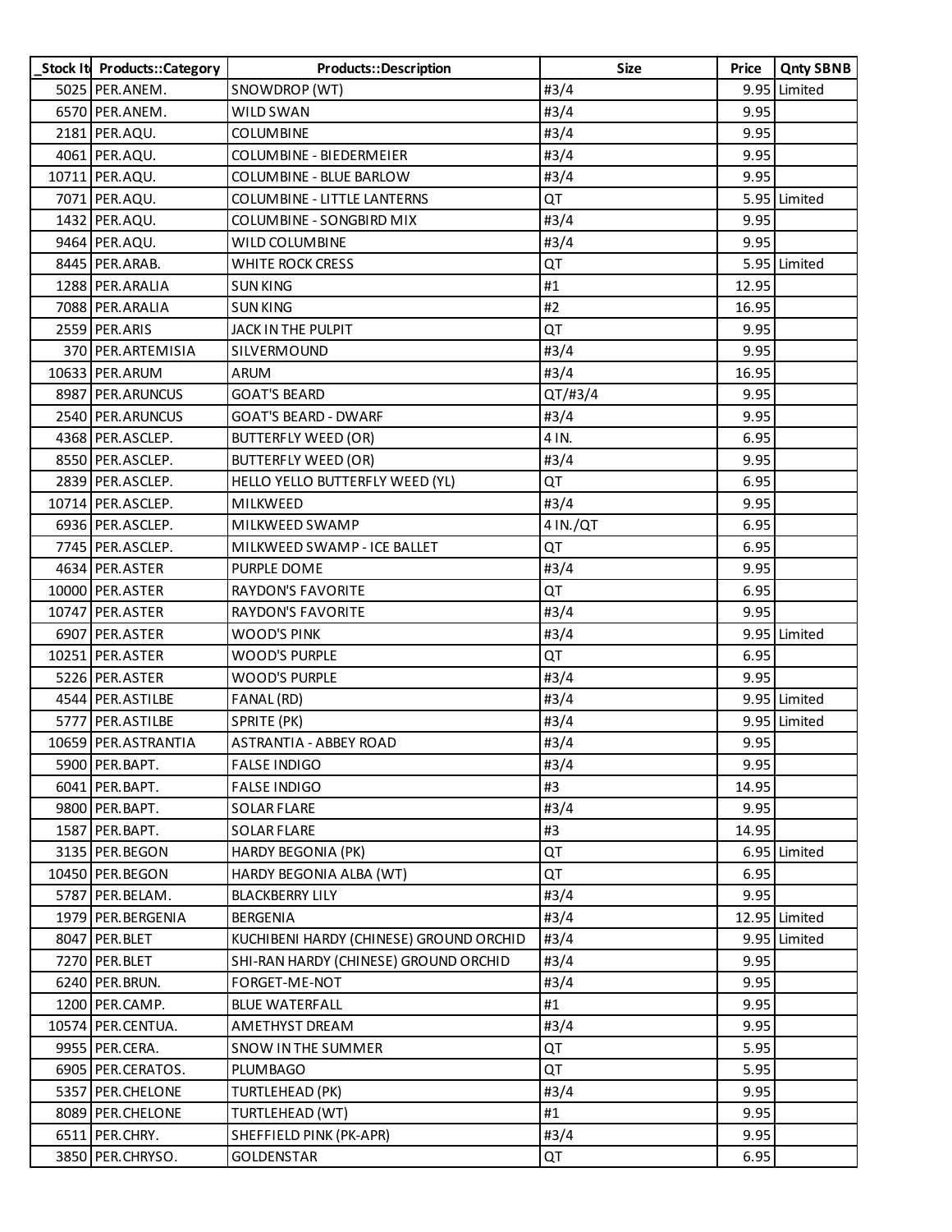| _Stock It | Products::Category | Products::Description | Size | Price | Qnty SBNB |
|---|---|---|---|---|---|
| 5025 | PER.ANEM. | SNOWDROP (WT) | #3/4 | 9.95 | Limited |
| 6570 | PER.ANEM. | WILD SWAN | #3/4 | 9.95 | |
| 2181 | PER.AQU. | COLUMBINE | #3/4 | 9.95 | |
| 4061 | PER.AQU. | COLUMBINE - BIEDERMEIER | #3/4 | 9.95 | |
| 10711 | PER.AQU. | COLUMBINE - BLUE BARLOW | #3/4 | 9.95 | |
| 7071 | PER.AQU. | COLUMBINE - LITTLE LANTERNS | QT | 5.95 | Limited |
| 1432 | PER.AQU. | COLUMBINE - SONGBIRD MIX | #3/4 | 9.95 | |
| 9464 | PER.AQU. | WILD COLUMBINE | #3/4 | 9.95 | |
| 8445 | PER.ARAB. | WHITE ROCK CRESS | QT | 5.95 | Limited |
| 1288 | PER.ARALIA | SUN KING | #1 | 12.95 | |
| 7088 | PER.ARALIA | SUN KING | #2 | 16.95 | |
| 2559 | PER.ARIS | JACK IN THE PULPIT | QT | 9.95 | |
| 370 | PER.ARTEMISIA | SILVERMOUND | #3/4 | 9.95 | |
| 10633 | PER.ARUM | ARUM | #3/4 | 16.95 | |
| 8987 | PER.ARUNCUS | GOAT'S BEARD | QT/#3/4 | 9.95 | |
| 2540 | PER.ARUNCUS | GOAT'S BEARD - DWARF | #3/4 | 9.95 | |
| 4368 | PER.ASCLEP. | BUTTERFLY WEED (OR) | 4 IN. | 6.95 | |
| 8550 | PER.ASCLEP. | BUTTERFLY WEED (OR) | #3/4 | 9.95 | |
| 2839 | PER.ASCLEP. | HELLO YELLO BUTTERFLY WEED (YL) | QT | 6.95 | |
| 10714 | PER.ASCLEP. | MILKWEED | #3/4 | 9.95 | |
| 6936 | PER.ASCLEP. | MILKWEED SWAMP | 4 IN./QT | 6.95 | |
| 7745 | PER.ASCLEP. | MILKWEED SWAMP - ICE BALLET | QT | 6.95 | |
| 4634 | PER.ASTER | PURPLE DOME | #3/4 | 9.95 | |
| 10000 | PER.ASTER | RAYDON'S FAVORITE | QT | 6.95 | |
| 10747 | PER.ASTER | RAYDON'S FAVORITE | #3/4 | 9.95 | |
| 6907 | PER.ASTER | WOOD'S PINK | #3/4 | 9.95 | Limited |
| 10251 | PER.ASTER | WOOD'S PURPLE | QT | 6.95 | |
| 5226 | PER.ASTER | WOOD'S PURPLE | #3/4 | 9.95 | |
| 4544 | PER.ASTILBE | FANAL (RD) | #3/4 | 9.95 | Limited |
| 5777 | PER.ASTILBE | SPRITE (PK) | #3/4 | 9.95 | Limited |
| 10659 | PER.ASTRANTIA | ASTRANTIA - ABBEY ROAD | #3/4 | 9.95 | |
| 5900 | PER.BAPT. | FALSE INDIGO | #3/4 | 9.95 | |
| 6041 | PER.BAPT. | FALSE INDIGO | #3 | 14.95 | |
| 9800 | PER.BAPT. | SOLAR FLARE | #3/4 | 9.95 | |
| 1587 | PER.BAPT. | SOLAR FLARE | #3 | 14.95 | |
| 3135 | PER.BEGON | HARDY BEGONIA (PK) | QT | 6.95 | Limited |
| 10450 | PER.BEGON | HARDY BEGONIA ALBA (WT) | QT | 6.95 | |
| 5787 | PER.BELAM. | BLACKBERRY LILY | #3/4 | 9.95 | |
| 1979 | PER.BERGENIA | BERGENIA | #3/4 | 12.95 | Limited |
| 8047 | PER.BLET | KUCHIBENI HARDY (CHINESE) GROUND ORCHID | #3/4 | 9.95 | Limited |
| 7270 | PER.BLET | SHI-RAN HARDY (CHINESE) GROUND ORCHID | #3/4 | 9.95 | |
| 6240 | PER.BRUN. | FORGET-ME-NOT | #3/4 | 9.95 | |
| 1200 | PER.CAMP. | BLUE WATERFALL | #1 | 9.95 | |
| 10574 | PER.CENTUA. | AMETHYST DREAM | #3/4 | 9.95 | |
| 9955 | PER.CERA. | SNOW IN THE SUMMER | QT | 5.95 | |
| 6905 | PER.CERATOS. | PLUMBAGO | QT | 5.95 | |
| 5357 | PER.CHELONE | TURTLEHEAD (PK) | #3/4 | 9.95 | |
| 8089 | PER.CHELONE | TURTLEHEAD (WT) | #1 | 9.95 | |
| 6511 | PER.CHRY. | SHEFFIELD PINK (PK-APR) | #3/4 | 9.95 | |
| 3850 | PER.CHRYSO. | GOLDENSTAR | QT | 6.95 | |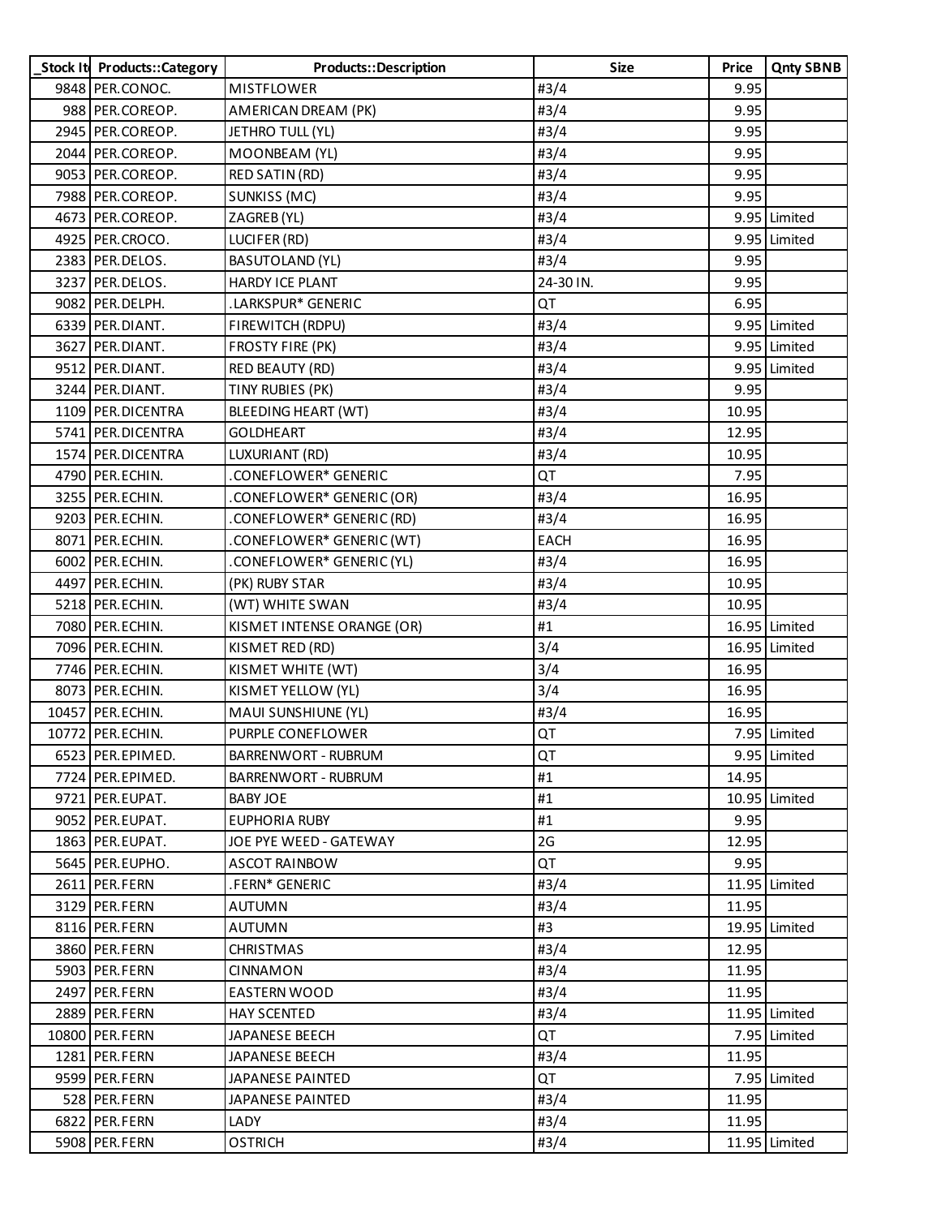| _Stock It | Products::Category | Products::Description | Size | Price | Qnty SBNB |
|---|---|---|---|---|---|
| 9848 | PER.CONOC. | MISTFLOWER | #3/4 | 9.95 | |
| 988 | PER.COREOP. | AMERICAN DREAM (PK) | #3/4 | 9.95 | |
| 2945 | PER.COREOP. | JETHRO TULL (YL) | #3/4 | 9.95 | |
| 2044 | PER.COREOP. | MOONBEAM (YL) | #3/4 | 9.95 | |
| 9053 | PER.COREOP. | RED SATIN (RD) | #3/4 | 9.95 | |
| 7988 | PER.COREOP. | SUNKISS (MC) | #3/4 | 9.95 | |
| 4673 | PER.COREOP. | ZAGREB (YL) | #3/4 | 9.95 | Limited |
| 4925 | PER.CROCO. | LUCIFER (RD) | #3/4 | 9.95 | Limited |
| 2383 | PER.DELOS. | BASUTOLAND (YL) | #3/4 | 9.95 | |
| 3237 | PER.DELOS. | HARDY ICE PLANT | 24-30 IN. | 9.95 | |
| 9082 | PER.DELPH. | .LARKSPUR* GENERIC | QT | 6.95 | |
| 6339 | PER.DIANT. | FIREWITCH (RDPU) | #3/4 | 9.95 | Limited |
| 3627 | PER.DIANT. | FROSTY FIRE (PK) | #3/4 | 9.95 | Limited |
| 9512 | PER.DIANT. | RED BEAUTY (RD) | #3/4 | 9.95 | Limited |
| 3244 | PER.DIANT. | TINY RUBIES (PK) | #3/4 | 9.95 | |
| 1109 | PER.DICENTRA | BLEEDING HEART (WT) | #3/4 | 10.95 | |
| 5741 | PER.DICENTRA | GOLDHEART | #3/4 | 12.95 | |
| 1574 | PER.DICENTRA | LUXURIANT (RD) | #3/4 | 10.95 | |
| 4790 | PER.ECHIN. | .CONEFLOWER* GENERIC | QT | 7.95 | |
| 3255 | PER.ECHIN. | .CONEFLOWER* GENERIC (OR) | #3/4 | 16.95 | |
| 9203 | PER.ECHIN. | .CONEFLOWER* GENERIC (RD) | #3/4 | 16.95 | |
| 8071 | PER.ECHIN. | .CONEFLOWER* GENERIC (WT) | EACH | 16.95 | |
| 6002 | PER.ECHIN. | .CONEFLOWER* GENERIC (YL) | #3/4 | 16.95 | |
| 4497 | PER.ECHIN. | (PK) RUBY STAR | #3/4 | 10.95 | |
| 5218 | PER.ECHIN. | (WT) WHITE SWAN | #3/4 | 10.95 | |
| 7080 | PER.ECHIN. | KISMET INTENSE ORANGE (OR) | #1 | 16.95 | Limited |
| 7096 | PER.ECHIN. | KISMET RED (RD) | 3/4 | 16.95 | Limited |
| 7746 | PER.ECHIN. | KISMET WHITE (WT) | 3/4 | 16.95 | |
| 8073 | PER.ECHIN. | KISMET YELLOW (YL) | 3/4 | 16.95 | |
| 10457 | PER.ECHIN. | MAUI SUNSHIUNE (YL) | #3/4 | 16.95 | |
| 10772 | PER.ECHIN. | PURPLE CONEFLOWER | QT | 7.95 | Limited |
| 6523 | PER.EPIMED. | BARRENWORT - RUBRUM | QT | 9.95 | Limited |
| 7724 | PER.EPIMED. | BARRENWORT - RUBRUM | #1 | 14.95 | |
| 9721 | PER.EUPAT. | BABY JOE | #1 | 10.95 | Limited |
| 9052 | PER.EUPAT. | EUPHORIA RUBY | #1 | 9.95 | |
| 1863 | PER.EUPAT. | JOE PYE WEED - GATEWAY | 2G | 12.95 | |
| 5645 | PER.EUPHO. | ASCOT RAINBOW | QT | 9.95 | |
| 2611 | PER.FERN | .FERN* GENERIC | #3/4 | 11.95 | Limited |
| 3129 | PER.FERN | AUTUMN | #3/4 | 11.95 | |
| 8116 | PER.FERN | AUTUMN | #3 | 19.95 | Limited |
| 3860 | PER.FERN | CHRISTMAS | #3/4 | 12.95 | |
| 5903 | PER.FERN | CINNAMON | #3/4 | 11.95 | |
| 2497 | PER.FERN | EASTERN WOOD | #3/4 | 11.95 | |
| 2889 | PER.FERN | HAY SCENTED | #3/4 | 11.95 | Limited |
| 10800 | PER.FERN | JAPANESE BEECH | QT | 7.95 | Limited |
| 1281 | PER.FERN | JAPANESE BEECH | #3/4 | 11.95 | |
| 9599 | PER.FERN | JAPANESE PAINTED | QT | 7.95 | Limited |
| 528 | PER.FERN | JAPANESE PAINTED | #3/4 | 11.95 | |
| 6822 | PER.FERN | LADY | #3/4 | 11.95 | |
| 5908 | PER.FERN | OSTRICH | #3/4 | 11.95 | Limited |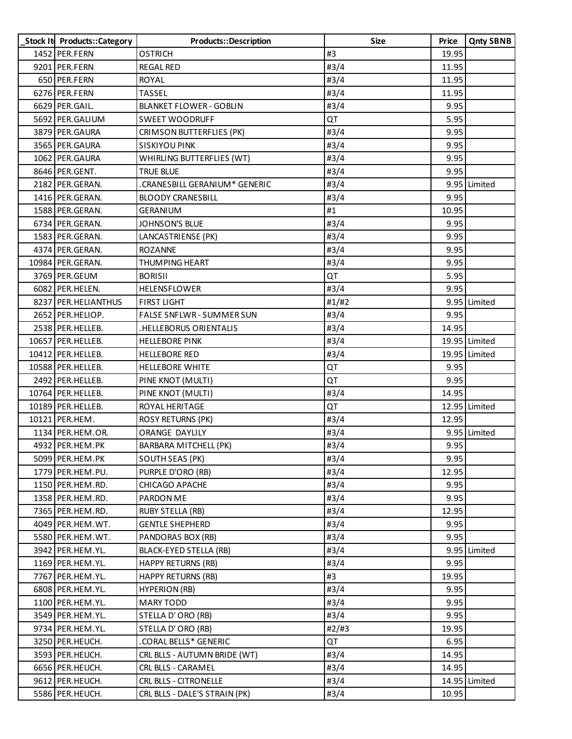| _Stock It | Products::Category | Products::Description | Size | Price | Qnty SBNB |
|---|---|---|---|---|---|
| 1452 | PER.FERN | OSTRICH | #3 | 19.95 | |
| 9201 | PER.FERN | REGAL RED | #3/4 | 11.95 | |
| 650 | PER.FERN | ROYAL | #3/4 | 11.95 | |
| 6276 | PER.FERN | TASSEL | #3/4 | 11.95 | |
| 6629 | PER.GAIL. | BLANKET FLOWER - GOBLIN | #3/4 | 9.95 | |
| 5692 | PER.GALIUM | SWEET WOODRUFF | QT | 5.95 | |
| 3879 | PER.GAURA | CRIMSON BUTTERFLIES (PK) | #3/4 | 9.95 | |
| 3565 | PER.GAURA | SISKIYOU PINK | #3/4 | 9.95 | |
| 1062 | PER.GAURA | WHIRLING BUTTERFLIES (WT) | #3/4 | 9.95 | |
| 8646 | PER.GENT. | TRUE BLUE | #3/4 | 9.95 | |
| 2182 | PER.GERAN. | .CRANESBILL GERANIUM* GENERIC | #3/4 | 9.95 | Limited |
| 1416 | PER.GERAN. | BLOODY CRANESBILL | #3/4 | 9.95 | |
| 1588 | PER.GERAN. | GERANIUM | #1 | 10.95 | |
| 6734 | PER.GERAN. | JOHNSON'S BLUE | #3/4 | 9.95 | |
| 1583 | PER.GERAN. | LANCASTRIENSE (PK) | #3/4 | 9.95 | |
| 4374 | PER.GERAN. | ROZANNE | #3/4 | 9.95 | |
| 10984 | PER.GERAN. | THUMPING HEART | #3/4 | 9.95 | |
| 3769 | PER.GEUM | BORISII | QT | 5.95 | |
| 6082 | PER.HELEN. | HELENSFLOWER | #3/4 | 9.95 | |
| 8237 | PER.HELIANTHUS | FIRST LIGHT | #1/#2 | 9.95 | Limited |
| 2652 | PER.HELIOP. | FALSE SNFLWR - SUMMER SUN | #3/4 | 9.95 | |
| 2538 | PER.HELLEB. | .HELLEBORUS ORIENTALIS | #3/4 | 14.95 | |
| 10657 | PER.HELLEB. | HELLEBORE PINK | #3/4 | 19.95 | Limited |
| 10412 | PER.HELLEB. | HELLEBORE RED | #3/4 | 19.95 | Limited |
| 10588 | PER.HELLEB. | HELLEBORE WHITE | QT | 9.95 | |
| 2492 | PER.HELLEB. | PINE KNOT (MULTI) | QT | 9.95 | |
| 10764 | PER.HELLEB. | PINE KNOT (MULTI) | #3/4 | 14.95 | |
| 10189 | PER.HELLEB. | ROYAL HERITAGE | QT | 12.95 | Limited |
| 10121 | PER.HEM. | ROSY RETURNS (PK) | #3/4 | 12.95 | |
| 1134 | PER.HEM.OR. | ORANGE DAYLILY | #3/4 | 9.95 | Limited |
| 4932 | PER.HEM.PK | BARBARA MITCHELL (PK) | #3/4 | 9.95 | |
| 5099 | PER.HEM.PK | SOUTH SEAS (PK) | #3/4 | 9.95 | |
| 1779 | PER.HEM.PU. | PURPLE D'ORO (RB) | #3/4 | 12.95 | |
| 1150 | PER.HEM.RD. | CHICAGO APACHE | #3/4 | 9.95 | |
| 1358 | PER.HEM.RD. | PARDON ME | #3/4 | 9.95 | |
| 7365 | PER.HEM.RD. | RUBY STELLA (RB) | #3/4 | 12.95 | |
| 4049 | PER.HEM.WT. | GENTLE SHEPHERD | #3/4 | 9.95 | |
| 5580 | PER.HEM.WT. | PANDORAS BOX (RB) | #3/4 | 9.95 | |
| 3942 | PER.HEM.YL. | BLACK-EYED STELLA (RB) | #3/4 | 9.95 | Limited |
| 1169 | PER.HEM.YL. | HAPPY RETURNS (RB) | #3/4 | 9.95 | |
| 7767 | PER.HEM.YL. | HAPPY RETURNS (RB) | #3 | 19.95 | |
| 6808 | PER.HEM.YL. | HYPERION (RB) | #3/4 | 9.95 | |
| 1100 | PER.HEM.YL. | MARY TODD | #3/4 | 9.95 | |
| 3549 | PER.HEM.YL. | STELLA D' ORO (RB) | #3/4 | 9.95 | |
| 9734 | PER.HEM.YL. | STELLA D' ORO (RB) | #2/#3 | 19.95 | |
| 3250 | PER.HEUCH. | .CORAL BELLS* GENERIC | QT | 6.95 | |
| 3593 | PER.HEUCH. | CRL BLLS - AUTUMN BRIDE (WT) | #3/4 | 14.95 | |
| 6656 | PER.HEUCH. | CRL BLLS - CARAMEL | #3/4 | 14.95 | |
| 9612 | PER.HEUCH. | CRL BLLS - CITRONELLE | #3/4 | 14.95 | Limited |
| 5586 | PER.HEUCH. | CRL BLLS - DALE'S STRAIN (PK) | #3/4 | 10.95 | |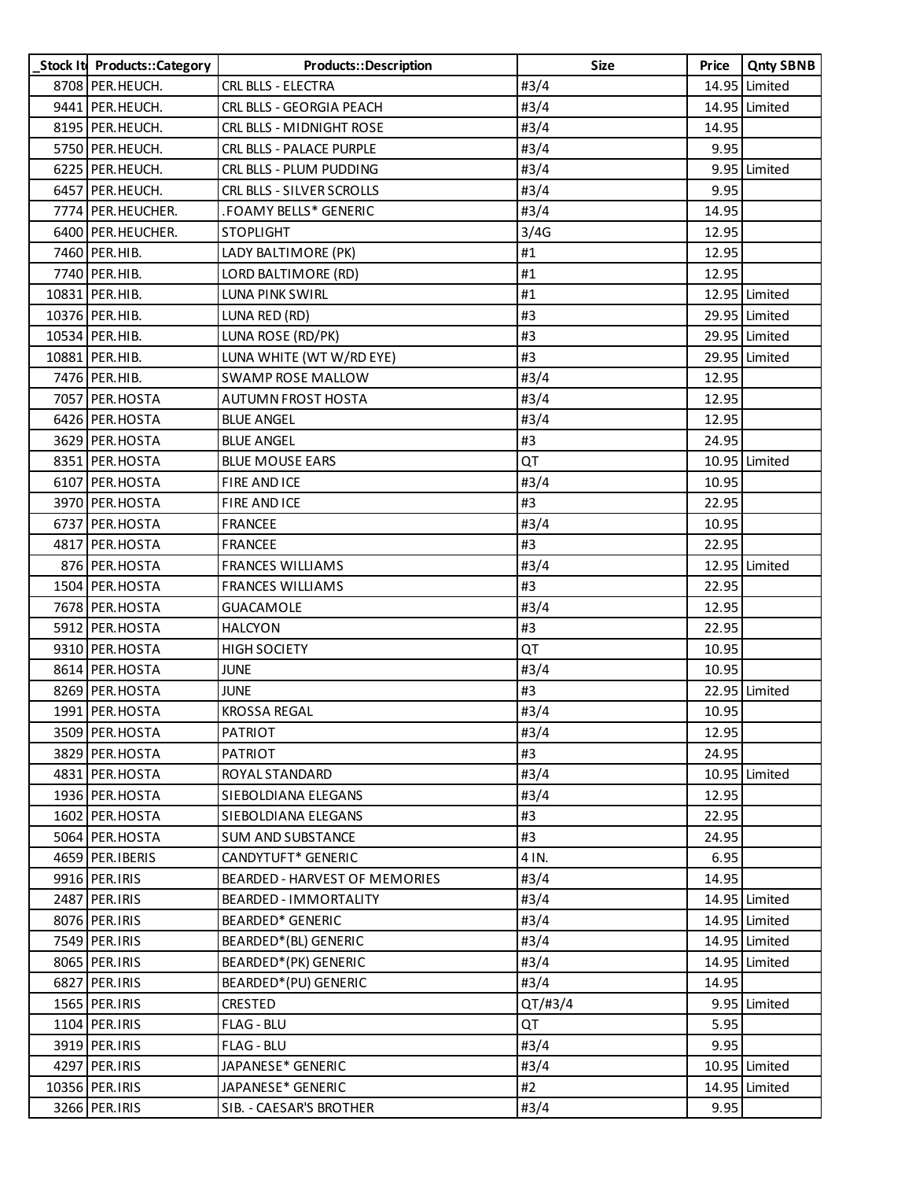| _Stock It | Products::Category | Products::Description | Size | Price | Qnty SBNB |
|---|---|---|---|---|---|
| 8708 | PER.HEUCH. | CRL BLLS - ELECTRA | #3/4 | 14.95 | Limited |
| 9441 | PER.HEUCH. | CRL BLLS - GEORGIA PEACH | #3/4 | 14.95 | Limited |
| 8195 | PER.HEUCH. | CRL BLLS - MIDNIGHT ROSE | #3/4 | 14.95 | |
| 5750 | PER.HEUCH. | CRL BLLS - PALACE PURPLE | #3/4 | 9.95 | |
| 6225 | PER.HEUCH. | CRL BLLS - PLUM PUDDING | #3/4 | 9.95 | Limited |
| 6457 | PER.HEUCH. | CRL BLLS - SILVER SCROLLS | #3/4 | 9.95 | |
| 7774 | PER.HEUCHER. | .FOAMY BELLS* GENERIC | #3/4 | 14.95 | |
| 6400 | PER.HEUCHER. | STOPLIGHT | 3/4G | 12.95 | |
| 7460 | PER.HIB. | LADY BALTIMORE (PK) | #1 | 12.95 | |
| 7740 | PER.HIB. | LORD BALTIMORE (RD) | #1 | 12.95 | |
| 10831 | PER.HIB. | LUNA PINK SWIRL | #1 | 12.95 | Limited |
| 10376 | PER.HIB. | LUNA RED (RD) | #3 | 29.95 | Limited |
| 10534 | PER.HIB. | LUNA ROSE (RD/PK) | #3 | 29.95 | Limited |
| 10881 | PER.HIB. | LUNA WHITE (WT W/RD EYE) | #3 | 29.95 | Limited |
| 7476 | PER.HIB. | SWAMP ROSE MALLOW | #3/4 | 12.95 | |
| 7057 | PER.HOSTA | AUTUMN FROST HOSTA | #3/4 | 12.95 | |
| 6426 | PER.HOSTA | BLUE ANGEL | #3/4 | 12.95 | |
| 3629 | PER.HOSTA | BLUE ANGEL | #3 | 24.95 | |
| 8351 | PER.HOSTA | BLUE MOUSE EARS | QT | 10.95 | Limited |
| 6107 | PER.HOSTA | FIRE AND ICE | #3/4 | 10.95 | |
| 3970 | PER.HOSTA | FIRE AND ICE | #3 | 22.95 | |
| 6737 | PER.HOSTA | FRANCEE | #3/4 | 10.95 | |
| 4817 | PER.HOSTA | FRANCEE | #3 | 22.95 | |
| 876 | PER.HOSTA | FRANCES WILLIAMS | #3/4 | 12.95 | Limited |
| 1504 | PER.HOSTA | FRANCES WILLIAMS | #3 | 22.95 | |
| 7678 | PER.HOSTA | GUACAMOLE | #3/4 | 12.95 | |
| 5912 | PER.HOSTA | HALCYON | #3 | 22.95 | |
| 9310 | PER.HOSTA | HIGH SOCIETY | QT | 10.95 | |
| 8614 | PER.HOSTA | JUNE | #3/4 | 10.95 | |
| 8269 | PER.HOSTA | JUNE | #3 | 22.95 | Limited |
| 1991 | PER.HOSTA | KROSSA REGAL | #3/4 | 10.95 | |
| 3509 | PER.HOSTA | PATRIOT | #3/4 | 12.95 | |
| 3829 | PER.HOSTA | PATRIOT | #3 | 24.95 | |
| 4831 | PER.HOSTA | ROYAL STANDARD | #3/4 | 10.95 | Limited |
| 1936 | PER.HOSTA | SIEBOLDIANA ELEGANS | #3/4 | 12.95 | |
| 1602 | PER.HOSTA | SIEBOLDIANA ELEGANS | #3 | 22.95 | |
| 5064 | PER.HOSTA | SUM AND SUBSTANCE | #3 | 24.95 | |
| 4659 | PER.IBERIS | CANDYTUFT* GENERIC | 4 IN. | 6.95 | |
| 9916 | PER.IRIS | BEARDED - HARVEST OF MEMORIES | #3/4 | 14.95 | |
| 2487 | PER.IRIS | BEARDED - IMMORTALITY | #3/4 | 14.95 | Limited |
| 8076 | PER.IRIS | BEARDED* GENERIC | #3/4 | 14.95 | Limited |
| 7549 | PER.IRIS | BEARDED*(BL) GENERIC | #3/4 | 14.95 | Limited |
| 8065 | PER.IRIS | BEARDED*(PK) GENERIC | #3/4 | 14.95 | Limited |
| 6827 | PER.IRIS | BEARDED*(PU) GENERIC | #3/4 | 14.95 | |
| 1565 | PER.IRIS | CRESTED | QT/#3/4 | 9.95 | Limited |
| 1104 | PER.IRIS | FLAG - BLU | QT | 5.95 | |
| 3919 | PER.IRIS | FLAG - BLU | #3/4 | 9.95 | |
| 4297 | PER.IRIS | JAPANESE* GENERIC | #3/4 | 10.95 | Limited |
| 10356 | PER.IRIS | JAPANESE* GENERIC | #2 | 14.95 | Limited |
| 3266 | PER.IRIS | SIB. - CAESAR'S BROTHER | #3/4 | 9.95 | |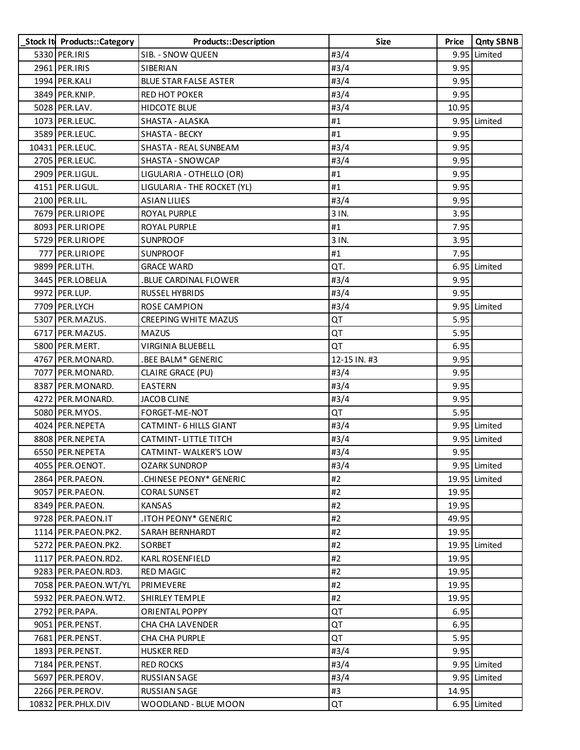| _Stock It | Products::Category | Products::Description | Size | Price | Qnty SBNB |
|---|---|---|---|---|---|
| 5330 | PER.IRIS | SIB. - SNOW QUEEN | #3/4 | 9.95 | Limited |
| 2961 | PER.IRIS | SIBERIAN | #3/4 | 9.95 | |
| 1994 | PER.KALI | BLUE STAR FALSE ASTER | #3/4 | 9.95 | |
| 3849 | PER.KNIP. | RED HOT POKER | #3/4 | 9.95 | |
| 5028 | PER.LAV. | HIDCOTE BLUE | #3/4 | 10.95 | |
| 1073 | PER.LEUC. | SHASTA - ALASKA | #1 | 9.95 | Limited |
| 3589 | PER.LEUC. | SHASTA - BECKY | #1 | 9.95 | |
| 10431 | PER.LEUC. | SHASTA - REAL SUNBEAM | #3/4 | 9.95 | |
| 2705 | PER.LEUC. | SHASTA - SNOWCAP | #3/4 | 9.95 | |
| 2909 | PER.LIGUL. | LIGULARIA - OTHELLO (OR) | #1 | 9.95 | |
| 4151 | PER.LIGUL. | LIGULARIA - THE ROCKET (YL) | #1 | 9.95 | |
| 2100 | PER.LIL. | ASIAN LILIES | #3/4 | 9.95 | |
| 7679 | PER.LIRIOPE | ROYAL PURPLE | 3 IN. | 3.95 | |
| 8093 | PER.LIRIOPE | ROYAL PURPLE | #1 | 7.95 | |
| 5729 | PER.LIRIOPE | SUNPROOF | 3 IN. | 3.95 | |
| 777 | PER.LIRIOPE | SUNPROOF | #1 | 7.95 | |
| 9899 | PER.LITH. | GRACE WARD | QT. | 6.95 | Limited |
| 3445 | PER.LOBELIA | .BLUE CARDINAL FLOWER | #3/4 | 9.95 | |
| 9972 | PER.LUP. | RUSSEL HYBRIDS | #3/4 | 9.95 | |
| 7709 | PER.LYCH | ROSE CAMPION | #3/4 | 9.95 | Limited |
| 5307 | PER.MAZUS. | CREEPING WHITE MAZUS | QT | 5.95 | |
| 6717 | PER.MAZUS. | MAZUS | QT | 5.95 | |
| 5800 | PER.MERT. | VIRGINIA BLUEBELL | QT | 6.95 | |
| 4767 | PER.MONARD. | .BEE BALM* GENERIC | 12-15 IN. #3 | 9.95 | |
| 7077 | PER.MONARD. | CLAIRE GRACE (PU) | #3/4 | 9.95 | |
| 8387 | PER.MONARD. | EASTERN | #3/4 | 9.95 | |
| 4272 | PER.MONARD. | JACOB CLINE | #3/4 | 9.95 | |
| 5080 | PER.MYOS. | FORGET-ME-NOT | QT | 5.95 | |
| 4024 | PER.NEPETA | CATMINT- 6 HILLS GIANT | #3/4 | 9.95 | Limited |
| 8808 | PER.NEPETA | CATMINT- LITTLE TITCH | #3/4 | 9.95 | Limited |
| 6550 | PER.NEPETA | CATMINT- WALKER'S LOW | #3/4 | 9.95 | |
| 4055 | PER.OENOT. | OZARK SUNDROP | #3/4 | 9.95 | Limited |
| 2864 | PER.PAEON. | .CHINESE PEONY* GENERIC | #2 | 19.95 | Limited |
| 9057 | PER.PAEON. | CORAL SUNSET | #2 | 19.95 | |
| 8349 | PER.PAEON. | KANSAS | #2 | 19.95 | |
| 9728 | PER.PAEON.IT | .ITOH PEONY* GENERIC | #2 | 49.95 | |
| 1114 | PER.PAEON.PK2. | SARAH BERNHARDT | #2 | 19.95 | |
| 5272 | PER.PAEON.PK2. | SORBET | #2 | 19.95 | Limited |
| 1117 | PER.PAEON.RD2. | KARL ROSENFIELD | #2 | 19.95 | |
| 9283 | PER.PAEON.RD3. | RED MAGIC | #2 | 19.95 | |
| 7058 | PER.PAEON.WT/YL | PRIMEVERE | #2 | 19.95 | |
| 5932 | PER.PAEON.WT2. | SHIRLEY TEMPLE | #2 | 19.95 | |
| 2792 | PER.PAPA. | ORIENTAL POPPY | QT | 6.95 | |
| 9051 | PER.PENST. | CHA CHA LAVENDER | QT | 6.95 | |
| 7681 | PER.PENST. | CHA CHA PURPLE | QT | 5.95 | |
| 1893 | PER.PENST. | HUSKER RED | #3/4 | 9.95 | |
| 7184 | PER.PENST. | RED ROCKS | #3/4 | 9.95 | Limited |
| 5697 | PER.PEROV. | RUSSIAN SAGE | #3/4 | 9.95 | Limited |
| 2266 | PER.PEROV. | RUSSIAN SAGE | #3 | 14.95 | |
| 10832 | PER.PHLX.DIV | WOODLAND - BLUE MOON | QT | 6.95 | Limited |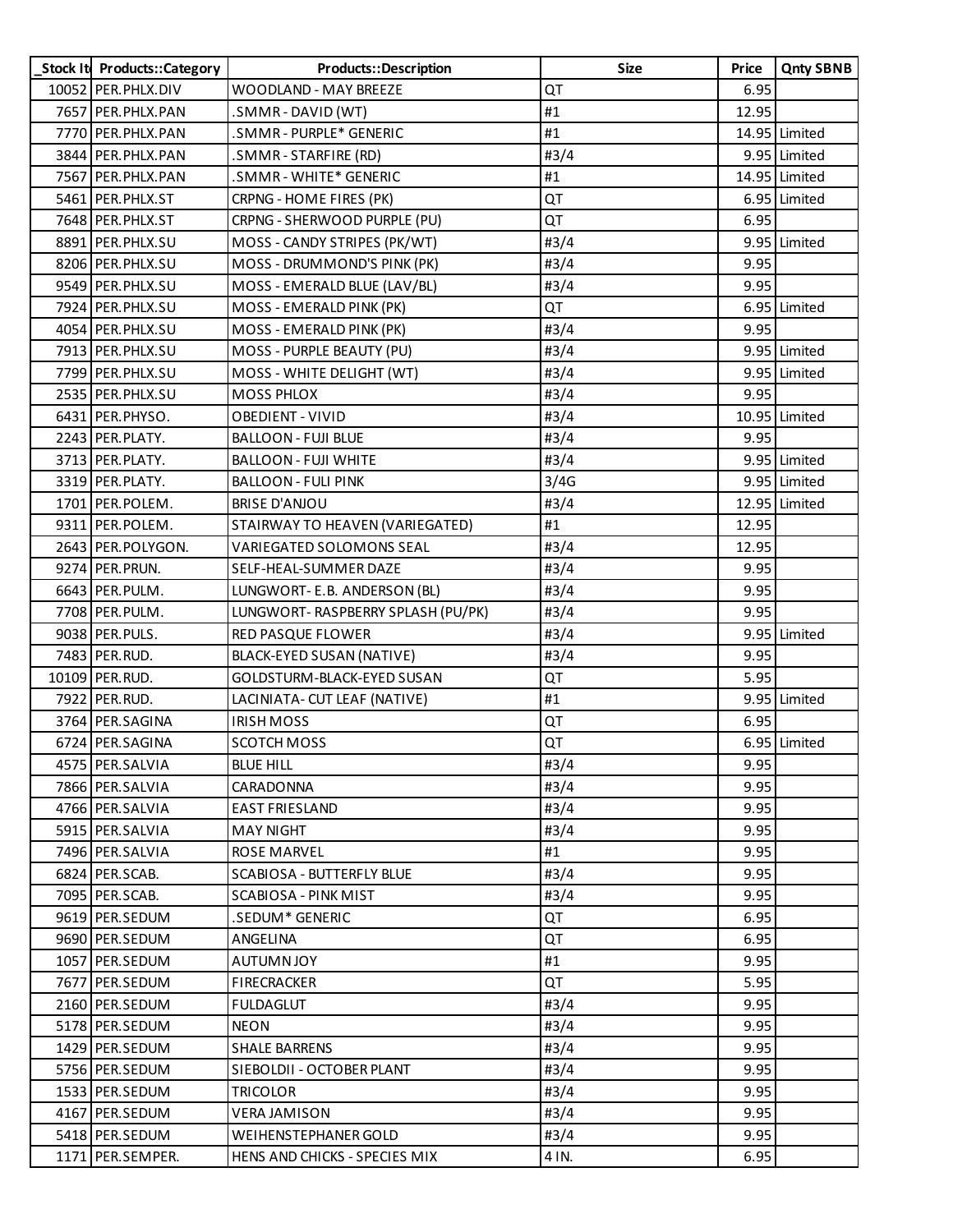| _Stock It | Products::Category | Products::Description | Size | Price | Qnty SBNB |
|---|---|---|---|---|---|
| 10052 | PER.PHLX.DIV | WOODLAND - MAY BREEZE | QT | 6.95 | |
| 7657 | PER.PHLX.PAN | .SMMR - DAVID (WT) | #1 | 12.95 | |
| 7770 | PER.PHLX.PAN | .SMMR - PURPLE* GENERIC | #1 | 14.95 | Limited |
| 3844 | PER.PHLX.PAN | .SMMR - STARFIRE (RD) | #3/4 | 9.95 | Limited |
| 7567 | PER.PHLX.PAN | .SMMR - WHITE* GENERIC | #1 | 14.95 | Limited |
| 5461 | PER.PHLX.ST | CRPNG - HOME FIRES (PK) | QT | 6.95 | Limited |
| 7648 | PER.PHLX.ST | CRPNG - SHERWOOD PURPLE (PU) | QT | 6.95 | |
| 8891 | PER.PHLX.SU | MOSS - CANDY STRIPES (PK/WT) | #3/4 | 9.95 | Limited |
| 8206 | PER.PHLX.SU | MOSS - DRUMMOND'S PINK (PK) | #3/4 | 9.95 | |
| 9549 | PER.PHLX.SU | MOSS - EMERALD BLUE (LAV/BL) | #3/4 | 9.95 | |
| 7924 | PER.PHLX.SU | MOSS - EMERALD PINK (PK) | QT | 6.95 | Limited |
| 4054 | PER.PHLX.SU | MOSS - EMERALD PINK (PK) | #3/4 | 9.95 | |
| 7913 | PER.PHLX.SU | MOSS - PURPLE BEAUTY (PU) | #3/4 | 9.95 | Limited |
| 7799 | PER.PHLX.SU | MOSS - WHITE DELIGHT (WT) | #3/4 | 9.95 | Limited |
| 2535 | PER.PHLX.SU | MOSS PHLOX | #3/4 | 9.95 | |
| 6431 | PER.PHYSO. | OBEDIENT - VIVID | #3/4 | 10.95 | Limited |
| 2243 | PER.PLATY. | BALLOON - FUJI BLUE | #3/4 | 9.95 | |
| 3713 | PER.PLATY. | BALLOON - FUJI WHITE | #3/4 | 9.95 | Limited |
| 3319 | PER.PLATY. | BALLOON - FULI PINK | 3/4G | 9.95 | Limited |
| 1701 | PER.POLEM. | BRISE D'ANJOU | #3/4 | 12.95 | Limited |
| 9311 | PER.POLEM. | STAIRWAY TO HEAVEN (VARIEGATED) | #1 | 12.95 | |
| 2643 | PER.POLYGON. | VARIEGATED SOLOMONS SEAL | #3/4 | 12.95 | |
| 9274 | PER.PRUN. | SELF-HEAL-SUMMER DAZE | #3/4 | 9.95 | |
| 6643 | PER.PULM. | LUNGWORT- E.B. ANDERSON (BL) | #3/4 | 9.95 | |
| 7708 | PER.PULM. | LUNGWORT- RASPBERRY SPLASH (PU/PK) | #3/4 | 9.95 | |
| 9038 | PER.PULS. | RED PASQUE FLOWER | #3/4 | 9.95 | Limited |
| 7483 | PER.RUD. | BLACK-EYED SUSAN (NATIVE) | #3/4 | 9.95 | |
| 10109 | PER.RUD. | GOLDSTURM-BLACK-EYED SUSAN | QT | 5.95 | |
| 7922 | PER.RUD. | LACINIATA- CUT LEAF (NATIVE) | #1 | 9.95 | Limited |
| 3764 | PER.SAGINA | IRISH MOSS | QT | 6.95 | |
| 6724 | PER.SAGINA | SCOTCH MOSS | QT | 6.95 | Limited |
| 4575 | PER.SALVIA | BLUE HILL | #3/4 | 9.95 | |
| 7866 | PER.SALVIA | CARADONNA | #3/4 | 9.95 | |
| 4766 | PER.SALVIA | EAST FRIESLAND | #3/4 | 9.95 | |
| 5915 | PER.SALVIA | MAY NIGHT | #3/4 | 9.95 | |
| 7496 | PER.SALVIA | ROSE MARVEL | #1 | 9.95 | |
| 6824 | PER.SCAB. | SCABIOSA - BUTTERFLY BLUE | #3/4 | 9.95 | |
| 7095 | PER.SCAB. | SCABIOSA - PINK MIST | #3/4 | 9.95 | |
| 9619 | PER.SEDUM | .SEDUM* GENERIC | QT | 6.95 | |
| 9690 | PER.SEDUM | ANGELINA | QT | 6.95 | |
| 1057 | PER.SEDUM | AUTUMN JOY | #1 | 9.95 | |
| 7677 | PER.SEDUM | FIRECRACKER | QT | 5.95 | |
| 2160 | PER.SEDUM | FULDAGLUT | #3/4 | 9.95 | |
| 5178 | PER.SEDUM | NEON | #3/4 | 9.95 | |
| 1429 | PER.SEDUM | SHALE BARRENS | #3/4 | 9.95 | |
| 5756 | PER.SEDUM | SIEBOLDII - OCTOBER PLANT | #3/4 | 9.95 | |
| 1533 | PER.SEDUM | TRICOLOR | #3/4 | 9.95 | |
| 4167 | PER.SEDUM | VERA JAMISON | #3/4 | 9.95 | |
| 5418 | PER.SEDUM | WEIHENSTEPHANER GOLD | #3/4 | 9.95 | |
| 1171 | PER.SEMPER. | HENS AND CHICKS - SPECIES MIX | 4 IN. | 6.95 | |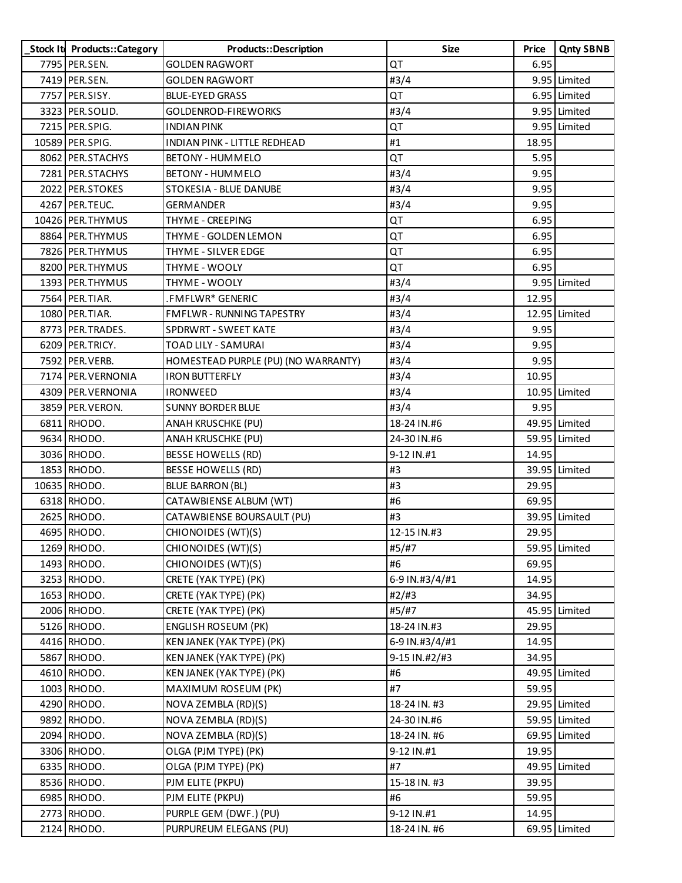| _Stock It | Products::Category | Products::Description | Size | Price | Qnty SBNB |
|---|---|---|---|---|---|
| 7795 | PER.SEN. | GOLDEN RAGWORT | QT | 6.95 | |
| 7419 | PER.SEN. | GOLDEN RAGWORT | #3/4 | 9.95 | Limited |
| 7757 | PER.SISY. | BLUE-EYED GRASS | QT | 6.95 | Limited |
| 3323 | PER.SOLID. | GOLDENROD-FIREWORKS | #3/4 | 9.95 | Limited |
| 7215 | PER.SPIG. | INDIAN PINK | QT | 9.95 | Limited |
| 10589 | PER.SPIG. | INDIAN PINK - LITTLE REDHEAD | #1 | 18.95 | |
| 8062 | PER.STACHYS | BETONY - HUMMELO | QT | 5.95 | |
| 7281 | PER.STACHYS | BETONY - HUMMELO | #3/4 | 9.95 | |
| 2022 | PER.STOKES | STOKESIA - BLUE DANUBE | #3/4 | 9.95 | |
| 4267 | PER.TEUC. | GERMANDER | #3/4 | 9.95 | |
| 10426 | PER.THYMUS | THYME - CREEPING | QT | 6.95 | |
| 8864 | PER.THYMUS | THYME - GOLDEN LEMON | QT | 6.95 | |
| 7826 | PER.THYMUS | THYME - SILVER EDGE | QT | 6.95 | |
| 8200 | PER.THYMUS | THYME - WOOLY | QT | 6.95 | |
| 1393 | PER.THYMUS | THYME - WOOLY | #3/4 | 9.95 | Limited |
| 7564 | PER.TIAR. | .FMFLWR* GENERIC | #3/4 | 12.95 | |
| 1080 | PER.TIAR. | FMFLWR - RUNNING TAPESTRY | #3/4 | 12.95 | Limited |
| 8773 | PER.TRADES. | SPDRWRT - SWEET KATE | #3/4 | 9.95 | |
| 6209 | PER.TRICY. | TOAD LILY - SAMURAI | #3/4 | 9.95 | |
| 7592 | PER.VERB. | HOMESTEAD PURPLE (PU) (NO WARRANTY) | #3/4 | 9.95 | |
| 7174 | PER.VERNONIA | IRON BUTTERFLY | #3/4 | 10.95 | |
| 4309 | PER.VERNONIA | IRONWEED | #3/4 | 10.95 | Limited |
| 3859 | PER.VERON. | SUNNY BORDER BLUE | #3/4 | 9.95 | |
| 6811 | RHODO. | ANAH KRUSCHKE (PU) | 18-24 IN.#6 | 49.95 | Limited |
| 9634 | RHODO. | ANAH KRUSCHKE (PU) | 24-30 IN.#6 | 59.95 | Limited |
| 3036 | RHODO. | BESSE HOWELLS (RD) | 9-12 IN.#1 | 14.95 | |
| 1853 | RHODO. | BESSE HOWELLS (RD) | #3 | 39.95 | Limited |
| 10635 | RHODO. | BLUE BARRON (BL) | #3 | 29.95 | |
| 6318 | RHODO. | CATAWBIENSE ALBUM (WT) | #6 | 69.95 | |
| 2625 | RHODO. | CATAWBIENSE BOURSAULT (PU) | #3 | 39.95 | Limited |
| 4695 | RHODO. | CHIONOIDES (WT)(S) | 12-15 IN.#3 | 29.95 | |
| 1269 | RHODO. | CHIONOIDES (WT)(S) | #5/#7 | 59.95 | Limited |
| 1493 | RHODO. | CHIONOIDES (WT)(S) | #6 | 69.95 | |
| 3253 | RHODO. | CRETE (YAK TYPE) (PK) | 6-9 IN.#3/4/#1 | 14.95 | |
| 1653 | RHODO. | CRETE (YAK TYPE) (PK) | #2/#3 | 34.95 | |
| 2006 | RHODO. | CRETE (YAK TYPE) (PK) | #5/#7 | 45.95 | Limited |
| 5126 | RHODO. | ENGLISH ROSEUM (PK) | 18-24 IN.#3 | 29.95 | |
| 4416 | RHODO. | KEN JANEK (YAK TYPE) (PK) | 6-9 IN.#3/4/#1 | 14.95 | |
| 5867 | RHODO. | KEN JANEK (YAK TYPE) (PK) | 9-15 IN.#2/#3 | 34.95 | |
| 4610 | RHODO. | KEN JANEK (YAK TYPE) (PK) | #6 | 49.95 | Limited |
| 1003 | RHODO. | MAXIMUM ROSEUM (PK) | #7 | 59.95 | |
| 4290 | RHODO. | NOVA ZEMBLA (RD)(S) | 18-24 IN. #3 | 29.95 | Limited |
| 9892 | RHODO. | NOVA ZEMBLA (RD)(S) | 24-30 IN.#6 | 59.95 | Limited |
| 2094 | RHODO. | NOVA ZEMBLA (RD)(S) | 18-24 IN. #6 | 69.95 | Limited |
| 3306 | RHODO. | OLGA (PJM TYPE) (PK) | 9-12 IN.#1 | 19.95 | |
| 6335 | RHODO. | OLGA (PJM TYPE) (PK) | #7 | 49.95 | Limited |
| 8536 | RHODO. | PJM ELITE (PKPU) | 15-18 IN. #3 | 39.95 | |
| 6985 | RHODO. | PJM ELITE (PKPU) | #6 | 59.95 | |
| 2773 | RHODO. | PURPLE GEM (DWF.) (PU) | 9-12 IN.#1 | 14.95 | |
| 2124 | RHODO. | PURPUREUM ELEGANS (PU) | 18-24 IN. #6 | 69.95 | Limited |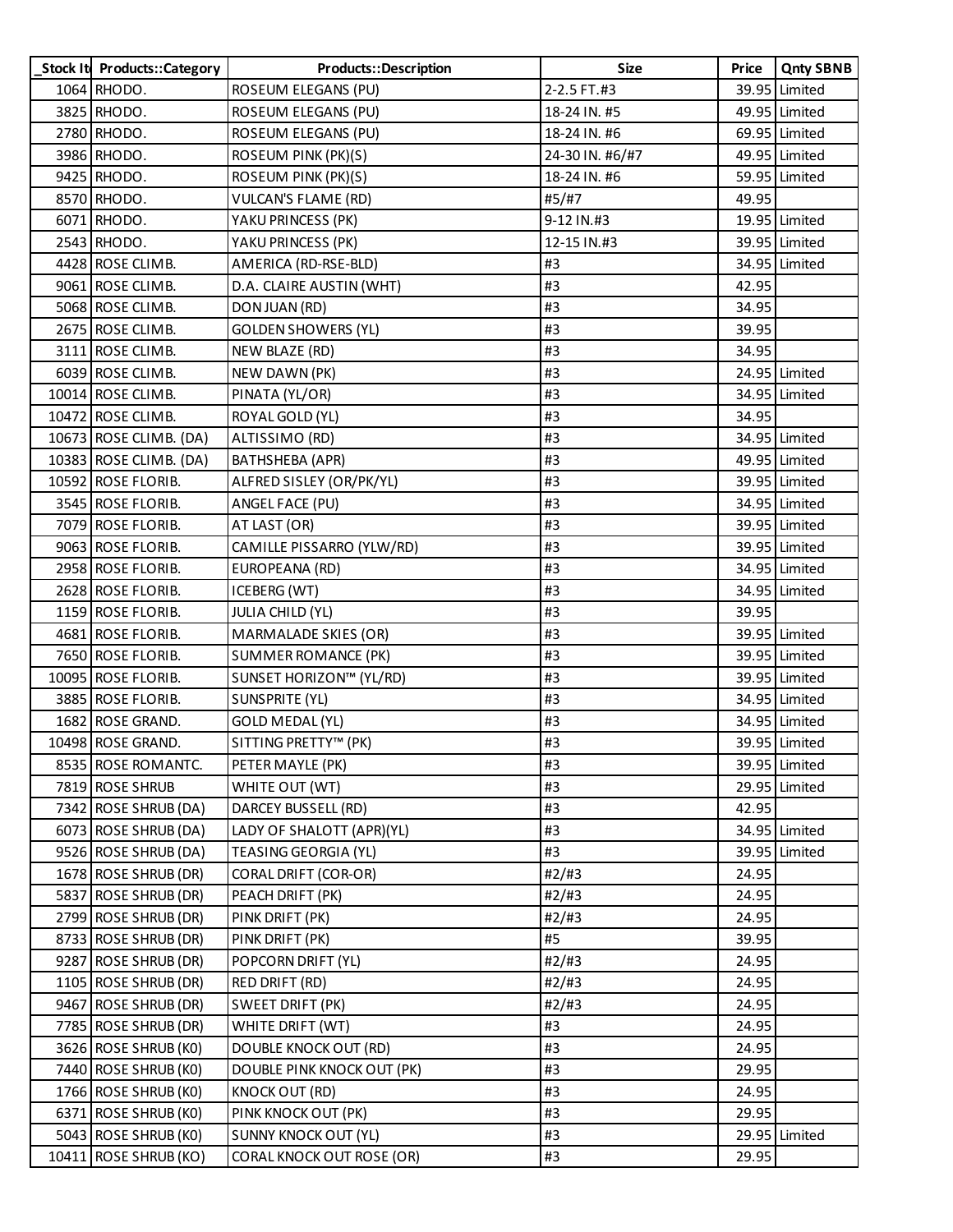| _Stock It | Products::Category | Products::Description | Size | Price | Qnty SBNB |
|---|---|---|---|---|---|
| 1064 | RHODO. | ROSEUM ELEGANS (PU) | 2-2.5 FT.#3 | 39.95 | Limited |
| 3825 | RHODO. | ROSEUM ELEGANS (PU) | 18-24 IN. #5 | 49.95 | Limited |
| 2780 | RHODO. | ROSEUM ELEGANS (PU) | 18-24 IN. #6 | 69.95 | Limited |
| 3986 | RHODO. | ROSEUM PINK (PK)(S) | 24-30 IN. #6/#7 | 49.95 | Limited |
| 9425 | RHODO. | ROSEUM PINK (PK)(S) | 18-24 IN. #6 | 59.95 | Limited |
| 8570 | RHODO. | VULCAN'S FLAME (RD) | #5/#7 | 49.95 | |
| 6071 | RHODO. | YAKU PRINCESS (PK) | 9-12 IN.#3 | 19.95 | Limited |
| 2543 | RHODO. | YAKU PRINCESS (PK) | 12-15 IN.#3 | 39.95 | Limited |
| 4428 | ROSE CLIMB. | AMERICA (RD-RSE-BLD) | #3 | 34.95 | Limited |
| 9061 | ROSE CLIMB. | D.A. CLAIRE AUSTIN (WHT) | #3 | 42.95 | |
| 5068 | ROSE CLIMB. | DON JUAN (RD) | #3 | 34.95 | |
| 2675 | ROSE CLIMB. | GOLDEN SHOWERS (YL) | #3 | 39.95 | |
| 3111 | ROSE CLIMB. | NEW BLAZE (RD) | #3 | 34.95 | |
| 6039 | ROSE CLIMB. | NEW DAWN (PK) | #3 | 24.95 | Limited |
| 10014 | ROSE CLIMB. | PINATA (YL/OR) | #3 | 34.95 | Limited |
| 10472 | ROSE CLIMB. | ROYAL GOLD (YL) | #3 | 34.95 | |
| 10673 | ROSE CLIMB. (DA) | ALTISSIMO (RD) | #3 | 34.95 | Limited |
| 10383 | ROSE CLIMB. (DA) | BATHSHEBA (APR) | #3 | 49.95 | Limited |
| 10592 | ROSE FLORIB. | ALFRED SISLEY (OR/PK/YL) | #3 | 39.95 | Limited |
| 3545 | ROSE FLORIB. | ANGEL FACE (PU) | #3 | 34.95 | Limited |
| 7079 | ROSE FLORIB. | AT LAST (OR) | #3 | 39.95 | Limited |
| 9063 | ROSE FLORIB. | CAMILLE PISSARRO (YLW/RD) | #3 | 39.95 | Limited |
| 2958 | ROSE FLORIB. | EUROPEANA (RD) | #3 | 34.95 | Limited |
| 2628 | ROSE FLORIB. | ICEBERG (WT) | #3 | 34.95 | Limited |
| 1159 | ROSE FLORIB. | JULIA CHILD (YL) | #3 | 39.95 | |
| 4681 | ROSE FLORIB. | MARMALADE SKIES (OR) | #3 | 39.95 | Limited |
| 7650 | ROSE FLORIB. | SUMMER ROMANCE (PK) | #3 | 39.95 | Limited |
| 10095 | ROSE FLORIB. | SUNSET HORIZON™ (YL/RD) | #3 | 39.95 | Limited |
| 3885 | ROSE FLORIB. | SUNSPRITE (YL) | #3 | 34.95 | Limited |
| 1682 | ROSE GRAND. | GOLD MEDAL (YL) | #3 | 34.95 | Limited |
| 10498 | ROSE GRAND. | SITTING PRETTY™ (PK) | #3 | 39.95 | Limited |
| 8535 | ROSE ROMANTC. | PETER MAYLE (PK) | #3 | 39.95 | Limited |
| 7819 | ROSE SHRUB | WHITE OUT (WT) | #3 | 29.95 | Limited |
| 7342 | ROSE SHRUB (DA) | DARCEY BUSSELL (RD) | #3 | 42.95 | |
| 6073 | ROSE SHRUB (DA) | LADY OF SHALOTT (APR)(YL) | #3 | 34.95 | Limited |
| 9526 | ROSE SHRUB (DA) | TEASING GEORGIA (YL) | #3 | 39.95 | Limited |
| 1678 | ROSE SHRUB (DR) | CORAL DRIFT (COR-OR) | #2/#3 | 24.95 | |
| 5837 | ROSE SHRUB (DR) | PEACH DRIFT (PK) | #2/#3 | 24.95 | |
| 2799 | ROSE SHRUB (DR) | PINK DRIFT (PK) | #2/#3 | 24.95 | |
| 8733 | ROSE SHRUB (DR) | PINK DRIFT (PK) | #5 | 39.95 | |
| 9287 | ROSE SHRUB (DR) | POPCORN DRIFT (YL) | #2/#3 | 24.95 | |
| 1105 | ROSE SHRUB (DR) | RED DRIFT (RD) | #2/#3 | 24.95 | |
| 9467 | ROSE SHRUB (DR) | SWEET DRIFT (PK) | #2/#3 | 24.95 | |
| 7785 | ROSE SHRUB (DR) | WHITE DRIFT (WT) | #3 | 24.95 | |
| 3626 | ROSE SHRUB (K0) | DOUBLE KNOCK OUT (RD) | #3 | 24.95 | |
| 7440 | ROSE SHRUB (K0) | DOUBLE PINK KNOCK OUT (PK) | #3 | 29.95 | |
| 1766 | ROSE SHRUB (K0) | KNOCK OUT (RD) | #3 | 24.95 | |
| 6371 | ROSE SHRUB (K0) | PINK KNOCK OUT (PK) | #3 | 29.95 | |
| 5043 | ROSE SHRUB (K0) | SUNNY KNOCK OUT (YL) | #3 | 29.95 | Limited |
| 10411 | ROSE SHRUB (KO) | CORAL KNOCK OUT ROSE (OR) | #3 | 29.95 | |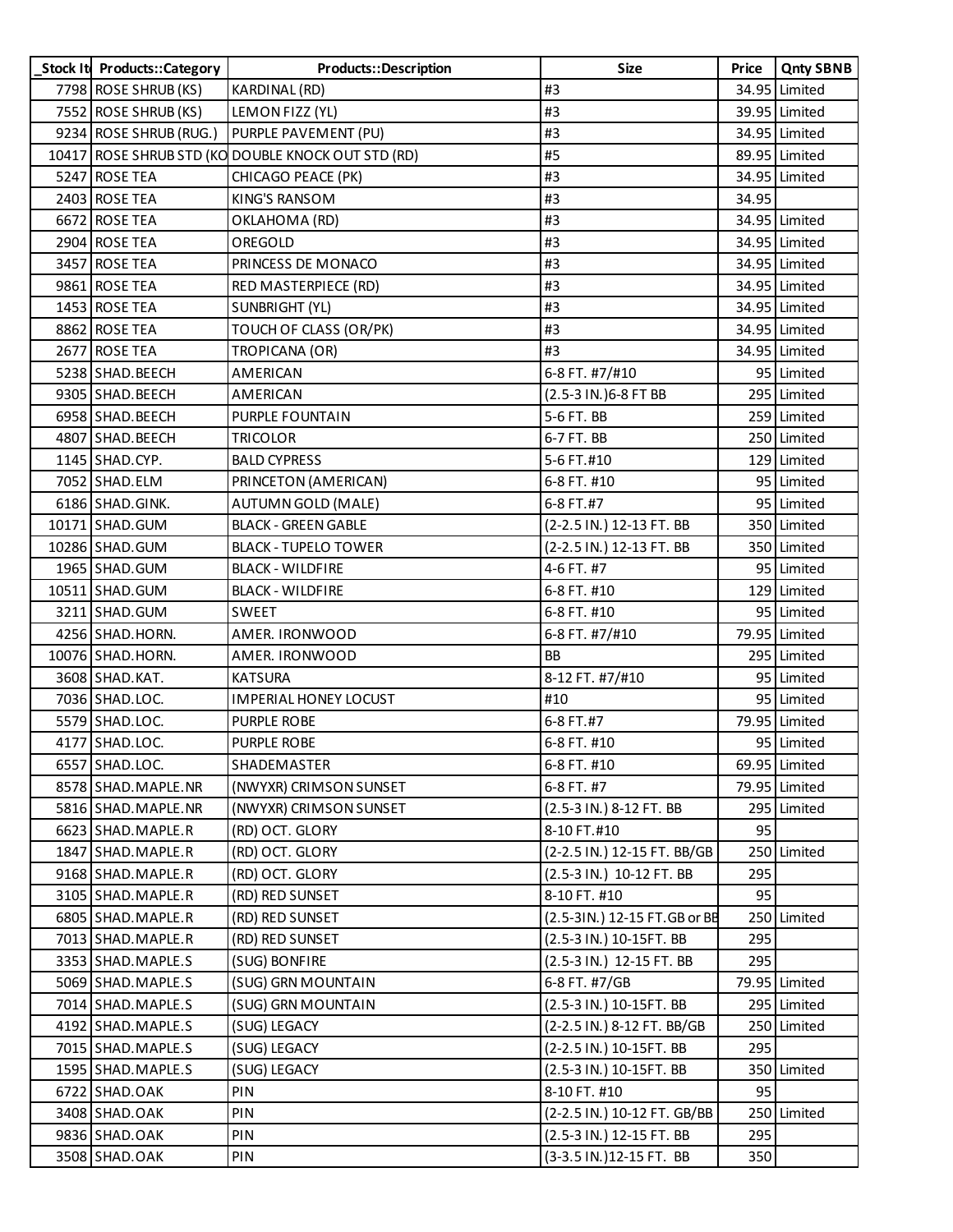| _Stock It | Products::Category | Products::Description | Size | Price | Qnty SBNB |
|---|---|---|---|---|---|
| 7798 | ROSE SHRUB (KS) | KARDINAL (RD) | #3 | 34.95 | Limited |
| 7552 | ROSE SHRUB (KS) | LEMON FIZZ (YL) | #3 | 39.95 | Limited |
| 9234 | ROSE SHRUB (RUG.) | PURPLE PAVEMENT (PU) | #3 | 34.95 | Limited |
| 10417 | ROSE SHRUB STD (KO | DOUBLE KNOCK OUT STD (RD) | #5 | 89.95 | Limited |
| 5247 | ROSE TEA | CHICAGO PEACE (PK) | #3 | 34.95 | Limited |
| 2403 | ROSE TEA | KING'S RANSOM | #3 | 34.95 | |
| 6672 | ROSE TEA | OKLAHOMA (RD) | #3 | 34.95 | Limited |
| 2904 | ROSE TEA | OREGOLD | #3 | 34.95 | Limited |
| 3457 | ROSE TEA | PRINCESS DE MONACO | #3 | 34.95 | Limited |
| 9861 | ROSE TEA | RED MASTERPIECE (RD) | #3 | 34.95 | Limited |
| 1453 | ROSE TEA | SUNBRIGHT (YL) | #3 | 34.95 | Limited |
| 8862 | ROSE TEA | TOUCH OF CLASS (OR/PK) | #3 | 34.95 | Limited |
| 2677 | ROSE TEA | TROPICANA (OR) | #3 | 34.95 | Limited |
| 5238 | SHAD.BEECH | AMERICAN | 6-8 FT. #7/#10 | 95 | Limited |
| 9305 | SHAD.BEECH | AMERICAN | (2.5-3 IN.)6-8 FT BB | 295 | Limited |
| 6958 | SHAD.BEECH | PURPLE FOUNTAIN | 5-6 FT. BB | 259 | Limited |
| 4807 | SHAD.BEECH | TRICOLOR | 6-7 FT. BB | 250 | Limited |
| 1145 | SHAD.CYP. | BALD CYPRESS | 5-6 FT.#10 | 129 | Limited |
| 7052 | SHAD.ELM | PRINCETON (AMERICAN) | 6-8 FT. #10 | 95 | Limited |
| 6186 | SHAD.GINK. | AUTUMN GOLD (MALE) | 6-8 FT.#7 | 95 | Limited |
| 10171 | SHAD.GUM | BLACK - GREEN GABLE | (2-2.5 IN.) 12-13 FT. BB | 350 | Limited |
| 10286 | SHAD.GUM | BLACK - TUPELO TOWER | (2-2.5 IN.) 12-13 FT. BB | 350 | Limited |
| 1965 | SHAD.GUM | BLACK - WILDFIRE | 4-6 FT. #7 | 95 | Limited |
| 10511 | SHAD.GUM | BLACK - WILDFIRE | 6-8 FT. #10 | 129 | Limited |
| 3211 | SHAD.GUM | SWEET | 6-8 FT. #10 | 95 | Limited |
| 4256 | SHAD.HORN. | AMER. IRONWOOD | 6-8 FT. #7/#10 | 79.95 | Limited |
| 10076 | SHAD.HORN. | AMER. IRONWOOD | BB | 295 | Limited |
| 3608 | SHAD.KAT. | KATSURA | 8-12 FT. #7/#10 | 95 | Limited |
| 7036 | SHAD.LOC. | IMPERIAL HONEY LOCUST | #10 | 95 | Limited |
| 5579 | SHAD.LOC. | PURPLE ROBE | 6-8 FT.#7 | 79.95 | Limited |
| 4177 | SHAD.LOC. | PURPLE ROBE | 6-8 FT. #10 | 95 | Limited |
| 6557 | SHAD.LOC. | SHADEMASTER | 6-8 FT. #10 | 69.95 | Limited |
| 8578 | SHAD.MAPLE.NR | (NWYXR) CRIMSON SUNSET | 6-8 FT. #7 | 79.95 | Limited |
| 5816 | SHAD.MAPLE.NR | (NWYXR) CRIMSON SUNSET | (2.5-3 IN.) 8-12 FT. BB | 295 | Limited |
| 6623 | SHAD.MAPLE.R | (RD) OCT. GLORY | 8-10 FT.#10 | 95 | |
| 1847 | SHAD.MAPLE.R | (RD) OCT. GLORY | (2-2.5 IN.) 12-15 FT. BB/GB | 250 | Limited |
| 9168 | SHAD.MAPLE.R | (RD) OCT. GLORY | (2.5-3 IN.) 10-12 FT. BB | 295 | |
| 3105 | SHAD.MAPLE.R | (RD) RED SUNSET | 8-10 FT. #10 | 95 | |
| 6805 | SHAD.MAPLE.R | (RD) RED SUNSET | (2.5-3IN.) 12-15 FT.GB or BB | 250 | Limited |
| 7013 | SHAD.MAPLE.R | (RD) RED SUNSET | (2.5-3 IN.) 10-15FT. BB | 295 | |
| 3353 | SHAD.MAPLE.S | (SUG) BONFIRE | (2.5-3 IN.) 12-15 FT. BB | 295 | |
| 5069 | SHAD.MAPLE.S | (SUG) GRN MOUNTAIN | 6-8 FT. #7/GB | 79.95 | Limited |
| 7014 | SHAD.MAPLE.S | (SUG) GRN MOUNTAIN | (2.5-3 IN.) 10-15FT. BB | 295 | Limited |
| 4192 | SHAD.MAPLE.S | (SUG) LEGACY | (2-2.5 IN.) 8-12 FT. BB/GB | 250 | Limited |
| 7015 | SHAD.MAPLE.S | (SUG) LEGACY | (2-2.5 IN.) 10-15FT. BB | 295 | |
| 1595 | SHAD.MAPLE.S | (SUG) LEGACY | (2.5-3 IN.) 10-15FT. BB | 350 | Limited |
| 6722 | SHAD.OAK | PIN | 8-10 FT. #10 | 95 | |
| 3408 | SHAD.OAK | PIN | (2-2.5 IN.) 10-12 FT. GB/BB | 250 | Limited |
| 9836 | SHAD.OAK | PIN | (2.5-3 IN.) 12-15 FT. BB | 295 | |
| 3508 | SHAD.OAK | PIN | (3-3.5 IN.)12-15 FT. BB | 350 | |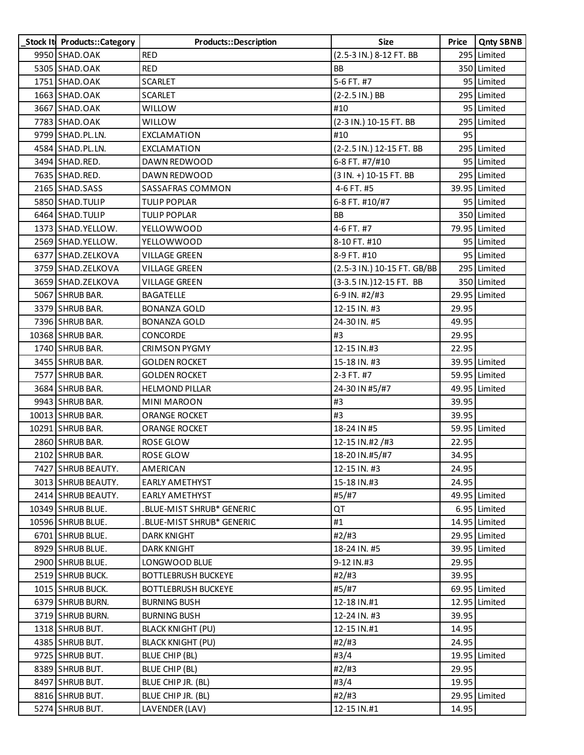| _Stock It | Products::Category | Products::Description | Size | Price | Qnty SBNB |
|---|---|---|---|---|---|
| 9950 | SHAD.OAK | RED | (2.5-3 IN.) 8-12 FT. BB | 295 | Limited |
| 5305 | SHAD.OAK | RED | BB | 350 | Limited |
| 1751 | SHAD.OAK | SCARLET | 5-6 FT. #7 | 95 | Limited |
| 1663 | SHAD.OAK | SCARLET | (2-2.5 IN.) BB | 295 | Limited |
| 3667 | SHAD.OAK | WILLOW | #10 | 95 | Limited |
| 7783 | SHAD.OAK | WILLOW | (2-3 IN.) 10-15 FT. BB | 295 | Limited |
| 9799 | SHAD.PL.LN. | EXCLAMATION | #10 | 95 | |
| 4584 | SHAD.PL.LN. | EXCLAMATION | (2-2.5 IN.) 12-15 FT. BB | 295 | Limited |
| 3494 | SHAD.RED. | DAWN REDWOOD | 6-8 FT. #7/#10 | 95 | Limited |
| 7635 | SHAD.RED. | DAWN REDWOOD | (3 IN. +) 10-15 FT. BB | 295 | Limited |
| 2165 | SHAD.SASS | SASSAFRAS COMMON | 4-6 FT. #5 | 39.95 | Limited |
| 5850 | SHAD.TULIP | TULIP POPLAR | 6-8 FT. #10/#7 | 95 | Limited |
| 6464 | SHAD.TULIP | TULIP POPLAR | BB | 350 | Limited |
| 1373 | SHAD.YELLOW. | YELLOWWOOD | 4-6 FT. #7 | 79.95 | Limited |
| 2569 | SHAD.YELLOW. | YELLOWWOOD | 8-10 FT. #10 | 95 | Limited |
| 6377 | SHAD.ZELKOVA | VILLAGE GREEN | 8-9 FT. #10 | 95 | Limited |
| 3759 | SHAD.ZELKOVA | VILLAGE GREEN | (2.5-3 IN.) 10-15 FT. GB/BB | 295 | Limited |
| 3659 | SHAD.ZELKOVA | VILLAGE GREEN | (3-3.5 IN.)12-15 FT. BB | 350 | Limited |
| 5067 | SHRUB BAR. | BAGATELLE | 6-9 IN. #2/#3 | 29.95 | Limited |
| 3379 | SHRUB BAR. | BONANZA GOLD | 12-15 IN. #3 | 29.95 | |
| 7396 | SHRUB BAR. | BONANZA GOLD | 24-30 IN. #5 | 49.95 | |
| 10368 | SHRUB BAR. | CONCORDE | #3 | 29.95 | |
| 1740 | SHRUB BAR. | CRIMSON PYGMY | 12-15 IN.#3 | 22.95 | |
| 3455 | SHRUB BAR. | GOLDEN ROCKET | 15-18 IN. #3 | 39.95 | Limited |
| 7577 | SHRUB BAR. | GOLDEN ROCKET | 2-3 FT. #7 | 59.95 | Limited |
| 3684 | SHRUB BAR. | HELMOND PILLAR | 24-30 IN #5/#7 | 49.95 | Limited |
| 9943 | SHRUB BAR. | MINI MAROON | #3 | 39.95 | |
| 10013 | SHRUB BAR. | ORANGE ROCKET | #3 | 39.95 | |
| 10291 | SHRUB BAR. | ORANGE ROCKET | 18-24 IN #5 | 59.95 | Limited |
| 2860 | SHRUB BAR. | ROSE GLOW | 12-15 IN.#2 /#3 | 22.95 | |
| 2102 | SHRUB BAR. | ROSE GLOW | 18-20 IN.#5/#7 | 34.95 | |
| 7427 | SHRUB BEAUTY. | AMERICAN | 12-15 IN. #3 | 24.95 | |
| 3013 | SHRUB BEAUTY. | EARLY AMETHYST | 15-18 IN.#3 | 24.95 | |
| 2414 | SHRUB BEAUTY. | EARLY AMETHYST | #5/#7 | 49.95 | Limited |
| 10349 | SHRUB BLUE. | .BLUE-MIST SHRUB* GENERIC | QT | 6.95 | Limited |
| 10596 | SHRUB BLUE. | .BLUE-MIST SHRUB* GENERIC | #1 | 14.95 | Limited |
| 6701 | SHRUB BLUE. | DARK KNIGHT | #2/#3 | 29.95 | Limited |
| 8929 | SHRUB BLUE. | DARK KNIGHT | 18-24 IN. #5 | 39.95 | Limited |
| 2900 | SHRUB BLUE. | LONGWOOD BLUE | 9-12 IN.#3 | 29.95 | |
| 2519 | SHRUB BUCK. | BOTTLEBRUSH BUCKEYE | #2/#3 | 39.95 | |
| 1015 | SHRUB BUCK. | BOTTLEBRUSH BUCKEYE | #5/#7 | 69.95 | Limited |
| 6379 | SHRUB BURN. | BURNING BUSH | 12-18 IN.#1 | 12.95 | Limited |
| 3719 | SHRUB BURN. | BURNING BUSH | 12-24 IN. #3 | 39.95 | |
| 1318 | SHRUB BUT. | BLACK KNIGHT (PU) | 12-15 IN.#1 | 14.95 | |
| 4385 | SHRUB BUT. | BLACK KNIGHT (PU) | #2/#3 | 24.95 | |
| 9725 | SHRUB BUT. | BLUE CHIP (BL) | #3/4 | 19.95 | Limited |
| 8389 | SHRUB BUT. | BLUE CHIP (BL) | #2/#3 | 29.95 | |
| 8497 | SHRUB BUT. | BLUE CHIP JR. (BL) | #3/4 | 19.95 | |
| 8816 | SHRUB BUT. | BLUE CHIP JR. (BL) | #2/#3 | 29.95 | Limited |
| 5274 | SHRUB BUT. | LAVENDER (LAV) | 12-15 IN.#1 | 14.95 | |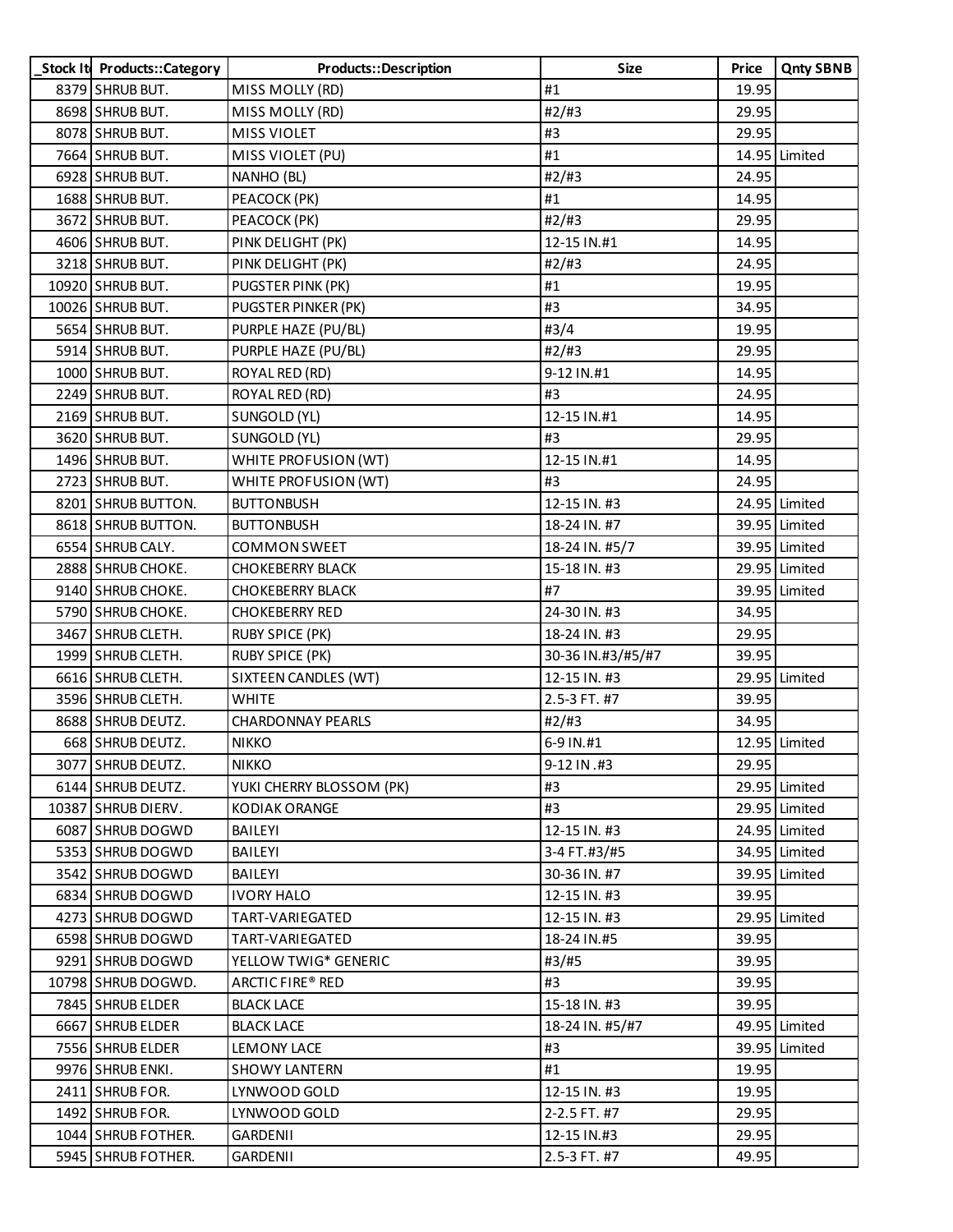| _Stock It | Products::Category | Products::Description | Size | Price | Qnty SBNB |
|---|---|---|---|---|---|
| 8379 | SHRUB BUT. | MISS MOLLY (RD) | #1 | 19.95 | |
| 8698 | SHRUB BUT. | MISS MOLLY (RD) | #2/#3 | 29.95 | |
| 8078 | SHRUB BUT. | MISS VIOLET | #3 | 29.95 | |
| 7664 | SHRUB BUT. | MISS VIOLET (PU) | #1 | 14.95 | Limited |
| 6928 | SHRUB BUT. | NANHO (BL) | #2/#3 | 24.95 | |
| 1688 | SHRUB BUT. | PEACOCK (PK) | #1 | 14.95 | |
| 3672 | SHRUB BUT. | PEACOCK (PK) | #2/#3 | 29.95 | |
| 4606 | SHRUB BUT. | PINK DELIGHT (PK) | 12-15 IN.#1 | 14.95 | |
| 3218 | SHRUB BUT. | PINK DELIGHT (PK) | #2/#3 | 24.95 | |
| 10920 | SHRUB BUT. | PUGSTER PINK (PK) | #1 | 19.95 | |
| 10026 | SHRUB BUT. | PUGSTER PINKER (PK) | #3 | 34.95 | |
| 5654 | SHRUB BUT. | PURPLE HAZE (PU/BL) | #3/4 | 19.95 | |
| 5914 | SHRUB BUT. | PURPLE HAZE (PU/BL) | #2/#3 | 29.95 | |
| 1000 | SHRUB BUT. | ROYAL RED (RD) | 9-12 IN.#1 | 14.95 | |
| 2249 | SHRUB BUT. | ROYAL RED (RD) | #3 | 24.95 | |
| 2169 | SHRUB BUT. | SUNGOLD (YL) | 12-15 IN.#1 | 14.95 | |
| 3620 | SHRUB BUT. | SUNGOLD (YL) | #3 | 29.95 | |
| 1496 | SHRUB BUT. | WHITE PROFUSION (WT) | 12-15 IN.#1 | 14.95 | |
| 2723 | SHRUB BUT. | WHITE PROFUSION (WT) | #3 | 24.95 | |
| 8201 | SHRUB BUTTON. | BUTTONBUSH | 12-15 IN. #3 | 24.95 | Limited |
| 8618 | SHRUB BUTTON. | BUTTONBUSH | 18-24 IN. #7 | 39.95 | Limited |
| 6554 | SHRUB CALY. | COMMON SWEET | 18-24 IN. #5/7 | 39.95 | Limited |
| 2888 | SHRUB CHOKE. | CHOKEBERRY BLACK | 15-18 IN. #3 | 29.95 | Limited |
| 9140 | SHRUB CHOKE. | CHOKEBERRY BLACK | #7 | 39.95 | Limited |
| 5790 | SHRUB CHOKE. | CHOKEBERRY RED | 24-30 IN. #3 | 34.95 | |
| 3467 | SHRUB CLETH. | RUBY SPICE (PK) | 18-24 IN. #3 | 29.95 | |
| 1999 | SHRUB CLETH. | RUBY SPICE (PK) | 30-36 IN.#3/#5/#7 | 39.95 | |
| 6616 | SHRUB CLETH. | SIXTEEN CANDLES (WT) | 12-15 IN. #3 | 29.95 | Limited |
| 3596 | SHRUB CLETH. | WHITE | 2.5-3 FT. #7 | 39.95 | |
| 8688 | SHRUB DEUTZ. | CHARDONNAY PEARLS | #2/#3 | 34.95 | |
| 668 | SHRUB DEUTZ. | NIKKO | 6-9 IN.#1 | 12.95 | Limited |
| 3077 | SHRUB DEUTZ. | NIKKO | 9-12 IN .#3 | 29.95 | |
| 6144 | SHRUB DEUTZ. | YUKI CHERRY BLOSSOM (PK) | #3 | 29.95 | Limited |
| 10387 | SHRUB DIERV. | KODIAK ORANGE | #3 | 29.95 | Limited |
| 6087 | SHRUB DOGWD | BAILEYI | 12-15 IN. #3 | 24.95 | Limited |
| 5353 | SHRUB DOGWD | BAILEYI | 3-4 FT.#3/#5 | 34.95 | Limited |
| 3542 | SHRUB DOGWD | BAILEYI | 30-36 IN. #7 | 39.95 | Limited |
| 6834 | SHRUB DOGWD | IVORY HALO | 12-15 IN. #3 | 39.95 | |
| 4273 | SHRUB DOGWD | TART-VARIEGATED | 12-15 IN. #3 | 29.95 | Limited |
| 6598 | SHRUB DOGWD | TART-VARIEGATED | 18-24 IN.#5 | 39.95 | |
| 9291 | SHRUB DOGWD | YELLOW TWIG* GENERIC | #3/#5 | 39.95 | |
| 10798 | SHRUB DOGWD. | ARCTIC FIRE® RED | #3 | 39.95 | |
| 7845 | SHRUB ELDER | BLACK LACE | 15-18 IN. #3 | 39.95 | |
| 6667 | SHRUB ELDER | BLACK LACE | 18-24 IN. #5/#7 | 49.95 | Limited |
| 7556 | SHRUB ELDER | LEMONY LACE | #3 | 39.95 | Limited |
| 9976 | SHRUB ENKI. | SHOWY LANTERN | #1 | 19.95 | |
| 2411 | SHRUB FOR. | LYNWOOD GOLD | 12-15 IN. #3 | 19.95 | |
| 1492 | SHRUB FOR. | LYNWOOD GOLD | 2-2.5 FT. #7 | 29.95 | |
| 1044 | SHRUB FOTHER. | GARDENII | 12-15 IN.#3 | 29.95 | |
| 5945 | SHRUB FOTHER. | GARDENII | 2.5-3 FT. #7 | 49.95 | |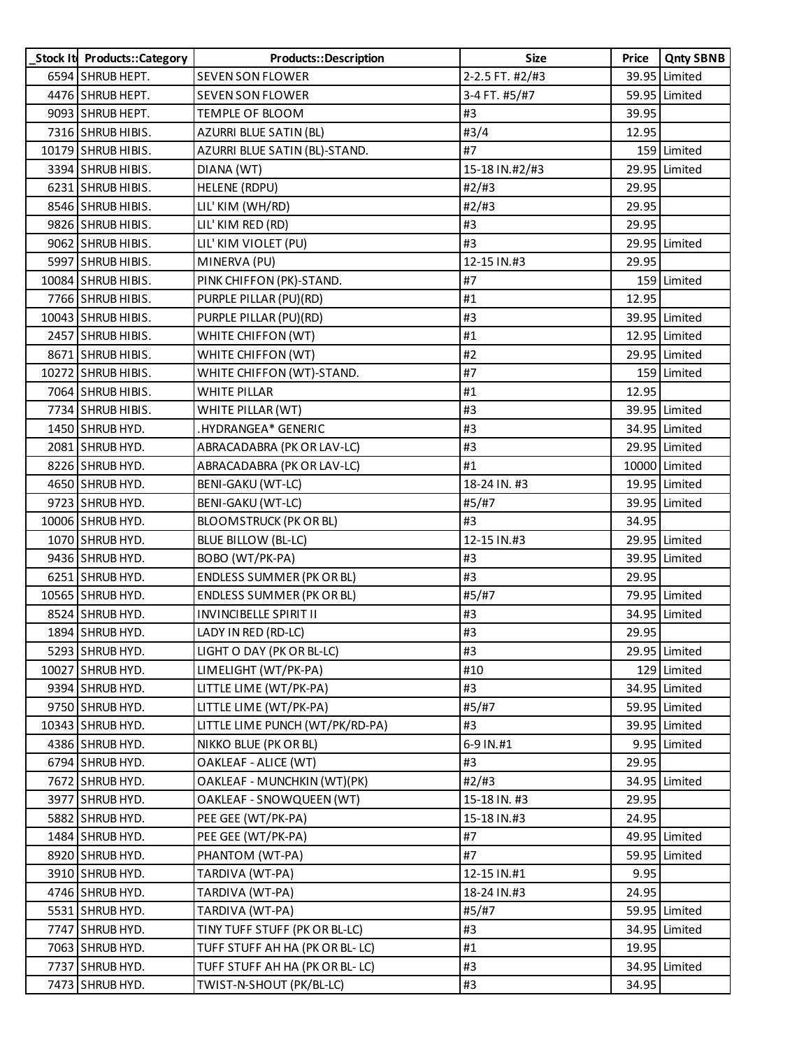| _Stock It | Products::Category | Products::Description | Size | Price | Qnty SBNB |
|---|---|---|---|---|---|
| 6594 | SHRUB HEPT. | SEVEN SON FLOWER | 2-2.5 FT. #2/#3 | 39.95 | Limited |
| 4476 | SHRUB HEPT. | SEVEN SON FLOWER | 3-4 FT. #5/#7 | 59.95 | Limited |
| 9093 | SHRUB HEPT. | TEMPLE OF BLOOM | #3 | 39.95 | |
| 7316 | SHRUB HIBIS. | AZURRI BLUE SATIN (BL) | #3/4 | 12.95 | |
| 10179 | SHRUB HIBIS. | AZURRI BLUE SATIN (BL)-STAND. | #7 | 159 | Limited |
| 3394 | SHRUB HIBIS. | DIANA (WT) | 15-18 IN.#2/#3 | 29.95 | Limited |
| 6231 | SHRUB HIBIS. | HELENE (RDPU) | #2/#3 | 29.95 | |
| 8546 | SHRUB HIBIS. | LIL' KIM (WH/RD) | #2/#3 | 29.95 | |
| 9826 | SHRUB HIBIS. | LIL' KIM RED (RD) | #3 | 29.95 | |
| 9062 | SHRUB HIBIS. | LIL' KIM VIOLET (PU) | #3 | 29.95 | Limited |
| 5997 | SHRUB HIBIS. | MINERVA (PU) | 12-15 IN.#3 | 29.95 | |
| 10084 | SHRUB HIBIS. | PINK CHIFFON (PK)-STAND. | #7 | 159 | Limited |
| 7766 | SHRUB HIBIS. | PURPLE PILLAR (PU)(RD) | #1 | 12.95 | |
| 10043 | SHRUB HIBIS. | PURPLE PILLAR (PU)(RD) | #3 | 39.95 | Limited |
| 2457 | SHRUB HIBIS. | WHITE CHIFFON (WT) | #1 | 12.95 | Limited |
| 8671 | SHRUB HIBIS. | WHITE CHIFFON (WT) | #2 | 29.95 | Limited |
| 10272 | SHRUB HIBIS. | WHITE CHIFFON (WT)-STAND. | #7 | 159 | Limited |
| 7064 | SHRUB HIBIS. | WHITE PILLAR | #1 | 12.95 | |
| 7734 | SHRUB HIBIS. | WHITE PILLAR (WT) | #3 | 39.95 | Limited |
| 1450 | SHRUB HYD. | .HYDRANGEA* GENERIC | #3 | 34.95 | Limited |
| 2081 | SHRUB HYD. | ABRACADABRA (PK OR LAV-LC) | #3 | 29.95 | Limited |
| 8226 | SHRUB HYD. | ABRACADABRA (PK OR LAV-LC) | #1 | 10000 | Limited |
| 4650 | SHRUB HYD. | BENI-GAKU (WT-LC) | 18-24 IN. #3 | 19.95 | Limited |
| 9723 | SHRUB HYD. | BENI-GAKU (WT-LC) | #5/#7 | 39.95 | Limited |
| 10006 | SHRUB HYD. | BLOOMSTRUCK (PK OR BL) | #3 | 34.95 | |
| 1070 | SHRUB HYD. | BLUE BILLOW (BL-LC) | 12-15 IN.#3 | 29.95 | Limited |
| 9436 | SHRUB HYD. | BOBO (WT/PK-PA) | #3 | 39.95 | Limited |
| 6251 | SHRUB HYD. | ENDLESS SUMMER (PK OR BL) | #3 | 29.95 | |
| 10565 | SHRUB HYD. | ENDLESS SUMMER (PK OR BL) | #5/#7 | 79.95 | Limited |
| 8524 | SHRUB HYD. | INVINCIBELLE SPIRIT II | #3 | 34.95 | Limited |
| 1894 | SHRUB HYD. | LADY IN RED (RD-LC) | #3 | 29.95 | |
| 5293 | SHRUB HYD. | LIGHT O DAY (PK OR BL-LC) | #3 | 29.95 | Limited |
| 10027 | SHRUB HYD. | LIMELIGHT (WT/PK-PA) | #10 | 129 | Limited |
| 9394 | SHRUB HYD. | LITTLE LIME (WT/PK-PA) | #3 | 34.95 | Limited |
| 9750 | SHRUB HYD. | LITTLE LIME (WT/PK-PA) | #5/#7 | 59.95 | Limited |
| 10343 | SHRUB HYD. | LITTLE LIME PUNCH (WT/PK/RD-PA) | #3 | 39.95 | Limited |
| 4386 | SHRUB HYD. | NIKKO BLUE (PK OR BL) | 6-9 IN.#1 | 9.95 | Limited |
| 6794 | SHRUB HYD. | OAKLEAF - ALICE (WT) | #3 | 29.95 | |
| 7672 | SHRUB HYD. | OAKLEAF - MUNCHKIN (WT)(PK) | #2/#3 | 34.95 | Limited |
| 3977 | SHRUB HYD. | OAKLEAF - SNOWQUEEN (WT) | 15-18 IN. #3 | 29.95 | |
| 5882 | SHRUB HYD. | PEE GEE (WT/PK-PA) | 15-18 IN.#3 | 24.95 | |
| 1484 | SHRUB HYD. | PEE GEE (WT/PK-PA) | #7 | 49.95 | Limited |
| 8920 | SHRUB HYD. | PHANTOM (WT-PA) | #7 | 59.95 | Limited |
| 3910 | SHRUB HYD. | TARDIVA (WT-PA) | 12-15 IN.#1 | 9.95 | |
| 4746 | SHRUB HYD. | TARDIVA (WT-PA) | 18-24 IN.#3 | 24.95 | |
| 5531 | SHRUB HYD. | TARDIVA (WT-PA) | #5/#7 | 59.95 | Limited |
| 7747 | SHRUB HYD. | TINY TUFF STUFF (PK OR BL-LC) | #3 | 34.95 | Limited |
| 7063 | SHRUB HYD. | TUFF STUFF AH HA (PK OR BL- LC) | #1 | 19.95 | |
| 7737 | SHRUB HYD. | TUFF STUFF AH HA (PK OR BL- LC) | #3 | 34.95 | Limited |
| 7473 | SHRUB HYD. | TWIST-N-SHOUT (PK/BL-LC) | #3 | 34.95 | |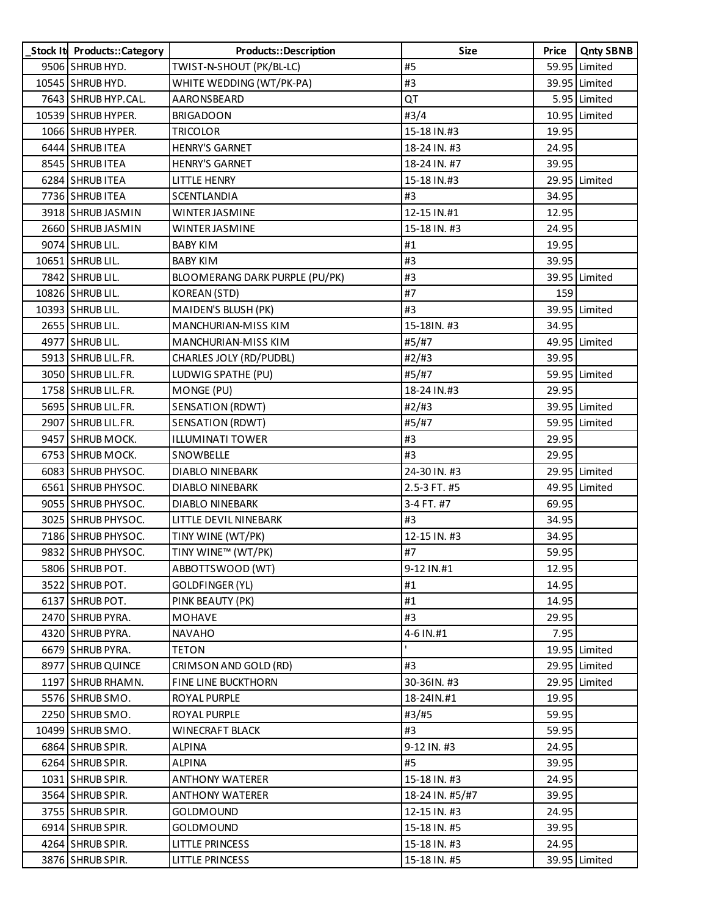| _Stock It | Products::Category | Products::Description | Size | Price | Qnty SBNB |
|---|---|---|---|---|---|
| 9506 | SHRUB HYD. | TWIST-N-SHOUT (PK/BL-LC) | #5 | 59.95 | Limited |
| 10545 | SHRUB HYD. | WHITE WEDDING (WT/PK-PA) | #3 | 39.95 | Limited |
| 7643 | SHRUB HYP.CAL. | AARONSBEARD | QT | 5.95 | Limited |
| 10539 | SHRUB HYPER. | BRIGADOON | #3/4 | 10.95 | Limited |
| 1066 | SHRUB HYPER. | TRICOLOR | 15-18 IN.#3 | 19.95 | |
| 6444 | SHRUB ITEA | HENRY'S GARNET | 18-24 IN. #3 | 24.95 | |
| 8545 | SHRUB ITEA | HENRY'S GARNET | 18-24 IN. #7 | 39.95 | |
| 6284 | SHRUB ITEA | LITTLE HENRY | 15-18 IN.#3 | 29.95 | Limited |
| 7736 | SHRUB ITEA | SCENTLANDIA | #3 | 34.95 | |
| 3918 | SHRUB JASMIN | WINTER JASMINE | 12-15 IN.#1 | 12.95 | |
| 2660 | SHRUB JASMIN | WINTER JASMINE | 15-18 IN. #3 | 24.95 | |
| 9074 | SHRUB LIL. | BABY KIM | #1 | 19.95 | |
| 10651 | SHRUB LIL. | BABY KIM | #3 | 39.95 | |
| 7842 | SHRUB LIL. | BLOOMERANG DARK PURPLE (PU/PK) | #3 | 39.95 | Limited |
| 10826 | SHRUB LIL. | KOREAN (STD) | #7 | 159 | |
| 10393 | SHRUB LIL. | MAIDEN'S BLUSH (PK) | #3 | 39.95 | Limited |
| 2655 | SHRUB LIL. | MANCHURIAN-MISS KIM | 15-18IN. #3 | 34.95 | |
| 4977 | SHRUB LIL. | MANCHURIAN-MISS KIM | #5/#7 | 49.95 | Limited |
| 5913 | SHRUB LIL.FR. | CHARLES JOLY (RD/PUDBL) | #2/#3 | 39.95 | |
| 3050 | SHRUB LIL.FR. | LUDWIG SPATHE (PU) | #5/#7 | 59.95 | Limited |
| 1758 | SHRUB LIL.FR. | MONGE (PU) | 18-24 IN.#3 | 29.95 | |
| 5695 | SHRUB LIL.FR. | SENSATION (RDWT) | #2/#3 | 39.95 | Limited |
| 2907 | SHRUB LIL.FR. | SENSATION (RDWT) | #5/#7 | 59.95 | Limited |
| 9457 | SHRUB MOCK. | ILLUMINATI TOWER | #3 | 29.95 | |
| 6753 | SHRUB MOCK. | SNOWBELLE | #3 | 29.95 | |
| 6083 | SHRUB PHYSOC. | DIABLO NINEBARK | 24-30 IN. #3 | 29.95 | Limited |
| 6561 | SHRUB PHYSOC. | DIABLO NINEBARK | 2.5-3 FT. #5 | 49.95 | Limited |
| 9055 | SHRUB PHYSOC. | DIABLO NINEBARK | 3-4 FT. #7 | 69.95 | |
| 3025 | SHRUB PHYSOC. | LITTLE DEVIL NINEBARK | #3 | 34.95 | |
| 7186 | SHRUB PHYSOC. | TINY WINE (WT/PK) | 12-15 IN. #3 | 34.95 | |
| 9832 | SHRUB PHYSOC. | TINY WINE™ (WT/PK) | #7 | 59.95 | |
| 5806 | SHRUB POT. | ABBOTTSWOOD (WT) | 9-12 IN.#1 | 12.95 | |
| 3522 | SHRUB POT. | GOLDFINGER (YL) | #1 | 14.95 | |
| 6137 | SHRUB POT. | PINK BEAUTY (PK) | #1 | 14.95 | |
| 2470 | SHRUB PYRA. | MOHAVE | #3 | 29.95 | |
| 4320 | SHRUB PYRA. | NAVAHO | 4-6 IN.#1 | 7.95 | |
| 6679 | SHRUB PYRA. | TETON | ' | 19.95 | Limited |
| 8977 | SHRUB QUINCE | CRIMSON AND GOLD (RD) | #3 | 29.95 | Limited |
| 1197 | SHRUB RHAMN. | FINE LINE BUCKTHORN | 30-36IN. #3 | 29.95 | Limited |
| 5576 | SHRUB SMO. | ROYAL PURPLE | 18-24IN.#1 | 19.95 | |
| 2250 | SHRUB SMO. | ROYAL PURPLE | #3/#5 | 59.95 | |
| 10499 | SHRUB SMO. | WINECRAFT BLACK | #3 | 59.95 | |
| 6864 | SHRUB SPIR. | ALPINA | 9-12 IN. #3 | 24.95 | |
| 6264 | SHRUB SPIR. | ALPINA | #5 | 39.95 | |
| 1031 | SHRUB SPIR. | ANTHONY WATERER | 15-18 IN. #3 | 24.95 | |
| 3564 | SHRUB SPIR. | ANTHONY WATERER | 18-24 IN. #5/#7 | 39.95 | |
| 3755 | SHRUB SPIR. | GOLDMOUND | 12-15 IN. #3 | 24.95 | |
| 6914 | SHRUB SPIR. | GOLDMOUND | 15-18 IN. #5 | 39.95 | |
| 4264 | SHRUB SPIR. | LITTLE PRINCESS | 15-18 IN. #3 | 24.95 | |
| 3876 | SHRUB SPIR. | LITTLE PRINCESS | 15-18 IN. #5 | 39.95 | Limited |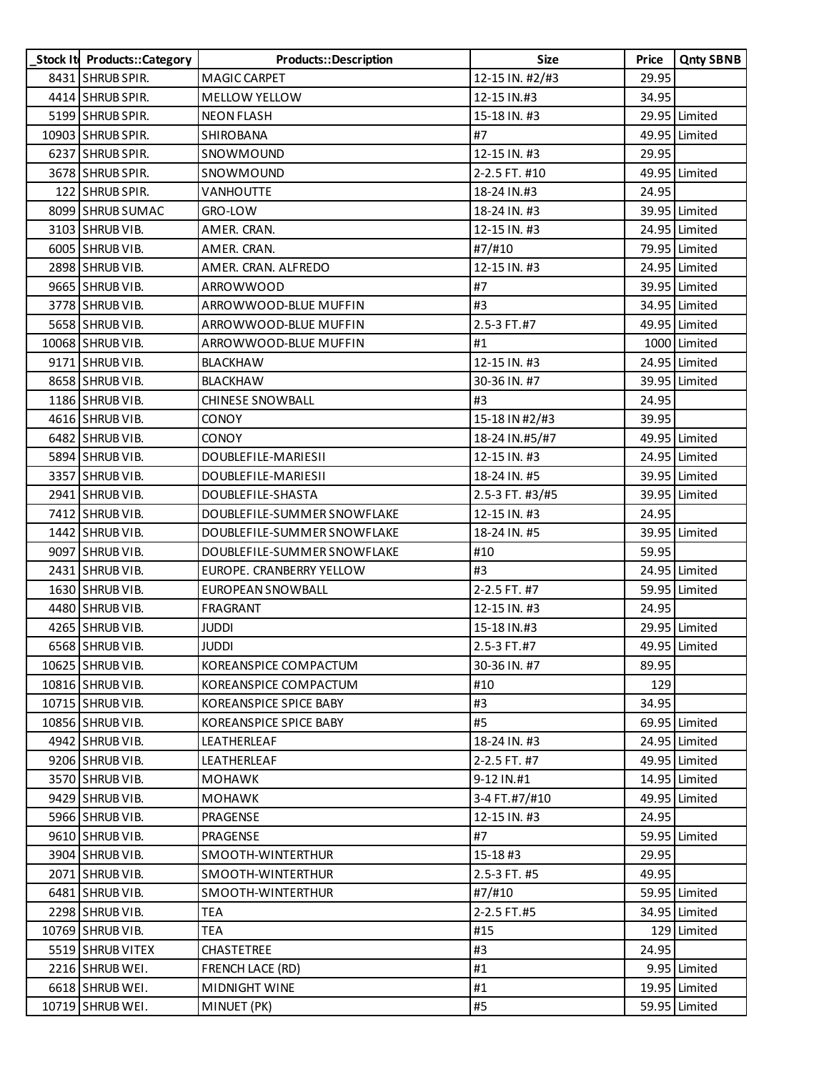| _Stock It | Products::Category | Products::Description | Size | Price | Qnty SBNB |
|---|---|---|---|---|---|
| 8431 | SHRUB SPIR. | MAGIC CARPET | 12-15 IN. #2/#3 | 29.95 | |
| 4414 | SHRUB SPIR. | MELLOW YELLOW | 12-15 IN.#3 | 34.95 | |
| 5199 | SHRUB SPIR. | NEON FLASH | 15-18 IN. #3 | 29.95 | Limited |
| 10903 | SHRUB SPIR. | SHIROBANA | #7 | 49.95 | Limited |
| 6237 | SHRUB SPIR. | SNOWMOUND | 12-15 IN. #3 | 29.95 | |
| 3678 | SHRUB SPIR. | SNOWMOUND | 2-2.5 FT. #10 | 49.95 | Limited |
| 122 | SHRUB SPIR. | VANHOUTTE | 18-24 IN.#3 | 24.95 | |
| 8099 | SHRUB SUMAC | GRO-LOW | 18-24 IN. #3 | 39.95 | Limited |
| 3103 | SHRUB VIB. | AMER. CRAN. | 12-15 IN. #3 | 24.95 | Limited |
| 6005 | SHRUB VIB. | AMER. CRAN. | #7/#10 | 79.95 | Limited |
| 2898 | SHRUB VIB. | AMER. CRAN. ALFREDO | 12-15 IN. #3 | 24.95 | Limited |
| 9665 | SHRUB VIB. | ARROWWOOD | #7 | 39.95 | Limited |
| 3778 | SHRUB VIB. | ARROWWOOD-BLUE MUFFIN | #3 | 34.95 | Limited |
| 5658 | SHRUB VIB. | ARROWWOOD-BLUE MUFFIN | 2.5-3 FT.#7 | 49.95 | Limited |
| 10068 | SHRUB VIB. | ARROWWOOD-BLUE MUFFIN | #1 | 1000 | Limited |
| 9171 | SHRUB VIB. | BLACKHAW | 12-15 IN. #3 | 24.95 | Limited |
| 8658 | SHRUB VIB. | BLACKHAW | 30-36 IN. #7 | 39.95 | Limited |
| 1186 | SHRUB VIB. | CHINESE SNOWBALL | #3 | 24.95 | |
| 4616 | SHRUB VIB. | CONOY | 15-18 IN #2/#3 | 39.95 | |
| 6482 | SHRUB VIB. | CONOY | 18-24 IN.#5/#7 | 49.95 | Limited |
| 5894 | SHRUB VIB. | DOUBLEFILE-MARIESII | 12-15 IN. #3 | 24.95 | Limited |
| 3357 | SHRUB VIB. | DOUBLEFILE-MARIESII | 18-24 IN. #5 | 39.95 | Limited |
| 2941 | SHRUB VIB. | DOUBLEFILE-SHASTA | 2.5-3 FT. #3/#5 | 39.95 | Limited |
| 7412 | SHRUB VIB. | DOUBLEFILE-SUMMER SNOWFLAKE | 12-15 IN. #3 | 24.95 | |
| 1442 | SHRUB VIB. | DOUBLEFILE-SUMMER SNOWFLAKE | 18-24 IN. #5 | 39.95 | Limited |
| 9097 | SHRUB VIB. | DOUBLEFILE-SUMMER SNOWFLAKE | #10 | 59.95 | |
| 2431 | SHRUB VIB. | EUROPE. CRANBERRY YELLOW | #3 | 24.95 | Limited |
| 1630 | SHRUB VIB. | EUROPEAN SNOWBALL | 2-2.5 FT. #7 | 59.95 | Limited |
| 4480 | SHRUB VIB. | FRAGRANT | 12-15 IN. #3 | 24.95 | |
| 4265 | SHRUB VIB. | JUDDI | 15-18 IN.#3 | 29.95 | Limited |
| 6568 | SHRUB VIB. | JUDDI | 2.5-3 FT.#7 | 49.95 | Limited |
| 10625 | SHRUB VIB. | KOREANSPICE COMPACTUM | 30-36 IN. #7 | 89.95 | |
| 10816 | SHRUB VIB. | KOREANSPICE COMPACTUM | #10 | 129 | |
| 10715 | SHRUB VIB. | KOREANSPICE SPICE BABY | #3 | 34.95 | |
| 10856 | SHRUB VIB. | KOREANSPICE SPICE BABY | #5 | 69.95 | Limited |
| 4942 | SHRUB VIB. | LEATHERLEAF | 18-24 IN. #3 | 24.95 | Limited |
| 9206 | SHRUB VIB. | LEATHERLEAF | 2-2.5 FT. #7 | 49.95 | Limited |
| 3570 | SHRUB VIB. | MOHAWK | 9-12 IN.#1 | 14.95 | Limited |
| 9429 | SHRUB VIB. | MOHAWK | 3-4 FT.#7/#10 | 49.95 | Limited |
| 5966 | SHRUB VIB. | PRAGENSE | 12-15 IN. #3 | 24.95 | |
| 9610 | SHRUB VIB. | PRAGENSE | #7 | 59.95 | Limited |
| 3904 | SHRUB VIB. | SMOOTH-WINTERTHUR | 15-18 #3 | 29.95 | |
| 2071 | SHRUB VIB. | SMOOTH-WINTERTHUR | 2.5-3 FT. #5 | 49.95 | |
| 6481 | SHRUB VIB. | SMOOTH-WINTERTHUR | #7/#10 | 59.95 | Limited |
| 2298 | SHRUB VIB. | TEA | 2-2.5 FT.#5 | 34.95 | Limited |
| 10769 | SHRUB VIB. | TEA | #15 | 129 | Limited |
| 5519 | SHRUB VITEX | CHASTETREE | #3 | 24.95 | |
| 2216 | SHRUB WEI. | FRENCH LACE (RD) | #1 | 9.95 | Limited |
| 6618 | SHRUB WEI. | MIDNIGHT WINE | #1 | 19.95 | Limited |
| 10719 | SHRUB WEI. | MINUET (PK) | #5 | 59.95 | Limited |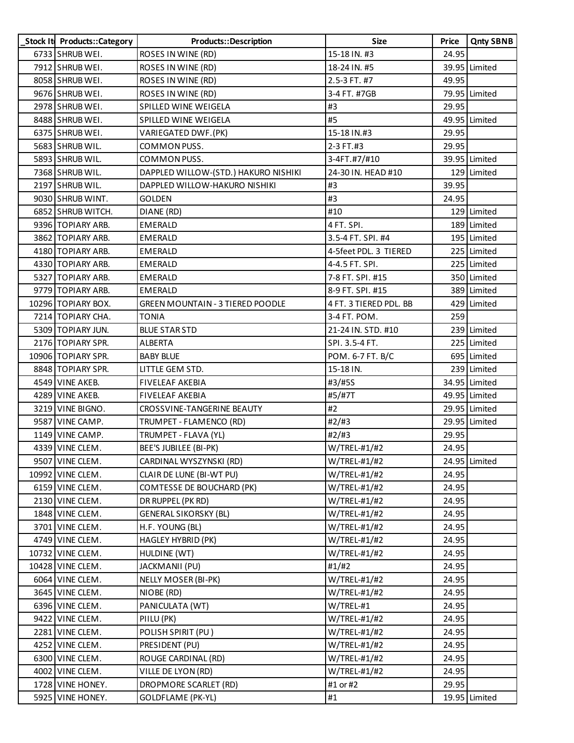| _Stock It | Products::Category | Products::Description | Size | Price | Qnty SBNB |
|---|---|---|---|---|---|
| 6733 | SHRUB WEI. | ROSES IN WINE (RD) | 15-18 IN. #3 | 24.95 | |
| 7912 | SHRUB WEI. | ROSES IN WINE (RD) | 18-24 IN. #5 | 39.95 | Limited |
| 8058 | SHRUB WEI. | ROSES IN WINE (RD) | 2.5-3 FT. #7 | 49.95 | |
| 9676 | SHRUB WEI. | ROSES IN WINE (RD) | 3-4 FT. #7GB | 79.95 | Limited |
| 2978 | SHRUB WEI. | SPILLED WINE WEIGELA | #3 | 29.95 | |
| 8488 | SHRUB WEI. | SPILLED WINE WEIGELA | #5 | 49.95 | Limited |
| 6375 | SHRUB WEI. | VARIEGATED DWF.(PK) | 15-18 IN.#3 | 29.95 | |
| 5683 | SHRUB WIL. | COMMON PUSS. | 2-3 FT.#3 | 29.95 | |
| 5893 | SHRUB WIL. | COMMON PUSS. | 3-4FT.#7/#10 | 39.95 | Limited |
| 7368 | SHRUB WIL. | DAPPLED WILLOW-(STD.) HAKURO NISHIKI | 24-30 IN. HEAD #10 | 129 | Limited |
| 2197 | SHRUB WIL. | DAPPLED WILLOW-HAKURO NISHIKI | #3 | 39.95 | |
| 9030 | SHRUB WINT. | GOLDEN | #3 | 24.95 | |
| 6852 | SHRUB WITCH. | DIANE (RD) | #10 | 129 | Limited |
| 9396 | TOPIARY ARB. | EMERALD | 4 FT. SPI. | 189 | Limited |
| 3862 | TOPIARY ARB. | EMERALD | 3.5-4 FT. SPI. #4 | 195 | Limited |
| 4180 | TOPIARY ARB. | EMERALD | 4-5feet PDL. 3 TIERED | 225 | Limited |
| 4330 | TOPIARY ARB. | EMERALD | 4-4.5 FT. SPI. | 225 | Limited |
| 5327 | TOPIARY ARB. | EMERALD | 7-8 FT. SPI. #15 | 350 | Limited |
| 9779 | TOPIARY ARB. | EMERALD | 8-9 FT. SPI. #15 | 389 | Limited |
| 10296 | TOPIARY BOX. | GREEN MOUNTAIN - 3 TIERED POODLE | 4 FT. 3 TIERED PDL. BB | 429 | Limited |
| 7214 | TOPIARY CHA. | TONIA | 3-4 FT. POM. | 259 | |
| 5309 | TOPIARY JUN. | BLUE STAR STD | 21-24 IN. STD. #10 | 239 | Limited |
| 2176 | TOPIARY SPR. | ALBERTA | SPI. 3.5-4 FT. | 225 | Limited |
| 10906 | TOPIARY SPR. | BABY BLUE | POM. 6-7 FT. B/C | 695 | Limited |
| 8848 | TOPIARY SPR. | LITTLE GEM STD. | 15-18 IN. | 239 | Limited |
| 4549 | VINE AKEB. | FIVELEAF AKEBIA | #3/#5S | 34.95 | Limited |
| 4289 | VINE AKEB. | FIVELEAF AKEBIA | #5/#7T | 49.95 | Limited |
| 3219 | VINE BIGNO. | CROSSVINE-TANGERINE BEAUTY | #2 | 29.95 | Limited |
| 9587 | VINE CAMP. | TRUMPET - FLAMENCO (RD) | #2/#3 | 29.95 | Limited |
| 1149 | VINE CAMP. | TRUMPET - FLAVA (YL) | #2/#3 | 29.95 | |
| 4339 | VINE CLEM. | BEE'S JUBILEE (BI-PK) | W/TREL-#1/#2 | 24.95 | |
| 9507 | VINE CLEM. | CARDINAL WYSZYNSKI (RD) | W/TREL-#1/#2 | 24.95 | Limited |
| 10992 | VINE CLEM. | CLAIR DE LUNE (BI-WT PU) | W/TREL-#1/#2 | 24.95 | |
| 6159 | VINE CLEM. | COMTESSE DE BOUCHARD (PK) | W/TREL-#1/#2 | 24.95 | |
| 2130 | VINE CLEM. | DR RUPPEL (PK RD) | W/TREL-#1/#2 | 24.95 | |
| 1848 | VINE CLEM. | GENERAL SIKORSKY (BL) | W/TREL-#1/#2 | 24.95 | |
| 3701 | VINE CLEM. | H.F. YOUNG (BL) | W/TREL-#1/#2 | 24.95 | |
| 4749 | VINE CLEM. | HAGLEY HYBRID (PK) | W/TREL-#1/#2 | 24.95 | |
| 10732 | VINE CLEM. | HULDINE (WT) | W/TREL-#1/#2 | 24.95 | |
| 10428 | VINE CLEM. | JACKMANII (PU) | #1/#2 | 24.95 | |
| 6064 | VINE CLEM. | NELLY MOSER (BI-PK) | W/TREL-#1/#2 | 24.95 | |
| 3645 | VINE CLEM. | NIOBE (RD) | W/TREL-#1/#2 | 24.95 | |
| 6396 | VINE CLEM. | PANICULATA (WT) | W/TREL-#1 | 24.95 | |
| 9422 | VINE CLEM. | PIILU (PK) | W/TREL-#1/#2 | 24.95 | |
| 2281 | VINE CLEM. | POLISH SPIRIT (PU ) | W/TREL-#1/#2 | 24.95 | |
| 4252 | VINE CLEM. | PRESIDENT (PU) | W/TREL-#1/#2 | 24.95 | |
| 6300 | VINE CLEM. | ROUGE CARDINAL (RD) | W/TREL-#1/#2 | 24.95 | |
| 4002 | VINE CLEM. | VILLE DE LYON (RD) | W/TREL-#1/#2 | 24.95 | |
| 1728 | VINE HONEY. | DROPMORE SCARLET (RD) | #1 or #2 | 29.95 | |
| 5925 | VINE HONEY. | GOLDFLAME (PK-YL) | #1 | 19.95 | Limited |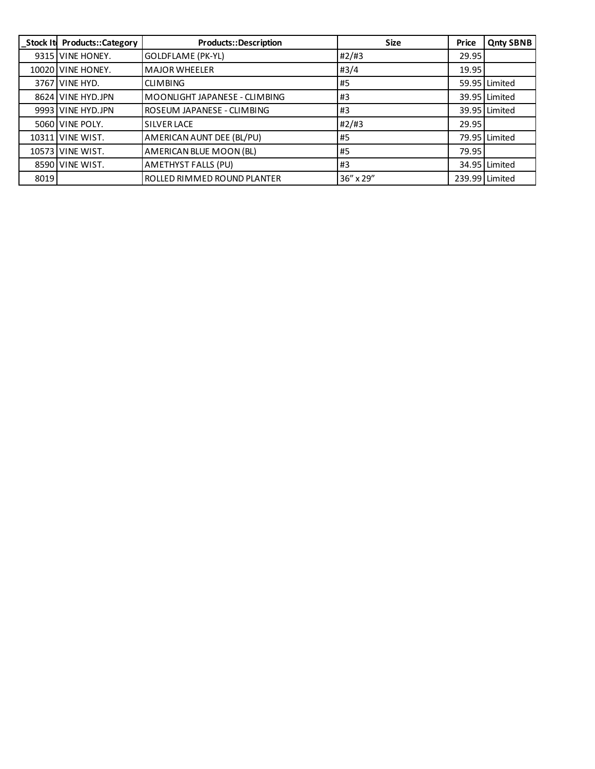| _Stock It | Products::Category | Products::Description | Size | Price | Qnty SBNB |
|---|---|---|---|---|---|
| 9315 | VINE HONEY. | GOLDFLAME (PK-YL) | #2/#3 | 29.95 | |
| 10020 | VINE HONEY. | MAJOR WHEELER | #3/4 | 19.95 | |
| 3767 | VINE HYD. | CLIMBING | #5 | 59.95 | Limited |
| 8624 | VINE HYD.JPN | MOONLIGHT JAPANESE - CLIMBING | #3 | 39.95 | Limited |
| 9993 | VINE HYD.JPN | ROSEUM JAPANESE - CLIMBING | #3 | 39.95 | Limited |
| 5060 | VINE POLY. | SILVER LACE | #2/#3 | 29.95 | |
| 10311 | VINE WIST. | AMERICAN AUNT DEE (BL/PU) | #5 | 79.95 | Limited |
| 10573 | VINE WIST. | AMERICAN BLUE MOON (BL) | #5 | 79.95 | |
| 8590 | VINE WIST. | AMETHYST FALLS (PU) | #3 | 34.95 | Limited |
| 8019 | | ROLLED RIMMED ROUND PLANTER | 36” x 29” | 239.99 | Limited |